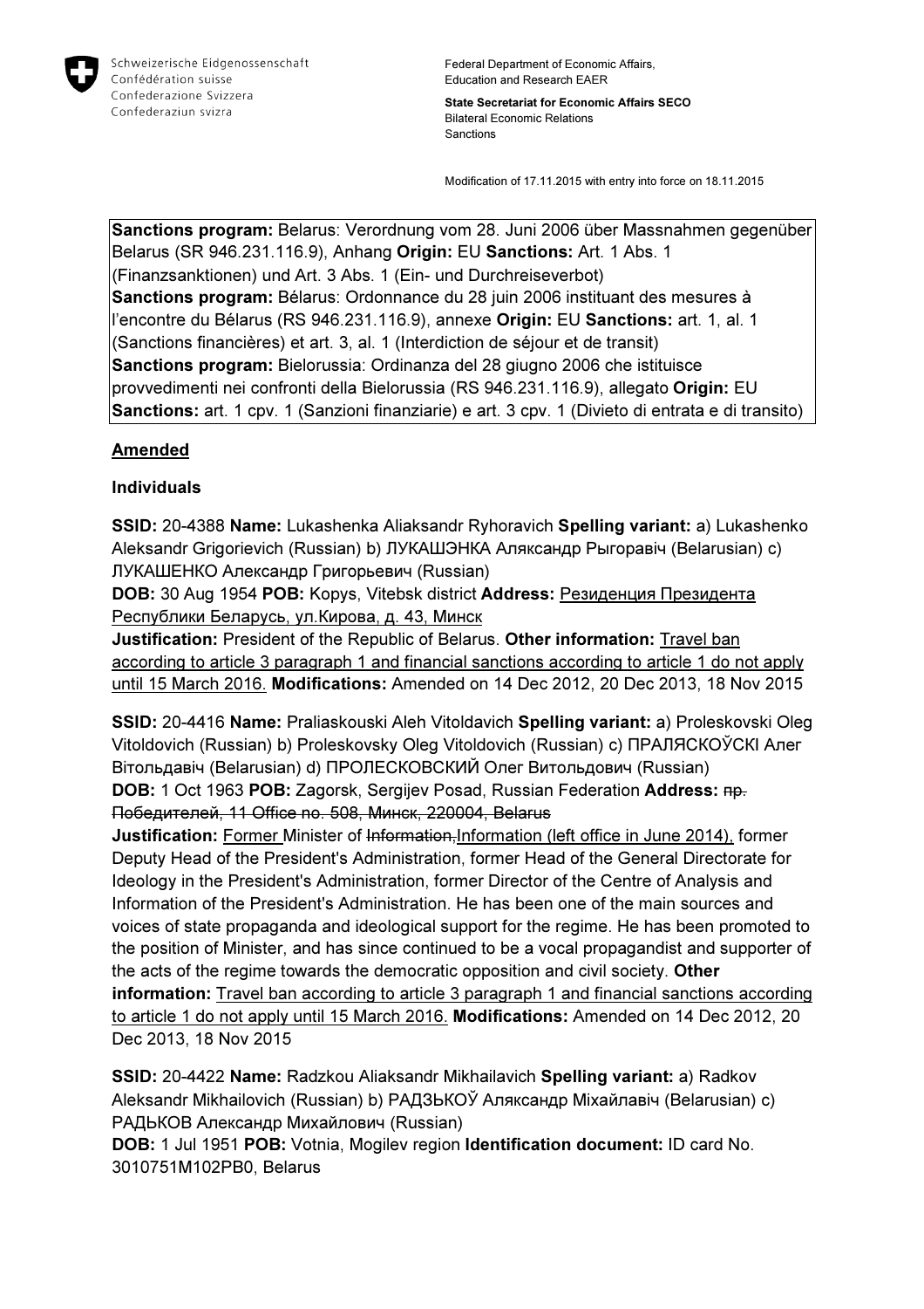Schweizerische Eidgenossenschaft
Confédération suisse
Confederazione Svizzera
Confederaziun svizra

Federal Department of Economic Affairs, Education and Research EAER

**State Secretariat for Economic Affairs SECO**
Bilateral Economic Relations
Sanctions

Modification of 17.11.2015 with entry into force on 18.11.2015

**Sanctions program:** Belarus: Verordnung vom 28. Juni 2006 über Massnahmen gegenüber Belarus (SR 946.231.116.9), Anhang **Origin:** EU **Sanctions:** Art. 1 Abs. 1 (Finanzsanktionen) und Art. 3 Abs. 1 (Ein- und Durchreiseverbot)
**Sanctions program:** Bélarus: Ordonnance du 28 juin 2006 instituant des mesures à l'encontre du Bélarus (RS 946.231.116.9), annexe **Origin:** EU **Sanctions:** art. 1, al. 1 (Sanctions financières) et art. 3, al. 1 (Interdiction de séjour et de transit)
**Sanctions program:** Bielorussia: Ordinanza del 28 giugno 2006 che istituisce provvedimenti nei confronti della Bielorussia (RS 946.231.116.9), allegato **Origin:** EU **Sanctions:** art. 1 cpv. 1 (Sanzioni finanziarie) e art. 3 cpv. 1 (Divieto di entrata e di transito)

## Amended

### Individuals

**SSID:** 20-4388 **Name:** Lukashenka Aliaksandr Ryhoravich **Spelling variant:** a) Lukashenko Aleksandr Grigorievich (Russian) b) ЛУКАШЭНКА Аляксандр Рыгоравіч (Belarusian) c) ЛУКАШЕНКО Александр Григорьевич (Russian)
**DOB:** 30 Aug 1954 **POB:** Kopys, Vitebsk district **Address:** Резиденция Президента Республики Беларусь, ул.Кирова, д. 43, Минск
**Justification:** President of the Republic of Belarus. **Other information:** Travel ban according to article 3 paragraph 1 and financial sanctions according to article 1 do not apply until 15 March 2016. **Modifications:** Amended on 14 Dec 2012, 20 Dec 2013, 18 Nov 2015

**SSID:** 20-4416 **Name:** Praliaskouski Aleh Vitoldavich **Spelling variant:** a) Proleskovski Oleg Vitoldovich (Russian) b) Proleskovsky Oleg Vitoldovich (Russian) c) ПРАЛЯСКОЎСКІ Алег Вітольдавіч (Belarusian) d) ПРОЛЕСКОВСКИЙ Олег Витольдович (Russian)
**DOB:** 1 Oct 1963 **POB:** Zagorsk, Sergijev Posad, Russian Federation **Address:** ~~пр. Победителей, 11 Office no. 508, Минск, 220004, Belarus~~
**Justification:** Former Minister of ~~Information,~~Information (left office in June 2014), former Deputy Head of the President's Administration, former Head of the General Directorate for Ideology in the President's Administration, former Director of the Centre of Analysis and Information of the President's Administration. He has been one of the main sources and voices of state propaganda and ideological support for the regime. He has been promoted to the position of Minister, and has since continued to be a vocal propagandist and supporter of the acts of the regime towards the democratic opposition and civil society. **Other information:** Travel ban according to article 3 paragraph 1 and financial sanctions according to article 1 do not apply until 15 March 2016. **Modifications:** Amended on 14 Dec 2012, 20 Dec 2013, 18 Nov 2015

**SSID:** 20-4422 **Name:** Radzkou Aliaksandr Mikhailavich **Spelling variant:** a) Radkov Aleksandr Mikhailovich (Russian) b) РАДЗЬКОЎ Аляксандр Міхайлавіч (Belarusian) c) РАДЬКОВ Александр Михайлович (Russian)
**DOB:** 1 Jul 1951 **POB:** Votnia, Mogilev region **Identification document:** ID card No. 3010751M102PB0, Belarus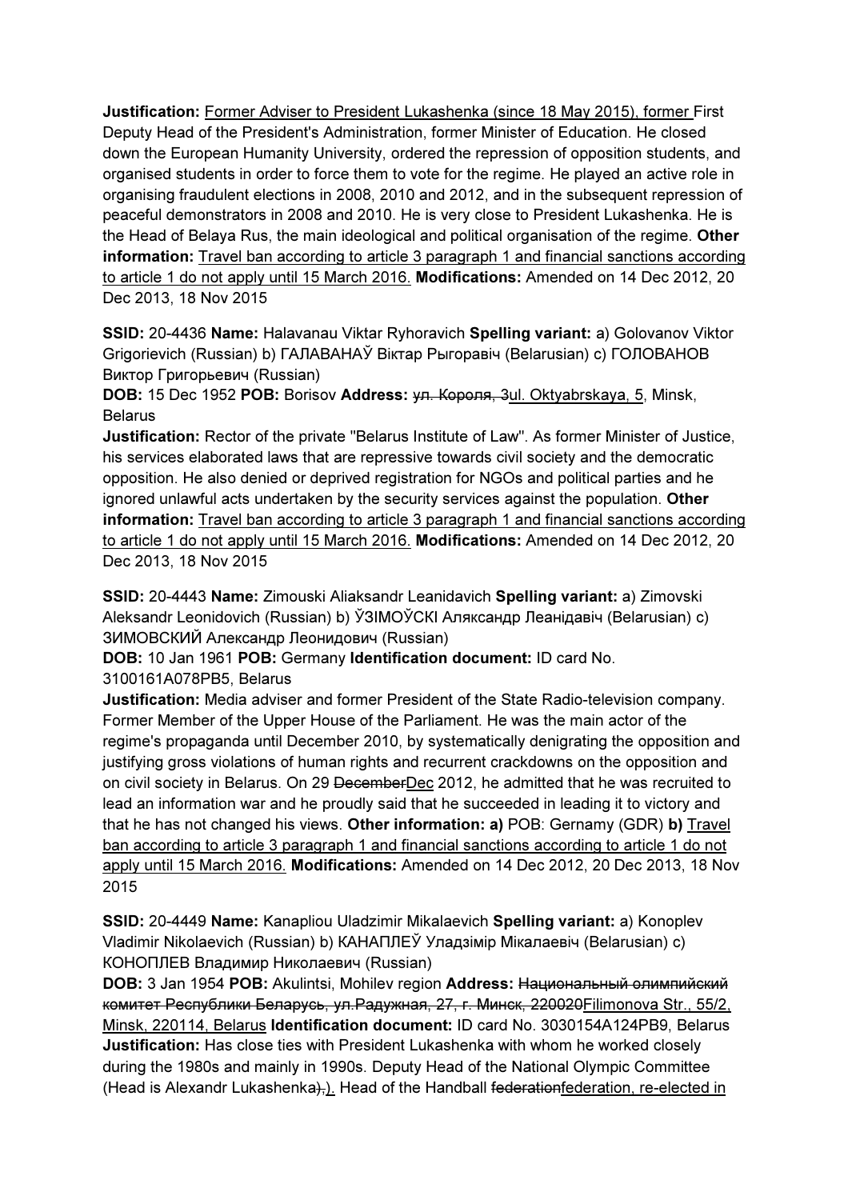**Justification:** Former Adviser to President Lukashenka (since 18 May 2015), former First Deputy Head of the President's Administration, former Minister of Education. He closed down the European Humanity University, ordered the repression of opposition students, and organised students in order to force them to vote for the regime. He played an active role in organising fraudulent elections in 2008, 2010 and 2012, and in the subsequent repression of peaceful demonstrators in 2008 and 2010. He is very close to President Lukashenka. He is the Head of Belaya Rus, the main ideological and political organisation of the regime. **Other information:** Travel ban according to article 3 paragraph 1 and financial sanctions according to article 1 do not apply until 15 March 2016. **Modifications:** Amended on 14 Dec 2012, 20 Dec 2013, 18 Nov 2015

**SSID:** 20-4436 **Name:** Halavanau Viktar Ryhoravich **Spelling variant:** a) Golovanov Viktor Grigorievich (Russian) b) ГАЛАВАНАЎ Віктар Рыгоравіч (Belarusian) c) ГОЛОВАНОВ Виктор Григорьевич (Russian)

**DOB:** 15 Dec 1952 **POB:** Borisov **Address:** ~~ул. Короля, 3~~ul. Oktyabrskaya, 5, Minsk, Belarus

**Justification:** Rector of the private "Belarus Institute of Law". As former Minister of Justice, his services elaborated laws that are repressive towards civil society and the democratic opposition. He also denied or deprived registration for NGOs and political parties and he ignored unlawful acts undertaken by the security services against the population. **Other information:** Travel ban according to article 3 paragraph 1 and financial sanctions according to article 1 do not apply until 15 March 2016. **Modifications:** Amended on 14 Dec 2012, 20 Dec 2013, 18 Nov 2015

**SSID:** 20-4443 **Name:** Zimouski Aliaksandr Leanidavich **Spelling variant:** a) Zimovski Aleksandr Leonidovich (Russian) b) ЎЗІМОЎСКІ Аляксандр Леанідавіч (Belarusian) c) ЗИМОВСКИЙ Александр Леонидович (Russian)

**DOB:** 10 Jan 1961 **POB:** Germany **Identification document:** ID card No. 3100161A078PB5, Belarus

**Justification:** Media adviser and former President of the State Radio-television company. Former Member of the Upper House of the Parliament. He was the main actor of the regime's propaganda until December 2010, by systematically denigrating the opposition and justifying gross violations of human rights and recurrent crackdowns on the opposition and on civil society in Belarus. On 29 ~~December~~Dec 2012, he admitted that he was recruited to lead an information war and he proudly said that he succeeded in leading it to victory and that he has not changed his views. **Other information: a)** POB: Gernamy (GDR) **b)** Travel ban according to article 3 paragraph 1 and financial sanctions according to article 1 do not apply until 15 March 2016. **Modifications:** Amended on 14 Dec 2012, 20 Dec 2013, 18 Nov 2015

**SSID:** 20-4449 **Name:** Kanapliou Uladzimir Mikalaevich **Spelling variant:** a) Konoplev Vladimir Nikolaevich (Russian) b) КАНАПЛЕЎ Уладзімір Мікалаевіч (Belarusian) c) КОНОПЛЕВ Владимир Николаевич (Russian)

**DOB:** 3 Jan 1954 **POB:** Akulintsi, Mohilev region **Address:** ~~Национальный олимпийский комитет Республики Беларусь, ул.Радужная, 27, г. Минск, 220020~~Filimonova Str., 55/2, Minsk, 220114, Belarus **Identification document:** ID card No. 3030154A124PB9, Belarus

**Justification:** Has close ties with President Lukashenka with whom he worked closely during the 1980s and mainly in 1990s. Deputy Head of the National Olympic Committee (Head is Alexandr Lukashenka~~),~~). Head of the Handball ~~federation~~federation, re-elected in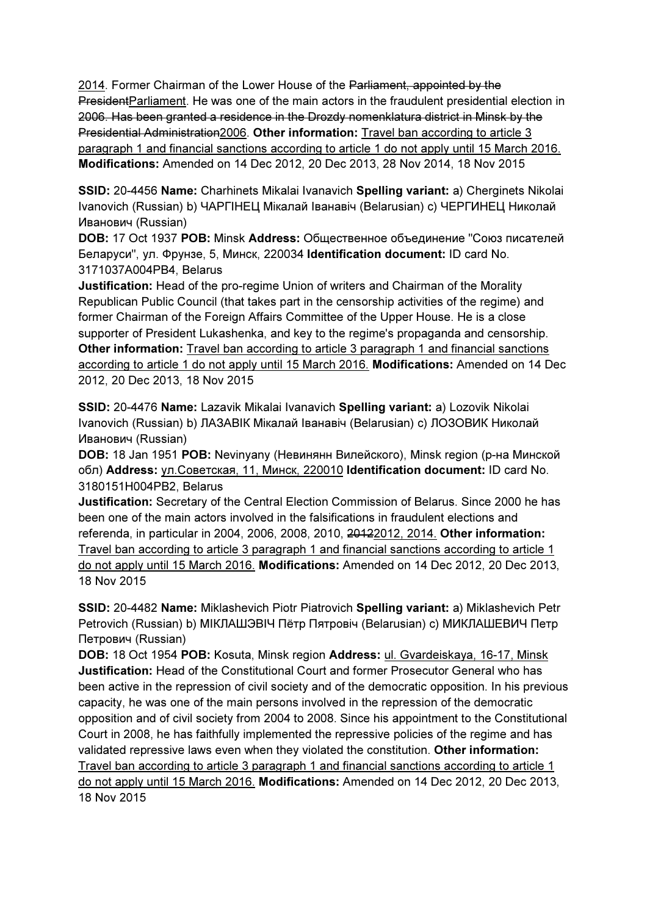2014. Former Chairman of the Lower House of the ~~Parliament, appointed by the President~~Parliament. He was one of the main actors in the fraudulent presidential election in ~~2006. Has been granted a residence in the Drozdy nomenklatura district in Minsk by the Presidential Administration~~2006. **Other information:** Travel ban according to article 3 paragraph 1 and financial sanctions according to article 1 do not apply until 15 March 2016. **Modifications:** Amended on 14 Dec 2012, 20 Dec 2013, 28 Nov 2014, 18 Nov 2015

**SSID:** 20-4456 **Name:** Charhinets Mikalai Ivanavich **Spelling variant:** a) Cherginets Nikolai Ivanovich (Russian) b) ЧАРГІНЕЦ Мікалай Іванавіч (Belarusian) c) ЧЕРГИНЕЦ Николай Иванович (Russian)
**DOB:** 17 Oct 1937 **POB:** Minsk **Address:** Общественное объединение "Союз писателей Беларуси", ул. Фрунзе, 5, Минск, 220034 **Identification document:** ID card No. 3171037A004PB4, Belarus
**Justification:** Head of the pro-regime Union of writers and Chairman of the Morality Republican Public Council (that takes part in the censorship activities of the regime) and former Chairman of the Foreign Affairs Committee of the Upper House. He is a close supporter of President Lukashenka, and key to the regime's propaganda and censorship. **Other information:** Travel ban according to article 3 paragraph 1 and financial sanctions according to article 1 do not apply until 15 March 2016. **Modifications:** Amended on 14 Dec 2012, 20 Dec 2013, 18 Nov 2015

**SSID:** 20-4476 **Name:** Lazavik Mikalai Ivanavich **Spelling variant:** a) Lozovik Nikolai Ivanovich (Russian) b) ЛАЗАВІК Мікалай Іванавіч (Belarusian) c) ЛОЗОВИК Николай Иванович (Russian)
**DOB:** 18 Jan 1951 **POB:** Nevinyany (Невинянн Вилейского), Minsk region (р-на Минской обл) **Address:** ул.Советская, 11, Минск, 220010 **Identification document:** ID card No. 3180151H004PB2, Belarus
**Justification:** Secretary of the Central Election Commission of Belarus. Since 2000 he has been one of the main actors involved in the falsifications in fraudulent elections and referenda, in particular in 2004, 2006, 2008, 2010, ~~2012~~2012, 2014. **Other information:** Travel ban according to article 3 paragraph 1 and financial sanctions according to article 1 do not apply until 15 March 2016. **Modifications:** Amended on 14 Dec 2012, 20 Dec 2013, 18 Nov 2015

**SSID:** 20-4482 **Name:** Miklashevich Piotr Piatrovich **Spelling variant:** a) Miklashevich Petr Petrovich (Russian) b) МІКЛАШЭВІЧ Пётр Пятровіч (Belarusian) c) МИКЛАШЕВИЧ Петр Петрович (Russian)
**DOB:** 18 Oct 1954 **POB:** Kosuta, Minsk region **Address:** ul. Gvardeiskaya, 16-17, Minsk
**Justification:** Head of the Constitutional Court and former Prosecutor General who has been active in the repression of civil society and of the democratic opposition. In his previous capacity, he was one of the main persons involved in the repression of the democratic opposition and of civil society from 2004 to 2008. Since his appointment to the Constitutional Court in 2008, he has faithfully implemented the repressive policies of the regime and has validated repressive laws even when they violated the constitution. **Other information:** Travel ban according to article 3 paragraph 1 and financial sanctions according to article 1 do not apply until 15 March 2016. **Modifications:** Amended on 14 Dec 2012, 20 Dec 2013, 18 Nov 2015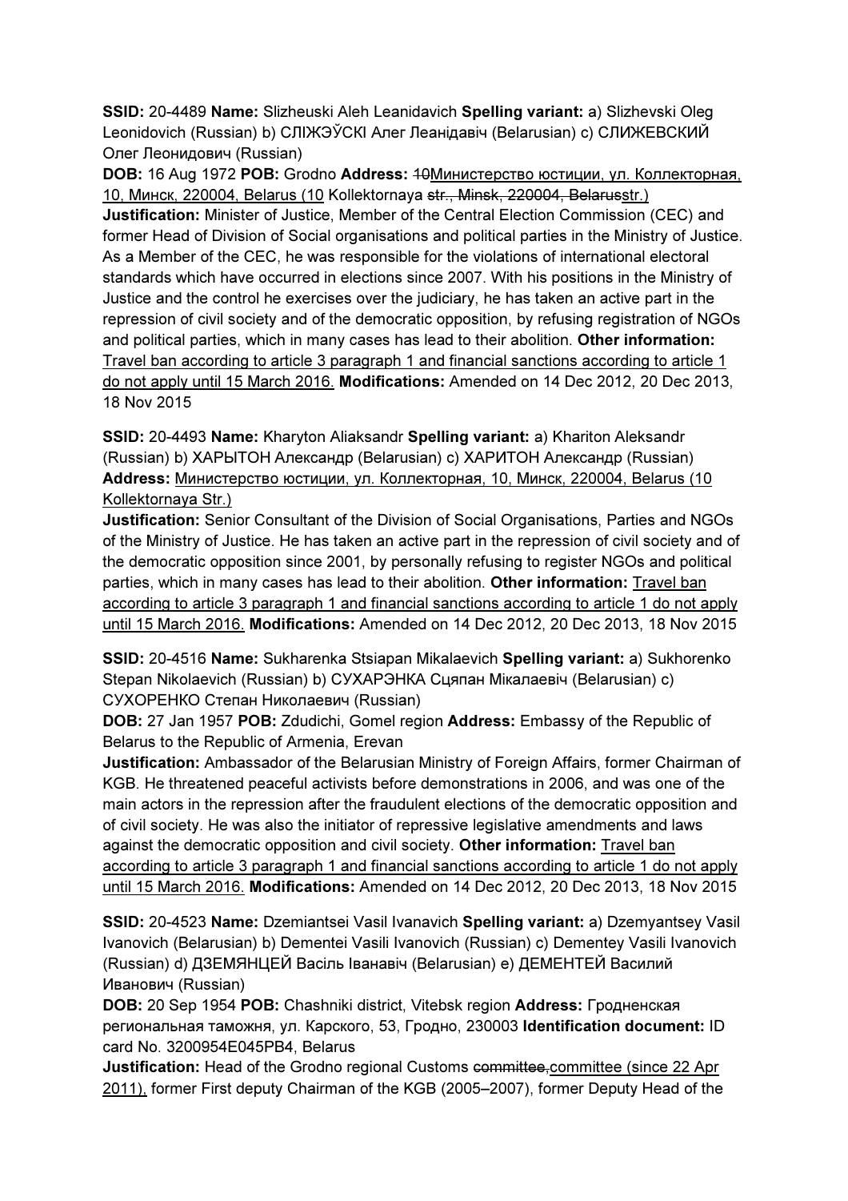**SSID:** 20-4489 **Name:** Slizheuski Aleh Leanidavich **Spelling variant:** a) Slizhevski Oleg Leonidovich (Russian) b) СЛІЖЭЎСКІ Алег Леанідавіч (Belarusian) c) СЛИЖЕВСКИЙ Олег Леонидович (Russian)
**DOB:** 16 Aug 1972 **POB:** Grodno **Address:** ~~10~~Министерство юстиции, ул. Коллекторная, 10, Минск, 220004, Belarus (10 Kollektornaya ~~str., Minsk, 220004, Belarus~~str.)
**Justification:** Minister of Justice, Member of the Central Election Commission (CEC) and former Head of Division of Social organisations and political parties in the Ministry of Justice. As a Member of the CEC, he was responsible for the violations of international electoral standards which have occurred in elections since 2007. With his positions in the Ministry of Justice and the control he exercises over the judiciary, he has taken an active part in the repression of civil society and of the democratic opposition, by refusing registration of NGOs and political parties, which in many cases has lead to their abolition. **Other information:** Travel ban according to article 3 paragraph 1 and financial sanctions according to article 1 do not apply until 15 March 2016. **Modifications:** Amended on 14 Dec 2012, 20 Dec 2013, 18 Nov 2015

**SSID:** 20-4493 **Name:** Kharyton Aliaksandr **Spelling variant:** a) Khariton Aleksandr (Russian) b) ХАРЫТОН Александр (Belarusian) c) ХАРИТОН Александр (Russian)
**Address:** Министерство юстиции, ул. Коллекторная, 10, Минск, 220004, Belarus (10 Kollektornaya Str.)
**Justification:** Senior Consultant of the Division of Social Organisations, Parties and NGOs of the Ministry of Justice. He has taken an active part in the repression of civil society and of the democratic opposition since 2001, by personally refusing to register NGOs and political parties, which in many cases has lead to their abolition. **Other information:** Travel ban according to article 3 paragraph 1 and financial sanctions according to article 1 do not apply until 15 March 2016. **Modifications:** Amended on 14 Dec 2012, 20 Dec 2013, 18 Nov 2015

**SSID:** 20-4516 **Name:** Sukharenka Stsiapan Mikalaevich **Spelling variant:** a) Sukhorenko Stepan Nikolaevich (Russian) b) СУХАРЭНКА Сцяпан Мікалаевіч (Belarusian) c) СУХОРЕНКО Степан Николаевич (Russian)
**DOB:** 27 Jan 1957 **POB:** Zdudichi, Gomel region **Address:** Embassy of the Republic of Belarus to the Republic of Armenia, Erevan
**Justification:** Ambassador of the Belarusian Ministry of Foreign Affairs, former Chairman of KGB. He threatened peaceful activists before demonstrations in 2006, and was one of the main actors in the repression after the fraudulent elections of the democratic opposition and of civil society. He was also the initiator of repressive legislative amendments and laws against the democratic opposition and civil society. **Other information:** Travel ban according to article 3 paragraph 1 and financial sanctions according to article 1 do not apply until 15 March 2016. **Modifications:** Amended on 14 Dec 2012, 20 Dec 2013, 18 Nov 2015

**SSID:** 20-4523 **Name:** Dzemiantsei Vasil Ivanavich **Spelling variant:** a) Dzemyantsey Vasil Ivanovich (Belarusian) b) Dementei Vasili Ivanovich (Russian) c) Dementey Vasili Ivanovich (Russian) d) ДЗЕМЯНЦЕЙ Васіль Іванавіч (Belarusian) e) ДЕМЕНТЕЙ Василий Иванович (Russian)
**DOB:** 20 Sep 1954 **POB:** Chashniki district, Vitebsk region **Address:** Гродненская региональная таможня, ул. Карского, 53, Гродно, 230003 **Identification document:** ID card No. 3200954E045PB4, Belarus
**Justification:** Head of the Grodno regional Customs ~~committee,~~committee (since 22 Apr 2011), former First deputy Chairman of the KGB (2005–2007), former Deputy Head of the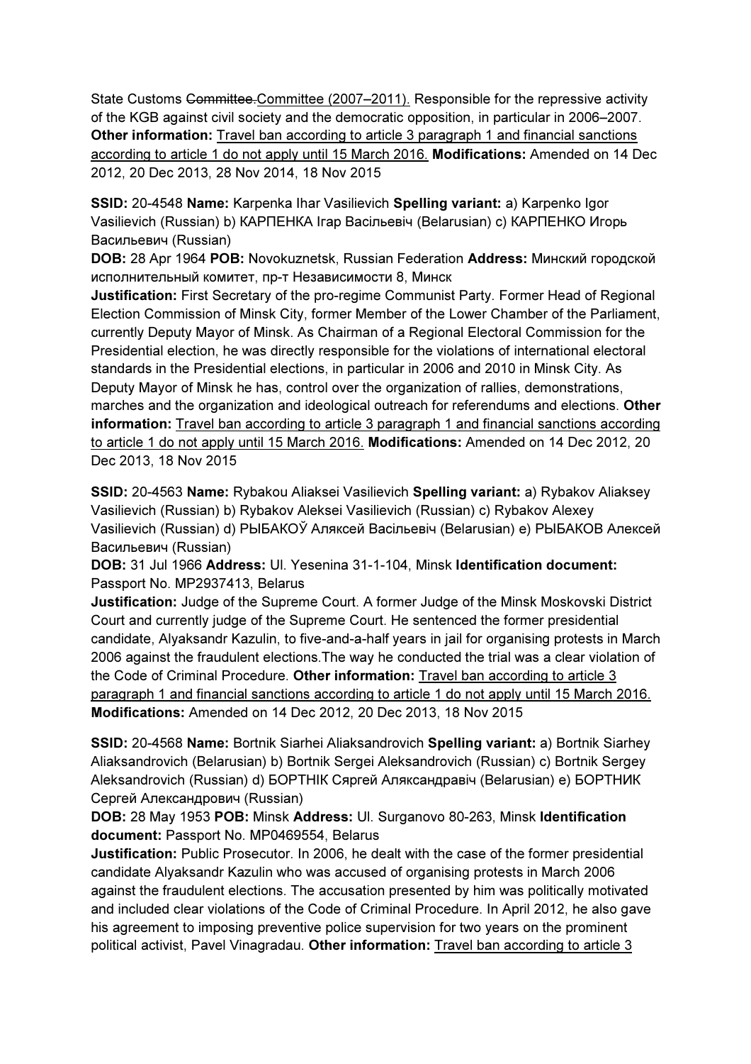State Customs ~~Committee.~~Committee (2007–2011). Responsible for the repressive activity of the KGB against civil society and the democratic opposition, in particular in 2006–2007. **Other information:** Travel ban according to article 3 paragraph 1 and financial sanctions according to article 1 do not apply until 15 March 2016. **Modifications:** Amended on 14 Dec 2012, 20 Dec 2013, 28 Nov 2014, 18 Nov 2015

**SSID:** 20-4548 **Name:** Karpenka Ihar Vasilievich **Spelling variant:** a) Karpenko Igor Vasilievich (Russian) b) КАРПЕНКА Ігар Васільевіч (Belarusian) c) КАРПЕНКО Игорь Васильевич (Russian)
**DOB:** 28 Apr 1964 **POB:** Novokuznetsk, Russian Federation **Address:** Минский городской исполнительный комитет, пр-т Независимости 8, Минск
**Justification:** First Secretary of the pro-regime Communist Party. Former Head of Regional Election Commission of Minsk City, former Member of the Lower Chamber of the Parliament, currently Deputy Mayor of Minsk. As Chairman of a Regional Electoral Commission for the Presidential election, he was directly responsible for the violations of international electoral standards in the Presidential elections, in particular in 2006 and 2010 in Minsk City. As Deputy Mayor of Minsk he has, control over the organization of rallies, demonstrations, marches and the organization and ideological outreach for referendums and elections. **Other information:** Travel ban according to article 3 paragraph 1 and financial sanctions according to article 1 do not apply until 15 March 2016. **Modifications:** Amended on 14 Dec 2012, 20 Dec 2013, 18 Nov 2015

**SSID:** 20-4563 **Name:** Rybakou Aliaksei Vasilievich **Spelling variant:** a) Rybakov Aliaksey Vasilievich (Russian) b) Rybakov Aleksei Vasilievich (Russian) c) Rybakov Alexey Vasilievich (Russian) d) РЫБАКОЎ Аляксей Васільевіч (Belarusian) e) РЫБАКОВ Алексей Васильевич (Russian)
**DOB:** 31 Jul 1966 **Address:** Ul. Yesenina 31-1-104, Minsk **Identification document:** Passport No. MP2937413, Belarus
**Justification:** Judge of the Supreme Court. A former Judge of the Minsk Moskovski District Court and currently judge of the Supreme Court. He sentenced the former presidential candidate, Alyaksandr Kazulin, to five-and-a-half years in jail for organising protests in March 2006 against the fraudulent elections.The way he conducted the trial was a clear violation of the Code of Criminal Procedure. **Other information:** Travel ban according to article 3 paragraph 1 and financial sanctions according to article 1 do not apply until 15 March 2016. **Modifications:** Amended on 14 Dec 2012, 20 Dec 2013, 18 Nov 2015

**SSID:** 20-4568 **Name:** Bortnik Siarhei Aliaksandrovich **Spelling variant:** a) Bortnik Siarhey Aliaksandrovich (Belarusian) b) Bortnik Sergei Aleksandrovich (Russian) c) Bortnik Sergey Aleksandrovich (Russian) d) БОРТНІК Сяргей Аляксандравіч (Belarusian) e) БОРТНИК Сергей Александрович (Russian)
**DOB:** 28 May 1953 **POB:** Minsk **Address:** Ul. Surganovo 80-263, Minsk **Identification document:** Passport No. MP0469554, Belarus
**Justification:** Public Prosecutor. In 2006, he dealt with the case of the former presidential candidate Alyaksandr Kazulin who was accused of organising protests in March 2006 against the fraudulent elections. The accusation presented by him was politically motivated and included clear violations of the Code of Criminal Procedure. In April 2012, he also gave his agreement to imposing preventive police supervision for two years on the prominent political activist, Pavel Vinagradau. **Other information:** Travel ban according to article 3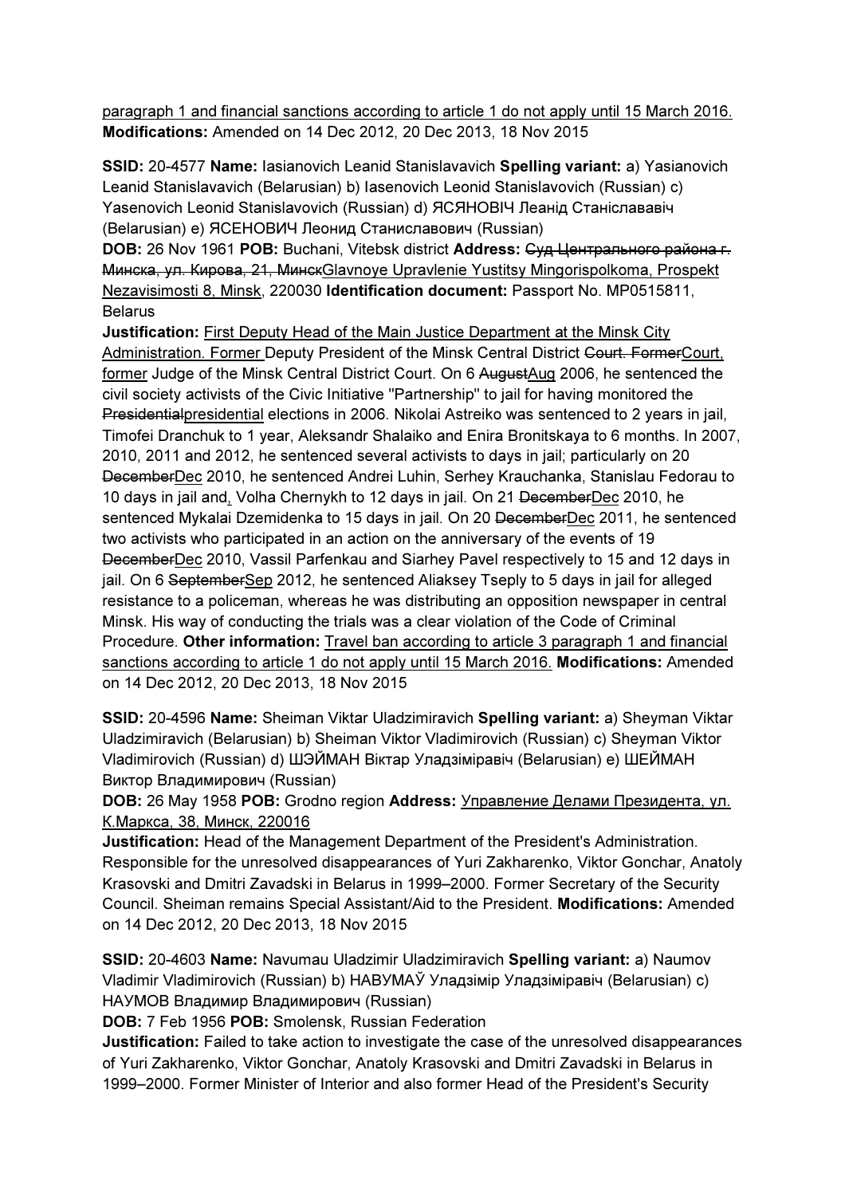paragraph 1 and financial sanctions according to article 1 do not apply until 15 March 2016. **Modifications:** Amended on 14 Dec 2012, 20 Dec 2013, 18 Nov 2015

**SSID:** 20-4577 **Name:** Iasianovich Leanid Stanislavavich **Spelling variant:** a) Yasianovich Leanid Stanislavavich (Belarusian) b) Iasenovich Leonid Stanislavovich (Russian) c) Yasenovich Leonid Stanislavovich (Russian) d) ЯСЯНОВIЧ Леанід Станіслававіч (Belarusian) e) ЯСЕНОВИЧ Леонид Станиславович (Russian)
**DOB:** 26 Nov 1961 **POB:** Buchani, Vitebsk district **Address:** ~~Суд Центрального района г. Минска, ул. Кирова, 21, Минск~~Glavnoye Upravlenie Yustitsy Mingorispolkoma, Prospekt Nezavisimosti 8, Minsk, 220030 **Identification document:** Passport No. MP0515811, Belarus
**Justification:** First Deputy Head of the Main Justice Department at the Minsk City Administration. Former Deputy President of the Minsk Central District ~~Court. Former~~Court, former Judge of the Minsk Central District Court. On 6 ~~August~~Aug 2006, he sentenced the civil society activists of the Civic Initiative "Partnership" to jail for having monitored the ~~Presidential~~presidential elections in 2006. Nikolai Astreiko was sentenced to 2 years in jail, Timofei Dranchuk to 1 year, Aleksandr Shalaiko and Enira Bronitskaya to 6 months. In 2007, 2010, 2011 and 2012, he sentenced several activists to days in jail; particularly on 20 ~~December~~Dec 2010, he sentenced Andrei Luhin, Serhey Krauchanka, Stanislau Fedorau to 10 days in jail and, Volha Chernykh to 12 days in jail. On 21 ~~December~~Dec 2010, he sentenced Mykalai Dzemidenka to 15 days in jail. On 20 ~~December~~Dec 2011, he sentenced two activists who participated in an action on the anniversary of the events of 19 ~~December~~Dec 2010, Vassil Parfenkau and Siarhey Pavel respectively to 15 and 12 days in jail. On 6 ~~September~~Sep 2012, he sentenced Aliaksey Tseply to 5 days in jail for alleged resistance to a policeman, whereas he was distributing an opposition newspaper in central Minsk. His way of conducting the trials was a clear violation of the Code of Criminal Procedure. **Other information:** Travel ban according to article 3 paragraph 1 and financial sanctions according to article 1 do not apply until 15 March 2016. **Modifications:** Amended on 14 Dec 2012, 20 Dec 2013, 18 Nov 2015

**SSID:** 20-4596 **Name:** Sheiman Viktar Uladzimiravich **Spelling variant:** a) Sheyman Viktar Uladzimiravich (Belarusian) b) Sheiman Viktor Vladimirovich (Russian) c) Sheyman Viktor Vladimirovich (Russian) d) ШЭЙМАН Віктар Уладзіміравіч (Belarusian) e) ШЕЙМАН Виктор Владимирович (Russian)
**DOB:** 26 May 1958 **POB:** Grodno region **Address:** Управление Делами Президента, ул. К.Маркса, 38, Минск, 220016
**Justification:** Head of the Management Department of the President's Administration. Responsible for the unresolved disappearances of Yuri Zakharenko, Viktor Gonchar, Anatoly Krasovski and Dmitri Zavadski in Belarus in 1999–2000. Former Secretary of the Security Council. Sheiman remains Special Assistant/Aid to the President. **Modifications:** Amended on 14 Dec 2012, 20 Dec 2013, 18 Nov 2015

**SSID:** 20-4603 **Name:** Navumau Uladzimir Uladzimiravich **Spelling variant:** a) Naumov Vladimir Vladimirovich (Russian) b) НАВУМАЎ Уладзімір Уладзіміравіч (Belarusian) c) НАУМОВ Владимир Владимирович (Russian)
**DOB:** 7 Feb 1956 **POB:** Smolensk, Russian Federation
**Justification:** Failed to take action to investigate the case of the unresolved disappearances of Yuri Zakharenko, Viktor Gonchar, Anatoly Krasovski and Dmitri Zavadski in Belarus in 1999–2000. Former Minister of Interior and also former Head of the President's Security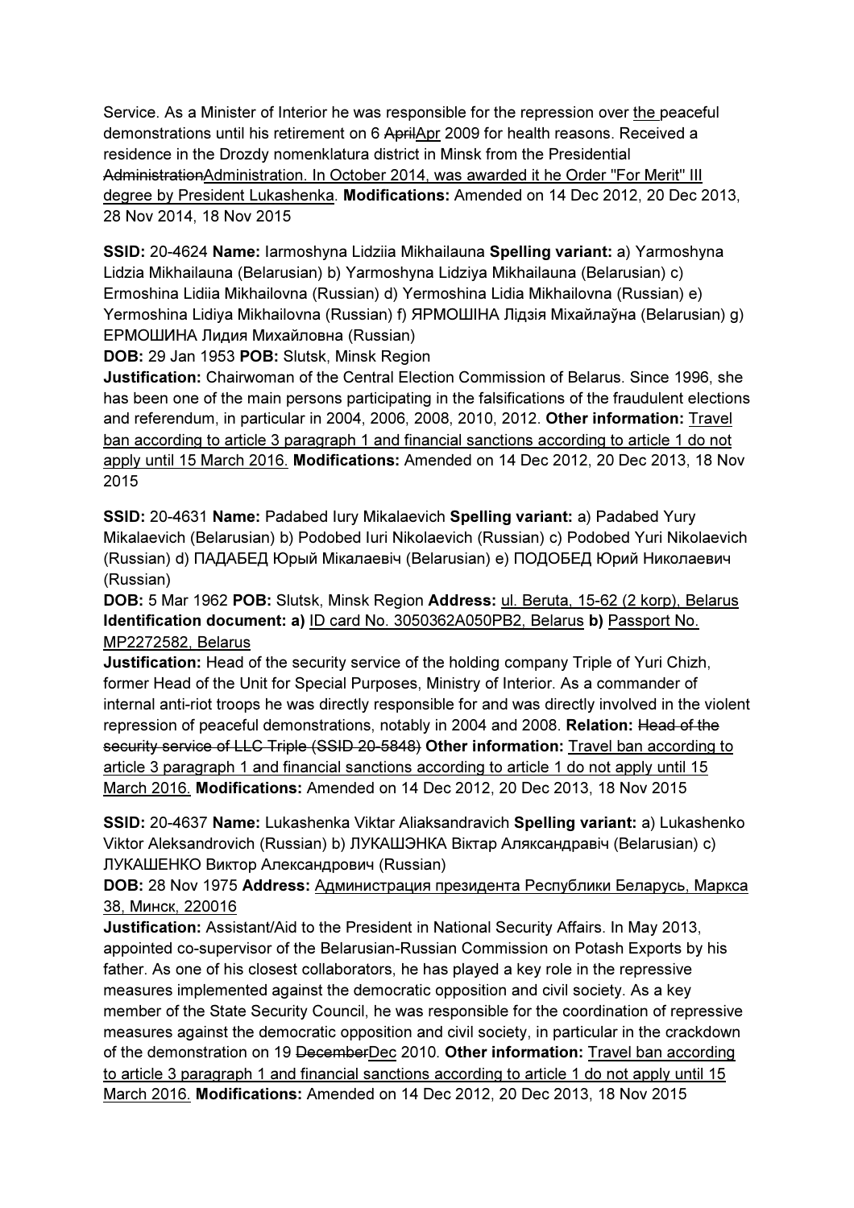Service. As a Minister of Interior he was responsible for the repression over the peaceful demonstrations until his retirement on 6 ~~April~~Apr 2009 for health reasons. Received a residence in the Drozdy nomenklatura district in Minsk from the Presidential ~~Administration~~Administration. In October 2014, was awarded it he Order "For Merit" III degree by President Lukashenka. **Modifications:** Amended on 14 Dec 2012, 20 Dec 2013, 28 Nov 2014, 18 Nov 2015

**SSID:** 20-4624 **Name:** Iarmoshyna Lidziia Mikhailauna **Spelling variant:** a) Yarmoshyna Lidzia Mikhailauna (Belarusian) b) Yarmoshyna Lidziya Mikhailauna (Belarusian) c) Ermoshina Lidiia Mikhailovna (Russian) d) Yermoshina Lidia Mikhailovna (Russian) e) Yermoshina Lidiya Mikhailovna (Russian) f) ЯРМОШІНА Лідзія Міхайлаўна (Belarusian) g) ЕРМОШИНА Лидия Михайловна (Russian)
**DOB:** 29 Jan 1953 **POB:** Slutsk, Minsk Region
**Justification:** Chairwoman of the Central Election Commission of Belarus. Since 1996, she has been one of the main persons participating in the falsifications of the fraudulent elections and referendum, in particular in 2004, 2006, 2008, 2010, 2012. **Other information:** Travel ban according to article 3 paragraph 1 and financial sanctions according to article 1 do not apply until 15 March 2016. **Modifications:** Amended on 14 Dec 2012, 20 Dec 2013, 18 Nov 2015

**SSID:** 20-4631 **Name:** Padabed Iury Mikalaevich **Spelling variant:** a) Padabed Yury Mikalaevich (Belarusian) b) Podobed Iuri Nikolaevich (Russian) c) Podobed Yuri Nikolaevich (Russian) d) ПАДАБЕД Юрый Мікалаевіч (Belarusian) e) ПОДОБЕД Юрий Николаевич (Russian)
**DOB:** 5 Mar 1962 **POB:** Slutsk, Minsk Region **Address:** ul. Beruta, 15-62 (2 korp), Belarus **Identification document: a)** ID card No. 3050362A050PB2, Belarus **b)** Passport No. MP2272582, Belarus
**Justification:** Head of the security service of the holding company Triple of Yuri Chizh, former Head of the Unit for Special Purposes, Ministry of Interior. As a commander of internal anti-riot troops he was directly responsible for and was directly involved in the violent repression of peaceful demonstrations, notably in 2004 and 2008. **Relation:** ~~Head of the security service of LLC Triple (SSID 20-5848)~~ **Other information:** Travel ban according to article 3 paragraph 1 and financial sanctions according to article 1 do not apply until 15 March 2016. **Modifications:** Amended on 14 Dec 2012, 20 Dec 2013, 18 Nov 2015

**SSID:** 20-4637 **Name:** Lukashenka Viktar Aliaksandravich **Spelling variant:** a) Lukashenko Viktor Aleksandrovich (Russian) b) ЛУКАШЭНКА Віктар Аляксандравіч (Belarusian) c) ЛУКАШЕНКО Виктор Александрович (Russian)
**DOB:** 28 Nov 1975 **Address:** Администрация президента Республики Беларусь, Маркса 38, Минск, 220016
**Justification:** Assistant/Aid to the President in National Security Affairs. In May 2013, appointed co-supervisor of the Belarusian-Russian Commission on Potash Exports by his father. As one of his closest collaborators, he has played a key role in the repressive measures implemented against the democratic opposition and civil society. As a key member of the State Security Council, he was responsible for the coordination of repressive measures against the democratic opposition and civil society, in particular in the crackdown of the demonstration on 19 ~~December~~Dec 2010. **Other information:** Travel ban according to article 3 paragraph 1 and financial sanctions according to article 1 do not apply until 15 March 2016. **Modifications:** Amended on 14 Dec 2012, 20 Dec 2013, 18 Nov 2015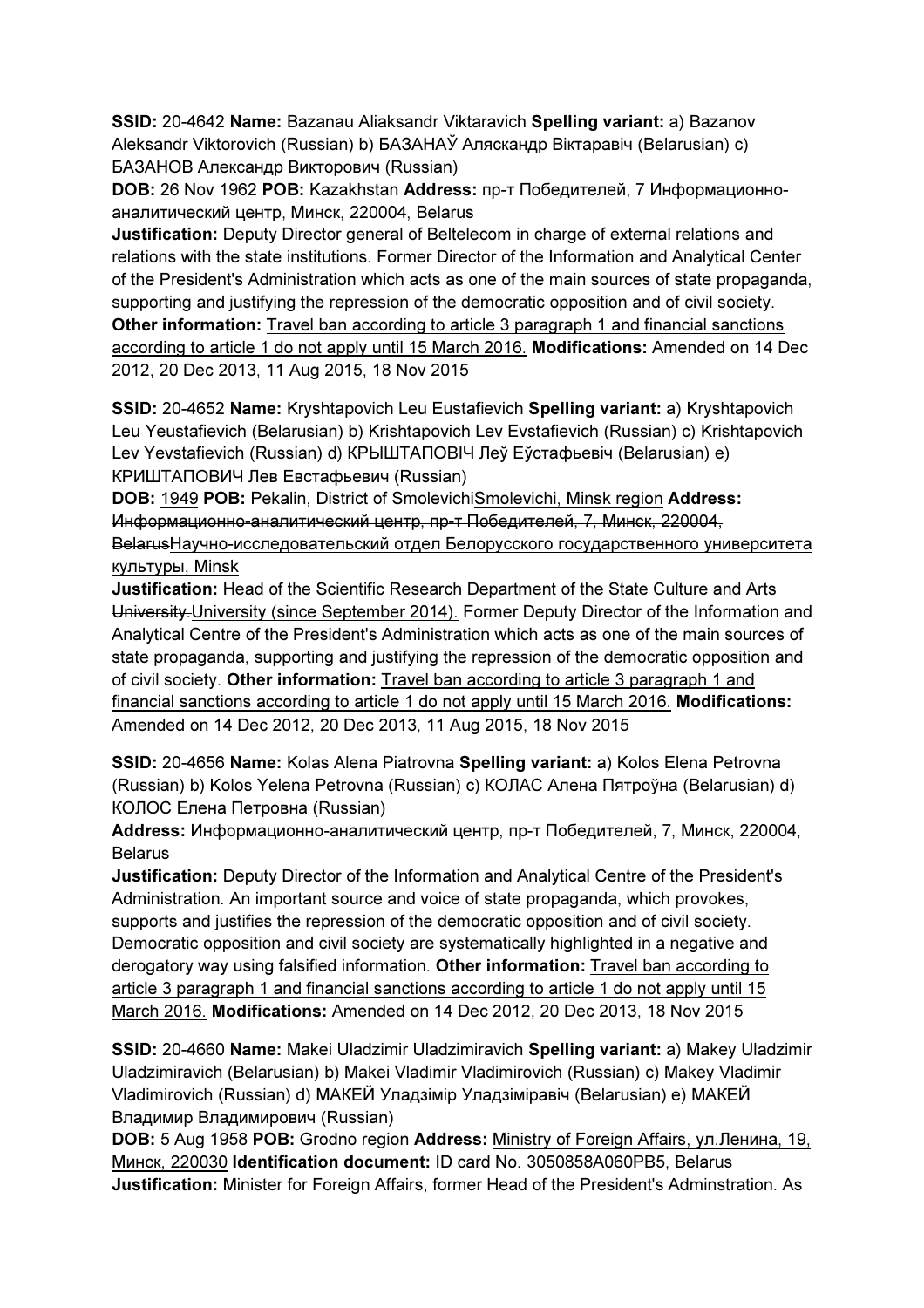**SSID:** 20-4642 **Name:** Bazanau Aliaksandr Viktaravich **Spelling variant:** a) Bazanov Aleksandr Viktorovich (Russian) b) БАЗАНАЎ Аляскандр Віктаравіч (Belarusian) c) БАЗАНОВ Александр Викторович (Russian)

**DOB:** 26 Nov 1962 **POB:** Kazakhstan **Address:** пр-т Победителей, 7 Информационно-аналитический центр, Минск, 220004, Belarus

**Justification:** Deputy Director general of Beltelecom in charge of external relations and relations with the state institutions. Former Director of the Information and Analytical Center of the President's Administration which acts as one of the main sources of state propaganda, supporting and justifying the repression of the democratic opposition and of civil society. **Other information:** Travel ban according to article 3 paragraph 1 and financial sanctions according to article 1 do not apply until 15 March 2016. **Modifications:** Amended on 14 Dec 2012, 20 Dec 2013, 11 Aug 2015, 18 Nov 2015

**SSID:** 20-4652 **Name:** Kryshtapovich Leu Eustafievich **Spelling variant:** a) Kryshtapovich Leu Yeustafievich (Belarusian) b) Krishtapovich Lev Evstafievich (Russian) c) Krishtapovich Lev Yevstafievich (Russian) d) КРЫШТАПОВІЧ Леў Еўстафьевіч (Belarusian) e) КРИШТАПОВИЧ Лев Евстафьевич (Russian)

**DOB:** 1949 **POB:** Pekalin, District of ~~Smolevichi~~Smolevichi, Minsk region **Address:** ~~Информационно-аналитический центр, пр-т Победителей, 7, Минск, 220004, Belarus~~Научно-исследовательский отдел Белорусского государственного университета культуры, Minsk

**Justification:** Head of the Scientific Research Department of the State Culture and Arts ~~University.~~University (since September 2014). Former Deputy Director of the Information and Analytical Centre of the President's Administration which acts as one of the main sources of state propaganda, supporting and justifying the repression of the democratic opposition and of civil society. **Other information:** Travel ban according to article 3 paragraph 1 and financial sanctions according to article 1 do not apply until 15 March 2016. **Modifications:** Amended on 14 Dec 2012, 20 Dec 2013, 11 Aug 2015, 18 Nov 2015

**SSID:** 20-4656 **Name:** Kolas Alena Piatrovna **Spelling variant:** a) Kolos Elena Petrovna (Russian) b) Kolos Yelena Petrovna (Russian) c) КОЛАС Алена Пятроўна (Belarusian) d) КОЛОС Елена Петровна (Russian)

**Address:** Информационно-аналитический центр, пр-т Победителей, 7, Минск, 220004, Belarus

**Justification:** Deputy Director of the Information and Analytical Centre of the President's Administration. An important source and voice of state propaganda, which provokes, supports and justifies the repression of the democratic opposition and of civil society. Democratic opposition and civil society are systematically highlighted in a negative and derogatory way using falsified information. **Other information:** Travel ban according to article 3 paragraph 1 and financial sanctions according to article 1 do not apply until 15 March 2016. **Modifications:** Amended on 14 Dec 2012, 20 Dec 2013, 18 Nov 2015

**SSID:** 20-4660 **Name:** Makei Uladzimir Uladzimiravich **Spelling variant:** a) Makey Uladzimir Uladzimiravich (Belarusian) b) Makei Vladimir Vladimirovich (Russian) c) Makey Vladimir Vladimirovich (Russian) d) МАКЕЙ Уладзімір Уладзіміравіч (Belarusian) e) МАКЕЙ Владимир Владимирович (Russian)

**DOB:** 5 Aug 1958 **POB:** Grodno region **Address:** Ministry of Foreign Affairs, ул.Ленина, 19, Минск, 220030 **Identification document:** ID card No. 3050858A060PB5, Belarus

**Justification:** Minister for Foreign Affairs, former Head of the President's Adminstration. As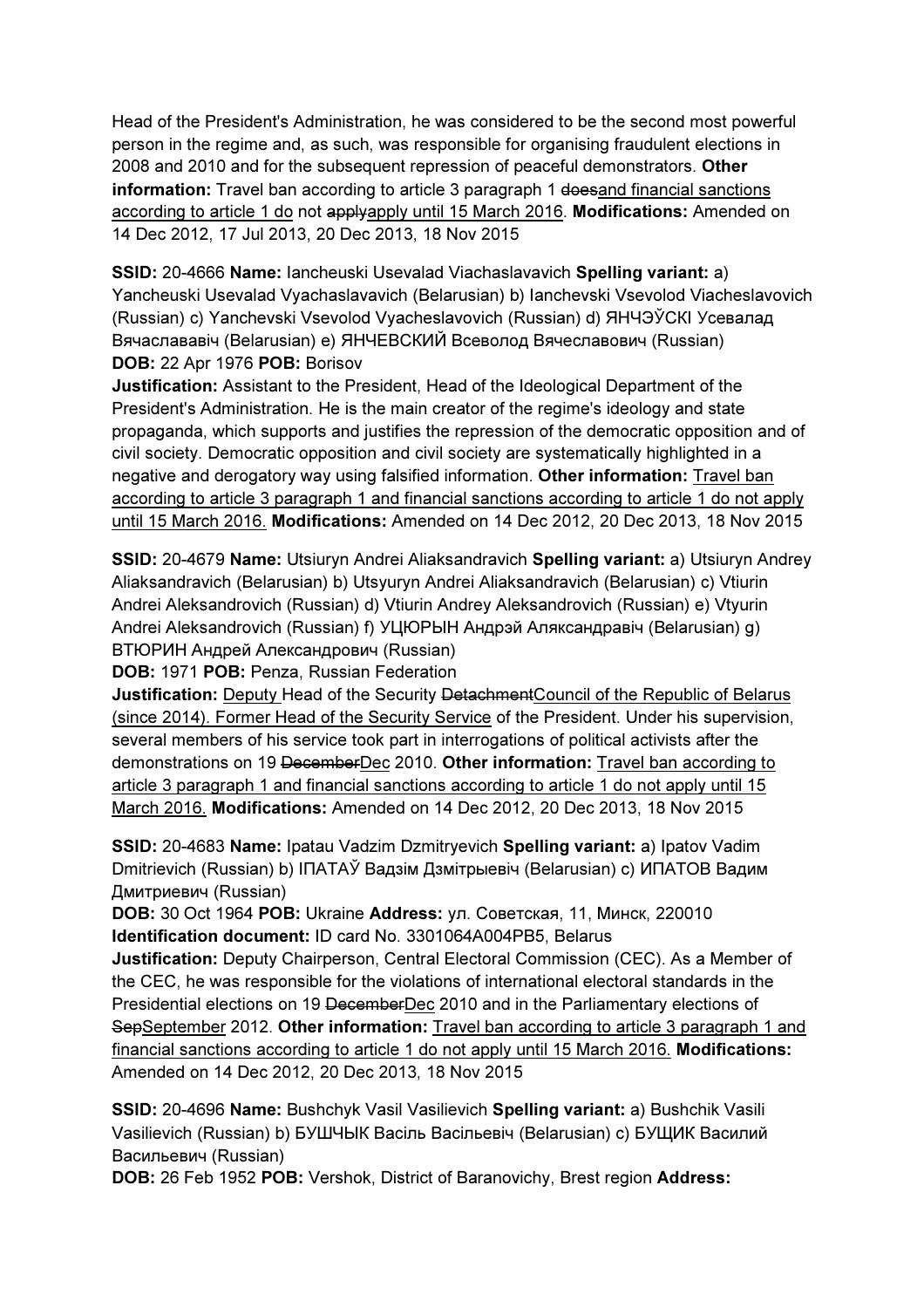Head of the President's Administration, he was considered to be the second most powerful person in the regime and, as such, was responsible for organising fraudulent elections in 2008 and 2010 and for the subsequent repression of peaceful demonstrators. **Other information:** Travel ban according to article 3 paragraph 1 ~~does~~and financial sanctions according to article 1 do not ~~apply~~apply until 15 March 2016. **Modifications:** Amended on 14 Dec 2012, 17 Jul 2013, 20 Dec 2013, 18 Nov 2015

**SSID:** 20-4666 **Name:** Iancheuski Usevalad Viachaslavavich **Spelling variant:** a) Yancheuski Usevalad Vyachaslavavich (Belarusian) b) Ianchevski Vsevolod Viacheslavovich (Russian) c) Yanchevski Vsevolod Vyacheslavovich (Russian) d) ЯНЧЭЎСКI Усевалад Вячаслававiч (Belarusian) e) ЯНЧЕВСКИЙ Всеволод Вячеславович (Russian)
**DOB:** 22 Apr 1976 **POB:** Borisov
**Justification:** Assistant to the President, Head of the Ideological Department of the President's Administration. He is the main creator of the regime's ideology and state propaganda, which supports and justifies the repression of the democratic opposition and of civil society. Democratic opposition and civil society are systematically highlighted in a negative and derogatory way using falsified information. **Other information:** Travel ban according to article 3 paragraph 1 and financial sanctions according to article 1 do not apply until 15 March 2016. **Modifications:** Amended on 14 Dec 2012, 20 Dec 2013, 18 Nov 2015

**SSID:** 20-4679 **Name:** Utsiuryn Andrei Aliaksandravich **Spelling variant:** a) Utsiuryn Andrey Aliaksandravich (Belarusian) b) Utsyuryn Andrei Aliaksandravich (Belarusian) c) Vtiurin Andrei Aleksandrovich (Russian) d) Vtiurin Andrey Aleksandrovich (Russian) e) Vtyurin Andrei Aleksandrovich (Russian) f) УЦЮРЫН Андрэй Аляксандравiч (Belarusian) g) ВТЮРИН Андрей Александрович (Russian)
**DOB:** 1971 **POB:** Penza, Russian Federation
**Justification:** Deputy Head of the Security ~~Detachment~~Council of the Republic of Belarus (since 2014). Former Head of the Security Service of the President. Under his supervision, several members of his service took part in interrogations of political activists after the demonstrations on 19 ~~December~~Dec 2010. **Other information:** Travel ban according to article 3 paragraph 1 and financial sanctions according to article 1 do not apply until 15 March 2016. **Modifications:** Amended on 14 Dec 2012, 20 Dec 2013, 18 Nov 2015

**SSID:** 20-4683 **Name:** Ipatau Vadzim Dzmitryevich **Spelling variant:** a) Ipatov Vadim Dmitrievich (Russian) b) IПАТАЎ Вадзiм Дзмiтрыевiч (Belarusian) c) ИПАТОВ Вадим Дмитриевич (Russian)
**DOB:** 30 Oct 1964 **POB:** Ukraine **Address:** ул. Советская, 11, Минск, 220010
**Identification document:** ID card No. 3301064A004PB5, Belarus
**Justification:** Deputy Chairperson, Central Electoral Commission (CEC). As a Member of the CEC, he was responsible for the violations of international electoral standards in the Presidential elections on 19 ~~December~~Dec 2010 and in the Parliamentary elections of ~~Sep~~September 2012. **Other information:** Travel ban according to article 3 paragraph 1 and financial sanctions according to article 1 do not apply until 15 March 2016. **Modifications:** Amended on 14 Dec 2012, 20 Dec 2013, 18 Nov 2015

**SSID:** 20-4696 **Name:** Bushchyk Vasil Vasilievich **Spelling variant:** a) Bushchik Vasili Vasilievich (Russian) b) БУШЧЫК Васiль Васiльевiч (Belarusian) c) БУЩИК Василий Васильевич (Russian)
**DOB:** 26 Feb 1952 **POB:** Vershok, District of Baranovichy, Brest region **Address:**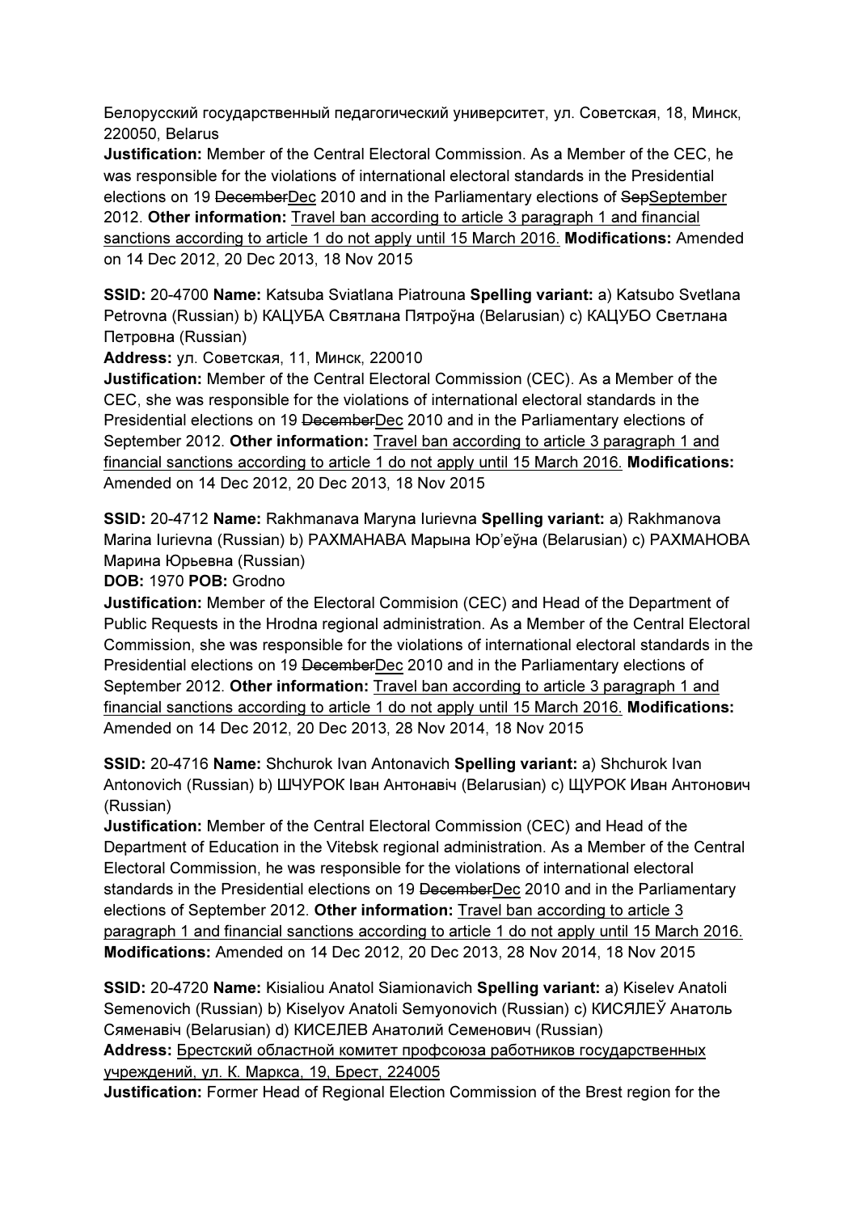Белорусский государственный педагогический университет, ул. Советская, 18, Минск, 220050, Belarus
**Justification:** Member of the Central Electoral Commission. As a Member of the CEC, he was responsible for the violations of international electoral standards in the Presidential elections on 19 ~~December~~<u>Dec</u> 2010 and in the Parliamentary elections of ~~Sep~~<u>September</u> 2012. **Other information:** <u>Travel ban according to article 3 paragraph 1 and financial sanctions according to article 1 do not apply until 15 March 2016.</u> **Modifications:** Amended on 14 Dec 2012, 20 Dec 2013, 18 Nov 2015

**SSID:** 20-4700 **Name:** Katsuba Sviatlana Piatrouna **Spelling variant:** a) Katsubo Svetlana Petrovna (Russian) b) КАЦУБА Святлана Пятроўна (Belarusian) c) КАЦУБО Светлана Петровна (Russian)
**Address:** ул. Советская, 11, Минск, 220010
**Justification:** Member of the Central Electoral Commission (CEC). As a Member of the CEC, she was responsible for the violations of international electoral standards in the Presidential elections on 19 ~~December~~<u>Dec</u> 2010 and in the Parliamentary elections of September 2012. **Other information:** <u>Travel ban according to article 3 paragraph 1 and financial sanctions according to article 1 do not apply until 15 March 2016.</u> **Modifications:** Amended on 14 Dec 2012, 20 Dec 2013, 18 Nov 2015

**SSID:** 20-4712 **Name:** Rakhmanava Maryna Iurievna **Spelling variant:** a) Rakhmanova Marina Iurievna (Russian) b) РАХМАНАВА Марына Юр'еўна (Belarusian) c) РАХМАНОВА Марина Юрьевна (Russian)
**DOB:** 1970 **POB:** Grodno
**Justification:** Member of the Electoral Commision (CEC) and Head of the Department of Public Requests in the Hrodna regional administration. As a Member of the Central Electoral Commission, she was responsible for the violations of international electoral standards in the Presidential elections on 19 ~~December~~<u>Dec</u> 2010 and in the Parliamentary elections of September 2012. **Other information:** <u>Travel ban according to article 3 paragraph 1 and financial sanctions according to article 1 do not apply until 15 March 2016.</u> **Modifications:** Amended on 14 Dec 2012, 20 Dec 2013, 28 Nov 2014, 18 Nov 2015

**SSID:** 20-4716 **Name:** Shchurok Ivan Antonavich **Spelling variant:** a) Shchurok Ivan Antonovich (Russian) b) ШЧУРОК Іван Антонавіч (Belarusian) c) ЩУРОК Иван Антонович (Russian)
**Justification:** Member of the Central Electoral Commission (CEC) and Head of the Department of Education in the Vitebsk regional administration. As a Member of the Central Electoral Commission, he was responsible for the violations of international electoral standards in the Presidential elections on 19 ~~December~~<u>Dec</u> 2010 and in the Parliamentary elections of September 2012. **Other information:** <u>Travel ban according to article 3 paragraph 1 and financial sanctions according to article 1 do not apply until 15 March 2016.</u> **Modifications:** Amended on 14 Dec 2012, 20 Dec 2013, 28 Nov 2014, 18 Nov 2015

**SSID:** 20-4720 **Name:** Kisialiou Anatol Siamionavich **Spelling variant:** a) Kiselev Anatoli Semenovich (Russian) b) Kiselyov Anatoli Semyonovich (Russian) c) КИСЯЛЕЎ Анатоль Сяменавіч (Belarusian) d) КИСЕЛЕВ Анатолий Семенович (Russian)
**Address:** <u>Брестский областной комитет профсоюза работников государственных учреждений, ул. К. Маркса, 19, Брест, 224005</u>
**Justification:** Former Head of Regional Election Commission of the Brest region for the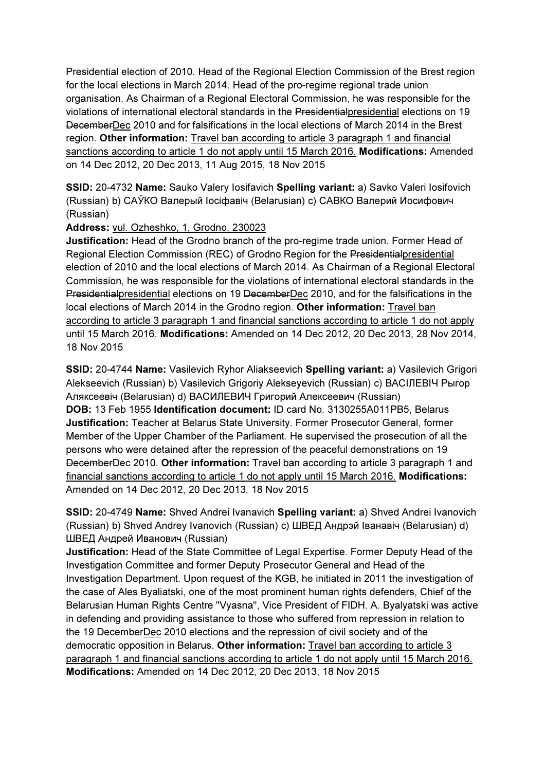Presidential election of 2010. Head of the Regional Election Commission of the Brest region for the local elections in March 2014. Head of the pro-regime regional trade union organisation. As Chairman of a Regional Electoral Commission, he was responsible for the violations of international electoral standards in the ~~Presidential~~presidential elections on 19 ~~December~~Dec 2010 and for falsifications in the local elections of March 2014 in the Brest region. **Other information:** Travel ban according to article 3 paragraph 1 and financial sanctions according to article 1 do not apply until 15 March 2016. **Modifications:** Amended on 14 Dec 2012, 20 Dec 2013, 11 Aug 2015, 18 Nov 2015

**SSID:** 20-4732 **Name:** Sauko Valery Iosifavich **Spelling variant:** a) Savko Valeri Iosifovich (Russian) b) САЎКО Валерый Іосіфавіч (Belarusian) c) САВКО Валерий Иосифович (Russian)
**Address:** vul. Ozheshko, 1, Grodno, 230023
**Justification:** Head of the Grodno branch of the pro-regime trade union. Former Head of Regional Election Commission (REC) of Grodno Region for the ~~Presidential~~presidential election of 2010 and the local elections of March 2014. As Chairman of a Regional Electoral Commission, he was responsible for the violations of international electoral standards in the ~~Presidential~~presidential elections on 19 ~~December~~Dec 2010, and for the falsifications in the local elections of March 2014 in the Grodno region. **Other information:** Travel ban according to article 3 paragraph 1 and financial sanctions according to article 1 do not apply until 15 March 2016. **Modifications:** Amended on 14 Dec 2012, 20 Dec 2013, 28 Nov 2014, 18 Nov 2015

**SSID:** 20-4744 **Name:** Vasilevich Ryhor Aliakseevich **Spelling variant:** a) Vasilevich Grigori Alekseevich (Russian) b) Vasilevich Grigoriy Alekseyevich (Russian) c) ВАСІЛЕВІЧ Рыгор Аляксеевіч (Belarusian) d) ВАСИЛЕВИЧ Григорий Алексеевич (Russian)
**DOB:** 13 Feb 1955 **Identification document:** ID card No. 3130255A011PB5, Belarus
**Justification:** Teacher at Belarus State University. Former Prosecutor General, former Member of the Upper Chamber of the Parliament. He supervised the prosecution of all the persons who were detained after the repression of the peaceful demonstrations on 19 ~~December~~Dec 2010. **Other information:** Travel ban according to article 3 paragraph 1 and financial sanctions according to article 1 do not apply until 15 March 2016. **Modifications:** Amended on 14 Dec 2012, 20 Dec 2013, 18 Nov 2015

**SSID:** 20-4749 **Name:** Shved Andrei Ivanavich **Spelling variant:** a) Shved Andrei Ivanovich (Russian) b) Shved Andrey Ivanovich (Russian) c) ШВЕД Андрэй Іванавіч (Belarusian) d) ШВЕД Андрей Иванович (Russian)
**Justification:** Head of the State Committee of Legal Expertise. Former Deputy Head of the Investigation Committee and former Deputy Prosecutor General and Head of the Investigation Department. Upon request of the KGB, he initiated in 2011 the investigation of the case of Ales Byaliatski, one of the most prominent human rights defenders, Chief of the Belarusian Human Rights Centre "Vyasna", Vice President of FIDH. A. Byalyatski was active in defending and providing assistance to those who suffered from repression in relation to the 19 ~~December~~Dec 2010 elections and the repression of civil society and of the democratic opposition in Belarus. **Other information:** Travel ban according to article 3 paragraph 1 and financial sanctions according to article 1 do not apply until 15 March 2016. **Modifications:** Amended on 14 Dec 2012, 20 Dec 2013, 18 Nov 2015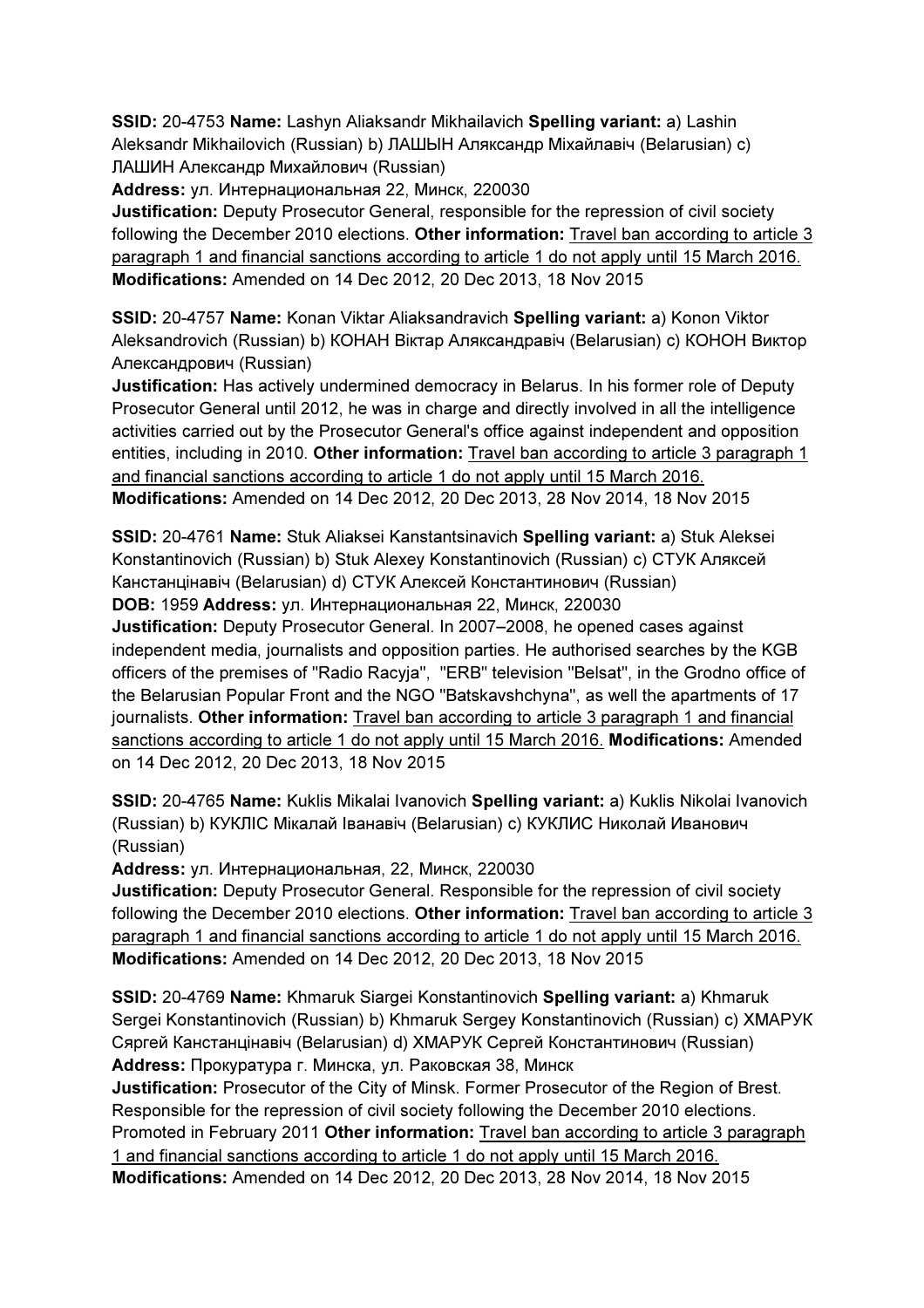**SSID:** 20-4753 **Name:** Lashyn Aliaksandr Mikhailavich **Spelling variant:** a) Lashin Aleksandr Mikhailovich (Russian) b) ЛАШЫН Аляксандр Міхайлавіч (Belarusian) c) ЛАШИН Александр Михайлович (Russian)
**Address:** ул. Интернациональная 22, Минск, 220030
**Justification:** Deputy Prosecutor General, responsible for the repression of civil society following the December 2010 elections. **Other information:** Travel ban according to article 3 paragraph 1 and financial sanctions according to article 1 do not apply until 15 March 2016.
**Modifications:** Amended on 14 Dec 2012, 20 Dec 2013, 18 Nov 2015

**SSID:** 20-4757 **Name:** Konan Viktar Aliaksandravich **Spelling variant:** a) Konon Viktor Aleksandrovich (Russian) b) КОНАН Віктар Аляксандравіч (Belarusian) c) КОНОН Виктор Александрович (Russian)
**Justification:** Has actively undermined democracy in Belarus. In his former role of Deputy Prosecutor General until 2012, he was in charge and directly involved in all the intelligence activities carried out by the Prosecutor General's office against independent and opposition entities, including in 2010. **Other information:** Travel ban according to article 3 paragraph 1 and financial sanctions according to article 1 do not apply until 15 March 2016.
**Modifications:** Amended on 14 Dec 2012, 20 Dec 2013, 28 Nov 2014, 18 Nov 2015

**SSID:** 20-4761 **Name:** Stuk Aliaksei Kanstantsinavich **Spelling variant:** a) Stuk Aleksei Konstantinovich (Russian) b) Stuk Alexey Konstantinovich (Russian) c) СТУК Аляксей Канстанцінавіч (Belarusian) d) СТУК Алексей Константинович (Russian)
**DOB:** 1959 **Address:** ул. Интернациональная 22, Минск, 220030
**Justification:** Deputy Prosecutor General. In 2007–2008, he opened cases against independent media, journalists and opposition parties. He authorised searches by the KGB officers of the premises of "Radio Racyja", "ERB" television "Belsat", in the Grodno office of the Belarusian Popular Front and the NGO "Batskavshchyna", as well the apartments of 17 journalists. **Other information:** Travel ban according to article 3 paragraph 1 and financial sanctions according to article 1 do not apply until 15 March 2016. **Modifications:** Amended on 14 Dec 2012, 20 Dec 2013, 18 Nov 2015

**SSID:** 20-4765 **Name:** Kuklis Mikalai Ivanovich **Spelling variant:** a) Kuklis Nikolai Ivanovich (Russian) b) КУКЛІС Мікалай Іванавіч (Belarusian) c) КУКЛИС Николай Иванович (Russian)
**Address:** ул. Интернациональная, 22, Минск, 220030
**Justification:** Deputy Prosecutor General. Responsible for the repression of civil society following the December 2010 elections. **Other information:** Travel ban according to article 3 paragraph 1 and financial sanctions according to article 1 do not apply until 15 March 2016.
**Modifications:** Amended on 14 Dec 2012, 20 Dec 2013, 18 Nov 2015

**SSID:** 20-4769 **Name:** Khmaruk Siargei Konstantinovich **Spelling variant:** a) Khmaruk Sergei Konstantinovich (Russian) b) Khmaruk Sergey Konstantinovich (Russian) c) ХМАРУК Сяргей Канстанцінавіч (Belarusian) d) ХМАРУК Сергей Константинович (Russian)
**Address:** Прокуратура г. Минска, ул. Раковская 38, Минск
**Justification:** Prosecutor of the City of Minsk. Former Prosecutor of the Region of Brest. Responsible for the repression of civil society following the December 2010 elections. Promoted in February 2011 **Other information:** Travel ban according to article 3 paragraph 1 and financial sanctions according to article 1 do not apply until 15 March 2016.
**Modifications:** Amended on 14 Dec 2012, 20 Dec 2013, 28 Nov 2014, 18 Nov 2015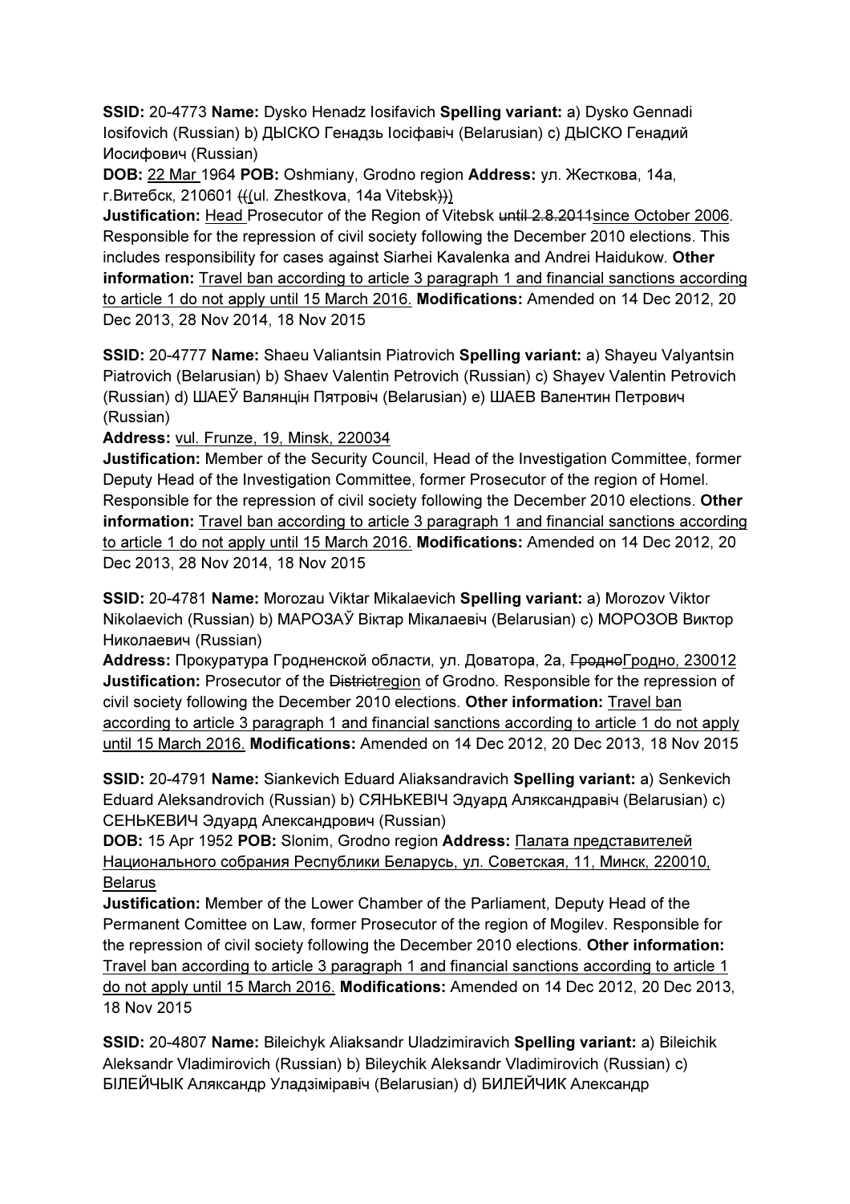**SSID:** 20-4773 **Name:** Dysko Henadz Iosifavich **Spelling variant:** a) Dysko Gennadi Iosifovich (Russian) b) ДЫСКО Генадзь Іосіфавіч (Belarusian) c) ДЫСКО Генадий Иосифович (Russian)
**DOB:** 22 Mar 1964 **POB:** Oshmiany, Grodno region **Address:** ул. Жесткова, 14а, г.Витебск, 210601 (((ul. Zhestkova, 14a Vitebsk)))
**Justification:** Head Prosecutor of the Region of Vitebsk ~~until 2.8.2011~~since October 2006. Responsible for the repression of civil society following the December 2010 elections. This includes responsibility for cases against Siarhei Kavalenka and Andrei Haidukow. **Other information:** Travel ban according to article 3 paragraph 1 and financial sanctions according to article 1 do not apply until 15 March 2016. **Modifications:** Amended on 14 Dec 2012, 20 Dec 2013, 28 Nov 2014, 18 Nov 2015

**SSID:** 20-4777 **Name:** Shaeu Valiantsin Piatrovich **Spelling variant:** a) Shayeu Valyantsin Piatrovich (Belarusian) b) Shaev Valentin Petrovich (Russian) c) Shayev Valentin Petrovich (Russian) d) ШАЕЎ Валянцін Пятровіч (Belarusian) e) ШАЕВ Валентин Петрович (Russian)
**Address:** vul. Frunze, 19, Minsk, 220034
**Justification:** Member of the Security Council, Head of the Investigation Committee, former Deputy Head of the Investigation Committee, former Prosecutor of the region of Homel. Responsible for the repression of civil society following the December 2010 elections. **Other information:** Travel ban according to article 3 paragraph 1 and financial sanctions according to article 1 do not apply until 15 March 2016. **Modifications:** Amended on 14 Dec 2012, 20 Dec 2013, 28 Nov 2014, 18 Nov 2015

**SSID:** 20-4781 **Name:** Morozau Viktar Mikalaevich **Spelling variant:** a) Morozov Viktor Nikolaevich (Russian) b) МАРОЗАЎ Віктар Мікалаевіч (Belarusian) c) МОРОЗОВ Виктор Николаевич (Russian)
**Address:** Прокуратура Гродненской области, ул. Доватора, 2а, ~~Гродно~~Гродно, 230012
**Justification:** Prosecutor of the ~~District~~region of Grodno. Responsible for the repression of civil society following the December 2010 elections. **Other information:** Travel ban according to article 3 paragraph 1 and financial sanctions according to article 1 do not apply until 15 March 2016. **Modifications:** Amended on 14 Dec 2012, 20 Dec 2013, 18 Nov 2015

**SSID:** 20-4791 **Name:** Siankevich Eduard Aliaksandravich **Spelling variant:** a) Senkevich Eduard Aleksandrovich (Russian) b) СЯНЬКЕВІЧ Эдуард Аляксандравіч (Belarusian) c) СЕНЬКЕВИЧ Эдуард Александрович (Russian)
**DOB:** 15 Apr 1952 **POB:** Slonim, Grodno region **Address:** Палата представителей Национального собрания Республики Беларусь, ул. Советская, 11, Минск, 220010, Belarus
**Justification:** Member of the Lower Chamber of the Parliament, Deputy Head of the Permanent Comittee on Law, former Prosecutor of the region of Mogilev. Responsible for the repression of civil society following the December 2010 elections. **Other information:** Travel ban according to article 3 paragraph 1 and financial sanctions according to article 1 do not apply until 15 March 2016. **Modifications:** Amended on 14 Dec 2012, 20 Dec 2013, 18 Nov 2015

**SSID:** 20-4807 **Name:** Bileichyk Aliaksandr Uladzimiravich **Spelling variant:** a) Bileichik Aleksandr Vladimirovich (Russian) b) Bileychik Aleksandr Vladimirovich (Russian) c) БІЛЕЙЧЫК Аляксандр Уладзіміравіч (Belarusian) d) БИЛЕЙЧИК Александр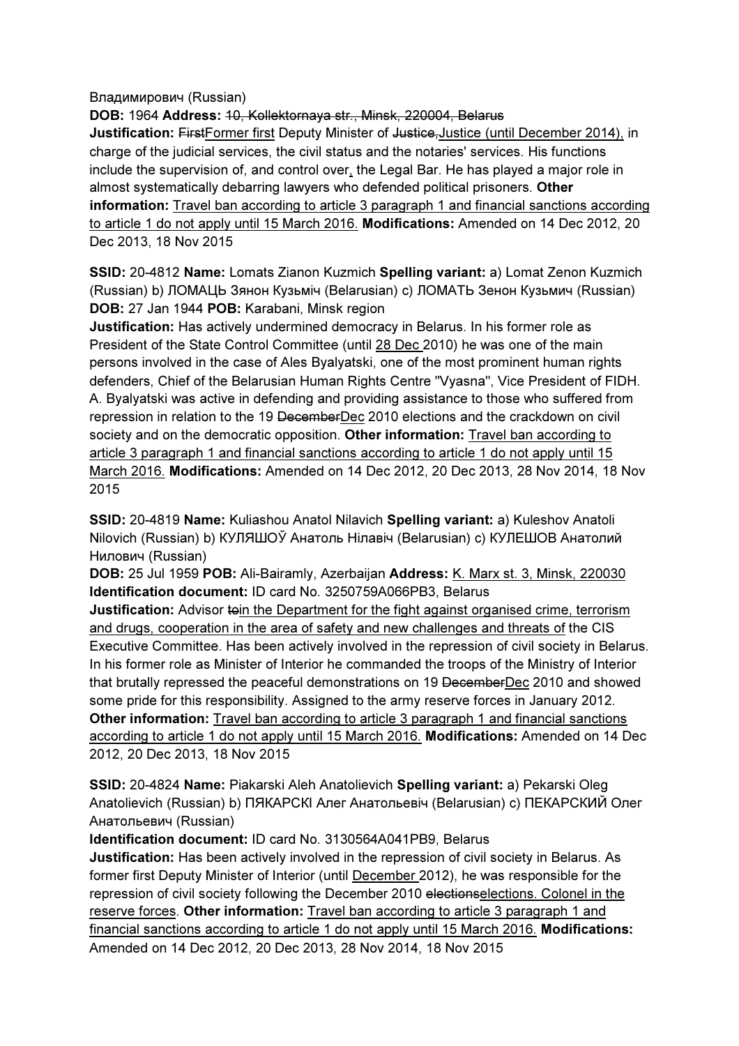Владимирович (Russian)

**DOB:** 1964 **Address:** ~~10, Kollektornaya str., Minsk, 220004, Belarus~~

**Justification:** ~~First~~<u>Former first</u> Deputy Minister of ~~Justice,~~<u>Justice (until December 2014),</u> in charge of the judicial services, the civil status and the notaries' services. His functions include the supervision of, and control over<u>,</u> the Legal Bar. He has played a major role in almost systematically debarring lawyers who defended political prisoners. **Other information:** <u>Travel ban according to article 3 paragraph 1 and financial sanctions according to article 1 do not apply until 15 March 2016.</u> **Modifications:** Amended on 14 Dec 2012, 20 Dec 2013, 18 Nov 2015

**SSID:** 20-4812 **Name:** Lomats Zianon Kuzmich **Spelling variant:** a) Lomat Zenon Kuzmich (Russian) b) ЛОМАЦЬ Зянон Кузьміч (Belarusian) c) ЛОМАТЬ Зенон Кузьмич (Russian) **DOB:** 27 Jan 1944 **POB:** Karabani, Minsk region

**Justification:** Has actively undermined democracy in Belarus. In his former role as President of the State Control Committee (until <u>28 Dec</u> 2010) he was one of the main persons involved in the case of Ales Byalyatski, one of the most prominent human rights defenders, Chief of the Belarusian Human Rights Centre "Vyasna", Vice President of FIDH. A. Byalyatski was active in defending and providing assistance to those who suffered from repression in relation to the 19 ~~December~~<u>Dec</u> 2010 elections and the crackdown on civil society and on the democratic opposition. **Other information:** <u>Travel ban according to article 3 paragraph 1 and financial sanctions according to article 1 do not apply until 15 March 2016.</u> **Modifications:** Amended on 14 Dec 2012, 20 Dec 2013, 28 Nov 2014, 18 Nov 2015

**SSID:** 20-4819 **Name:** Kuliashou Anatol Nilavich **Spelling variant:** a) Kuleshov Anatoli Nilovich (Russian) b) КУЛЯШОЎ Анатоль Нілавіч (Belarusian) c) КУЛЕШОВ Анатолий Нилович (Russian)

**DOB:** 25 Jul 1959 **POB:** Ali-Bairamly, Azerbaijan **Address:** <u>K. Marx st. 3, Minsk, 220030</u> **Identification document:** ID card No. 3250759A066PB3, Belarus

**Justification:** Advisor ~~to~~<u>in the Department for the fight against organised crime, terrorism and drugs, cooperation in the area of safety and new challenges and threats of</u> the CIS Executive Committee. Has been actively involved in the repression of civil society in Belarus. In his former role as Minister of Interior he commanded the troops of the Ministry of Interior that brutally repressed the peaceful demonstrations on 19 ~~December~~<u>Dec</u> 2010 and showed some pride for this responsibility. Assigned to the army reserve forces in January 2012. **Other information:** <u>Travel ban according to article 3 paragraph 1 and financial sanctions according to article 1 do not apply until 15 March 2016.</u> **Modifications:** Amended on 14 Dec 2012, 20 Dec 2013, 18 Nov 2015

**SSID:** 20-4824 **Name:** Piakarski Aleh Anatolievich **Spelling variant:** a) Pekarski Oleg Anatolievich (Russian) b) ПЯКАРСКІ Алег Анатольевіч (Belarusian) c) ПЕКАРСКИЙ Олег Анатольевич (Russian)

**Identification document:** ID card No. 3130564A041PB9, Belarus

**Justification:** Has been actively involved in the repression of civil society in Belarus. As former first Deputy Minister of Interior (until <u>December</u> 2012), he was responsible for the repression of civil society following the December 2010 ~~elections~~<u>elections. Colonel in the reserve forces</u>. **Other information:** <u>Travel ban according to article 3 paragraph 1 and financial sanctions according to article 1 do not apply until 15 March 2016.</u> **Modifications:** Amended on 14 Dec 2012, 20 Dec 2013, 28 Nov 2014, 18 Nov 2015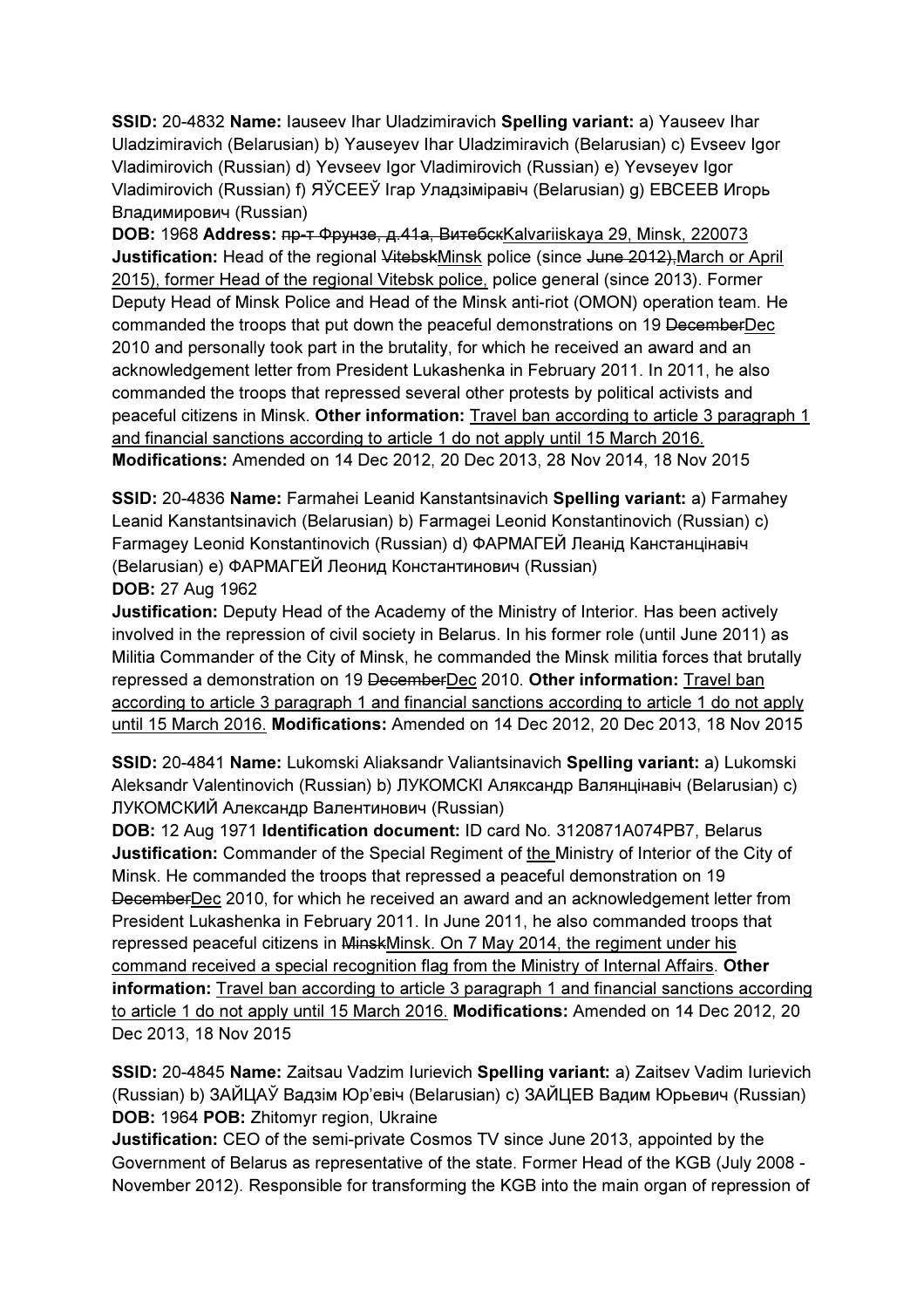**SSID:** 20-4832 **Name:** Iauseev Ihar Uladzimiravich **Spelling variant:** a) Yauseev Ihar Uladzimiravich (Belarusian) b) Yauseyev Ihar Uladzimiravich (Belarusian) c) Evseev Igor Vladimirovich (Russian) d) Yevseev Igor Vladimirovich (Russian) e) Yevseyev Igor Vladimirovich (Russian) f) ЯЎСЕЕЎ Ігар Уладзіміравіч (Belarusian) g) ЕВСЕЕВ Игорь Владимирович (Russian)
**DOB:** 1968 **Address:** ~~пр-т Фрунзе, д.41а, Витебск~~Kalvariiskaya 29, Minsk, 220073
**Justification:** Head of the regional ~~Vitebsk~~Minsk police (since ~~June 2012),~~March or April 2015), former Head of the regional Vitebsk police, police general (since 2013). Former Deputy Head of Minsk Police and Head of the Minsk anti-riot (OMON) operation team. He commanded the troops that put down the peaceful demonstrations on 19 ~~December~~Dec 2010 and personally took part in the brutality, for which he received an award and an acknowledgement letter from President Lukashenka in February 2011. In 2011, he also commanded the troops that repressed several other protests by political activists and peaceful citizens in Minsk. **Other information:** Travel ban according to article 3 paragraph 1 and financial sanctions according to article 1 do not apply until 15 March 2016. **Modifications:** Amended on 14 Dec 2012, 20 Dec 2013, 28 Nov 2014, 18 Nov 2015

**SSID:** 20-4836 **Name:** Farmahei Leanid Kanstantsinavich **Spelling variant:** a) Farmahey Leanid Kanstantsinavich (Belarusian) b) Farmagei Leonid Konstantinovich (Russian) c) Farmagey Leonid Konstantinovich (Russian) d) ФАРМАГЕЙ Леанід Канстанцінавіч (Belarusian) e) ФАРМАГЕЙ Леонид Константинович (Russian)
**DOB:** 27 Aug 1962
**Justification:** Deputy Head of the Academy of the Ministry of Interior. Has been actively involved in the repression of civil society in Belarus. In his former role (until June 2011) as Militia Commander of the City of Minsk, he commanded the Minsk militia forces that brutally repressed a demonstration on 19 ~~December~~Dec 2010. **Other information:** Travel ban according to article 3 paragraph 1 and financial sanctions according to article 1 do not apply until 15 March 2016. **Modifications:** Amended on 14 Dec 2012, 20 Dec 2013, 18 Nov 2015

**SSID:** 20-4841 **Name:** Lukomski Aliaksandr Valiantsinavich **Spelling variant:** a) Lukomski Aleksandr Valentinovich (Russian) b) ЛУКОМСКІ Аляксандр Валянцінавіч (Belarusian) c) ЛУКОМСКИЙ Александр Валентинович (Russian)
**DOB:** 12 Aug 1971 **Identification document:** ID card No. 3120871A074PB7, Belarus
**Justification:** Commander of the Special Regiment of the Ministry of Interior of the City of Minsk. He commanded the troops that repressed a peaceful demonstration on 19 ~~December~~Dec 2010, for which he received an award and an acknowledgement letter from President Lukashenka in February 2011. In June 2011, he also commanded troops that repressed peaceful citizens in ~~Minsk~~Minsk. On 7 May 2014, the regiment under his command received a special recognition flag from the Ministry of Internal Affairs. **Other information:** Travel ban according to article 3 paragraph 1 and financial sanctions according to article 1 do not apply until 15 March 2016. **Modifications:** Amended on 14 Dec 2012, 20 Dec 2013, 18 Nov 2015

**SSID:** 20-4845 **Name:** Zaitsau Vadzim Iurievich **Spelling variant:** a) Zaitsev Vadim Iurievich (Russian) b) ЗАЙЦАЎ Вадзім Юр'евіч (Belarusian) c) ЗАЙЦЕВ Вадим Юрьевич (Russian)
**DOB:** 1964 **POB:** Zhitomyr region, Ukraine
**Justification:** CEO of the semi-private Cosmos TV since June 2013, appointed by the Government of Belarus as representative of the state. Former Head of the KGB (July 2008 - November 2012). Responsible for transforming the KGB into the main organ of repression of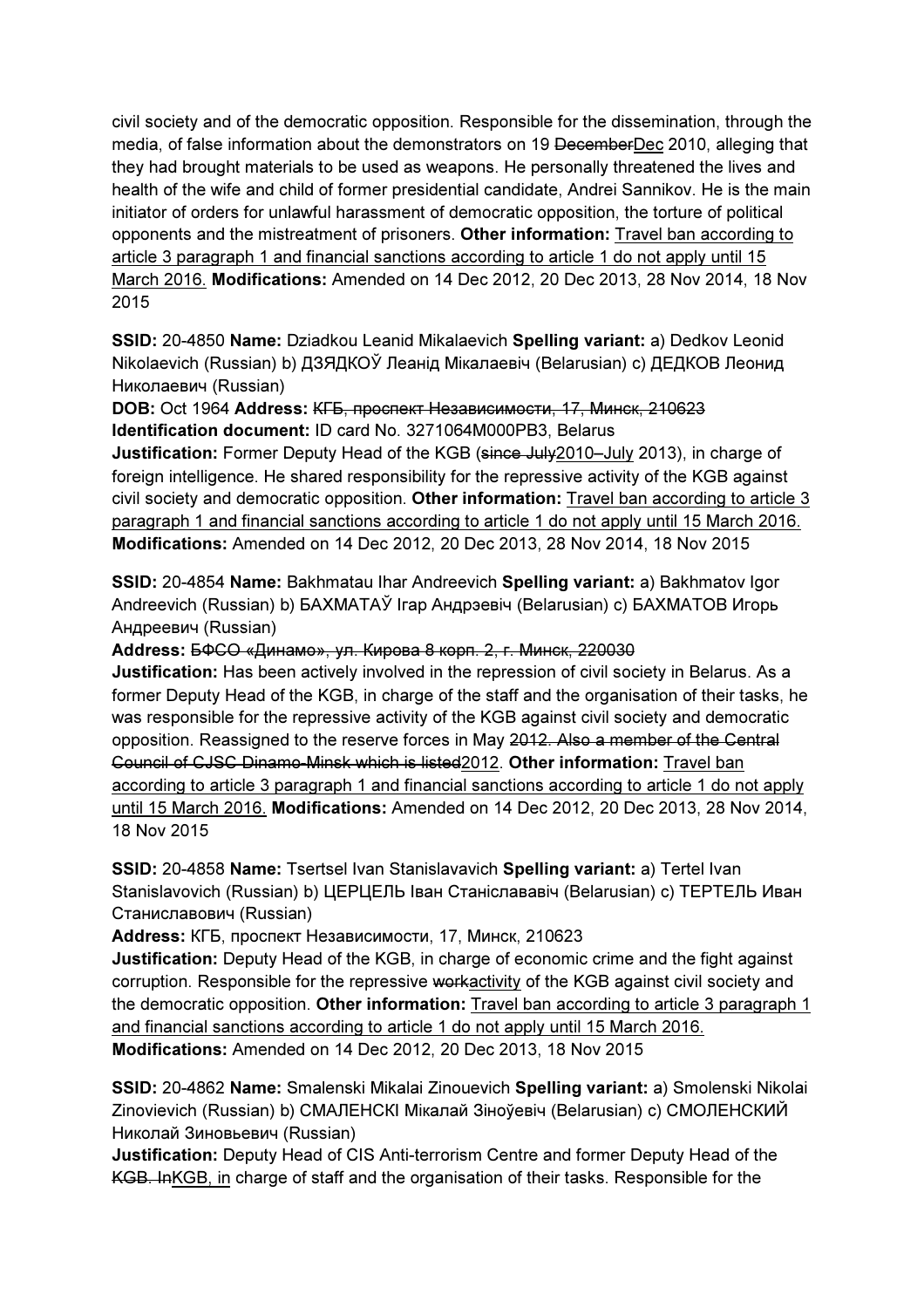civil society and of the democratic opposition. Responsible for the dissemination, through the media, of false information about the demonstrators on 19 ~~December~~Dec 2010, alleging that they had brought materials to be used as weapons. He personally threatened the lives and health of the wife and child of former presidential candidate, Andrei Sannikov. He is the main initiator of orders for unlawful harassment of democratic opposition, the torture of political opponents and the mistreatment of prisoners. **Other information:** Travel ban according to article 3 paragraph 1 and financial sanctions according to article 1 do not apply until 15 March 2016. **Modifications:** Amended on 14 Dec 2012, 20 Dec 2013, 28 Nov 2014, 18 Nov 2015

**SSID:** 20-4850 **Name:** Dziadkou Leanid Mikalaevich **Spelling variant:** a) Dedkov Leonid Nikolaevich (Russian) b) ДЗЯДКОЎ Леанід Мікалаевіч (Belarusian) c) ДЕДКОВ Леонид Николаевич (Russian)
**DOB:** Oct 1964 **Address:** ~~КГБ, проспект Независимости, 17, Минск, 210623~~
**Identification document:** ID card No. 3271064M000PB3, Belarus
**Justification:** Former Deputy Head of the KGB (~~since July~~2010–July 2013), in charge of foreign intelligence. He shared responsibility for the repressive activity of the KGB against civil society and democratic opposition. **Other information:** Travel ban according to article 3 paragraph 1 and financial sanctions according to article 1 do not apply until 15 March 2016. **Modifications:** Amended on 14 Dec 2012, 20 Dec 2013, 28 Nov 2014, 18 Nov 2015

**SSID:** 20-4854 **Name:** Bakhmatau Ihar Andreevich **Spelling variant:** a) Bakhmatov Igor Andreevich (Russian) b) БАХМАТАЎ Ігар Андрэевіч (Belarusian) c) БАХМАТОВ Игорь Андреевич (Russian)
**Address:** ~~БФСО «Динамо», ул. Кирова 8 корп. 2, г. Минск, 220030~~
**Justification:** Has been actively involved in the repression of civil society in Belarus. As a former Deputy Head of the KGB, in charge of the staff and the organisation of their tasks, he was responsible for the repressive activity of the KGB against civil society and democratic opposition. Reassigned to the reserve forces in May ~~2012. Also a member of the Central Council of CJSC Dinamo-Minsk which is listed~~2012. **Other information:** Travel ban according to article 3 paragraph 1 and financial sanctions according to article 1 do not apply until 15 March 2016. **Modifications:** Amended on 14 Dec 2012, 20 Dec 2013, 28 Nov 2014, 18 Nov 2015

**SSID:** 20-4858 **Name:** Tsertsel Ivan Stanislavavich **Spelling variant:** a) Tertel Ivan Stanislavovich (Russian) b) ЦЕРЦЕЛЬ Іван Станіслававіч (Belarusian) c) ТЕРТЕЛЬ Иван Станиславович (Russian)
**Address:** КГБ, проспект Независимости, 17, Минск, 210623
**Justification:** Deputy Head of the KGB, in charge of economic crime and the fight against corruption. Responsible for the repressive ~~work~~activity of the KGB against civil society and the democratic opposition. **Other information:** Travel ban according to article 3 paragraph 1 and financial sanctions according to article 1 do not apply until 15 March 2016. **Modifications:** Amended on 14 Dec 2012, 20 Dec 2013, 18 Nov 2015

**SSID:** 20-4862 **Name:** Smalenski Mikalai Zinouevich **Spelling variant:** a) Smolenski Nikolai Zinovievich (Russian) b) СМАЛЕНСКІ Мікалай Зіноўевіч (Belarusian) c) СМОЛЕНСКИЙ Николай Зиновьевич (Russian)
**Justification:** Deputy Head of CIS Anti-terrorism Centre and former Deputy Head of the ~~KGB. In~~KGB, in charge of staff and the organisation of their tasks. Responsible for the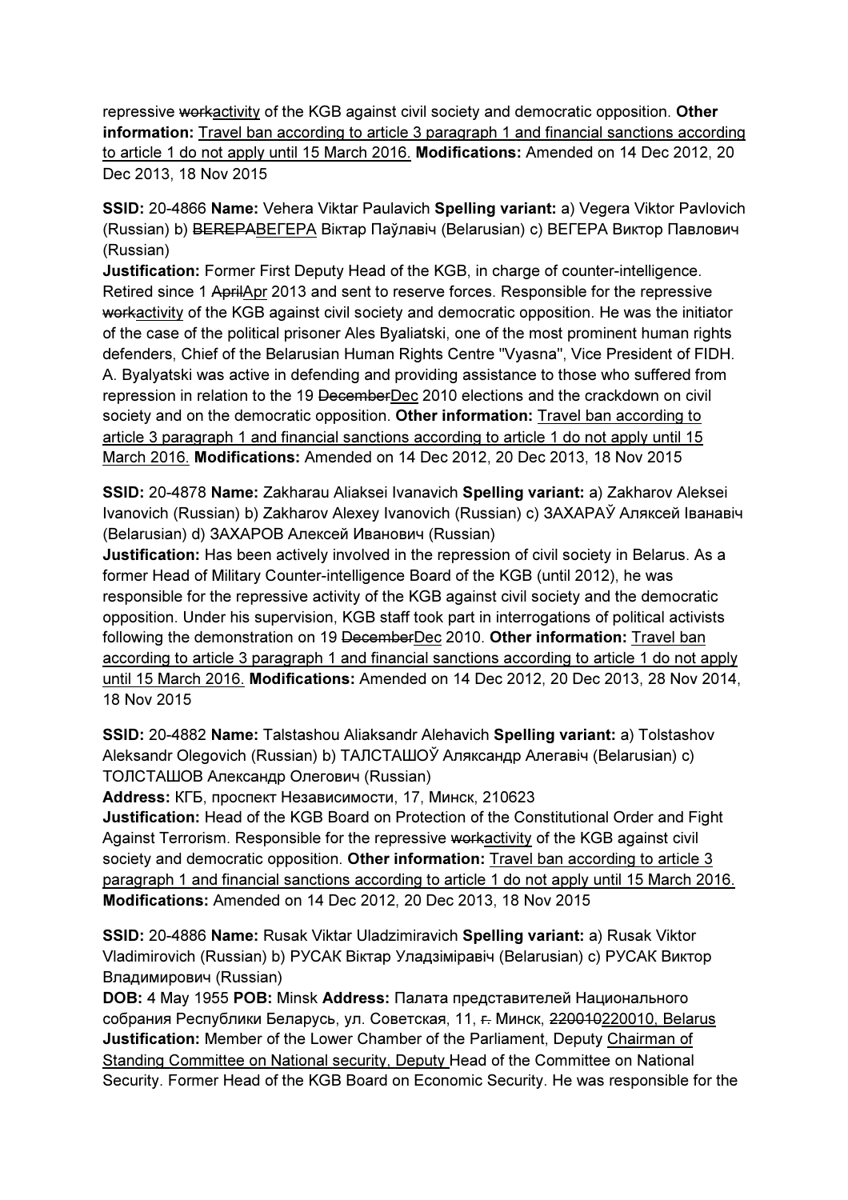repressive ~~work~~activity of the KGB against civil society and democratic opposition. **Other information:** Travel ban according to article 3 paragraph 1 and financial sanctions according to article 1 do not apply until 15 March 2016. **Modifications:** Amended on 14 Dec 2012, 20 Dec 2013, 18 Nov 2015

**SSID:** 20-4866 **Name:** Vehera Viktar Paulavich **Spelling variant:** a) Vegera Viktor Pavlovich (Russian) b) ~~ВЕГЕРА~~ВЕГЕРА Віктар Паўлавіч (Belarusian) c) ВЕГЕРА Виктор Павлович (Russian)

**Justification:** Former First Deputy Head of the KGB, in charge of counter-intelligence. Retired since 1 ~~April~~Apr 2013 and sent to reserve forces. Responsible for the repressive ~~work~~activity of the KGB against civil society and democratic opposition. He was the initiator of the case of the political prisoner Ales Byaliatski, one of the most prominent human rights defenders, Chief of the Belarusian Human Rights Centre "Vyasna", Vice President of FIDH. A. Byalyatski was active in defending and providing assistance to those who suffered from repression in relation to the 19 ~~December~~Dec 2010 elections and the crackdown on civil society and on the democratic opposition. **Other information:** Travel ban according to article 3 paragraph 1 and financial sanctions according to article 1 do not apply until 15 March 2016. **Modifications:** Amended on 14 Dec 2012, 20 Dec 2013, 18 Nov 2015

**SSID:** 20-4878 **Name:** Zakharau Aliaksei Ivanavich **Spelling variant:** a) Zakharov Aleksei Ivanovich (Russian) b) Zakharov Alexey Ivanovich (Russian) c) ЗАХАРАЎ Аляксей Іванавіч (Belarusian) d) ЗАХАРОВ Алексей Иванович (Russian)

**Justification:** Has been actively involved in the repression of civil society in Belarus. As a former Head of Military Counter-intelligence Board of the KGB (until 2012), he was responsible for the repressive activity of the KGB against civil society and the democratic opposition. Under his supervision, KGB staff took part in interrogations of political activists following the demonstration on 19 ~~December~~Dec 2010. **Other information:** Travel ban according to article 3 paragraph 1 and financial sanctions according to article 1 do not apply until 15 March 2016. **Modifications:** Amended on 14 Dec 2012, 20 Dec 2013, 28 Nov 2014, 18 Nov 2015

**SSID:** 20-4882 **Name:** Talstashou Aliaksandr Alehavich **Spelling variant:** a) Tolstashov Aleksandr Olegovich (Russian) b) ТАЛСТАШОЎ Аляксандр Алегавіч (Belarusian) c) ТОЛСТАШОВ Александр Олегович (Russian)

**Address:** КГБ, проспект Независимости, 17, Минск, 210623

**Justification:** Head of the KGB Board on Protection of the Constitutional Order and Fight Against Terrorism. Responsible for the repressive ~~work~~activity of the KGB against civil society and democratic opposition. **Other information:** Travel ban according to article 3 paragraph 1 and financial sanctions according to article 1 do not apply until 15 March 2016. **Modifications:** Amended on 14 Dec 2012, 20 Dec 2013, 18 Nov 2015

**SSID:** 20-4886 **Name:** Rusak Viktar Uladzimiravich **Spelling variant:** a) Rusak Viktor Vladimirovich (Russian) b) РУСАК Віктар Уладзіміравіч (Belarusian) c) РУСАК Виктор Владимирович (Russian)

**DOB:** 4 May 1955 **POB:** Minsk **Address:** Палата представителей Национального собрания Республики Беларусь, ул. Советская, 11, ~~г.~~ Минск, ~~220010~~220010, Belarus

**Justification:** Member of the Lower Chamber of the Parliament, Deputy Chairman of Standing Committee on National security, Deputy Head of the Committee on National Security. Former Head of the KGB Board on Economic Security. He was responsible for the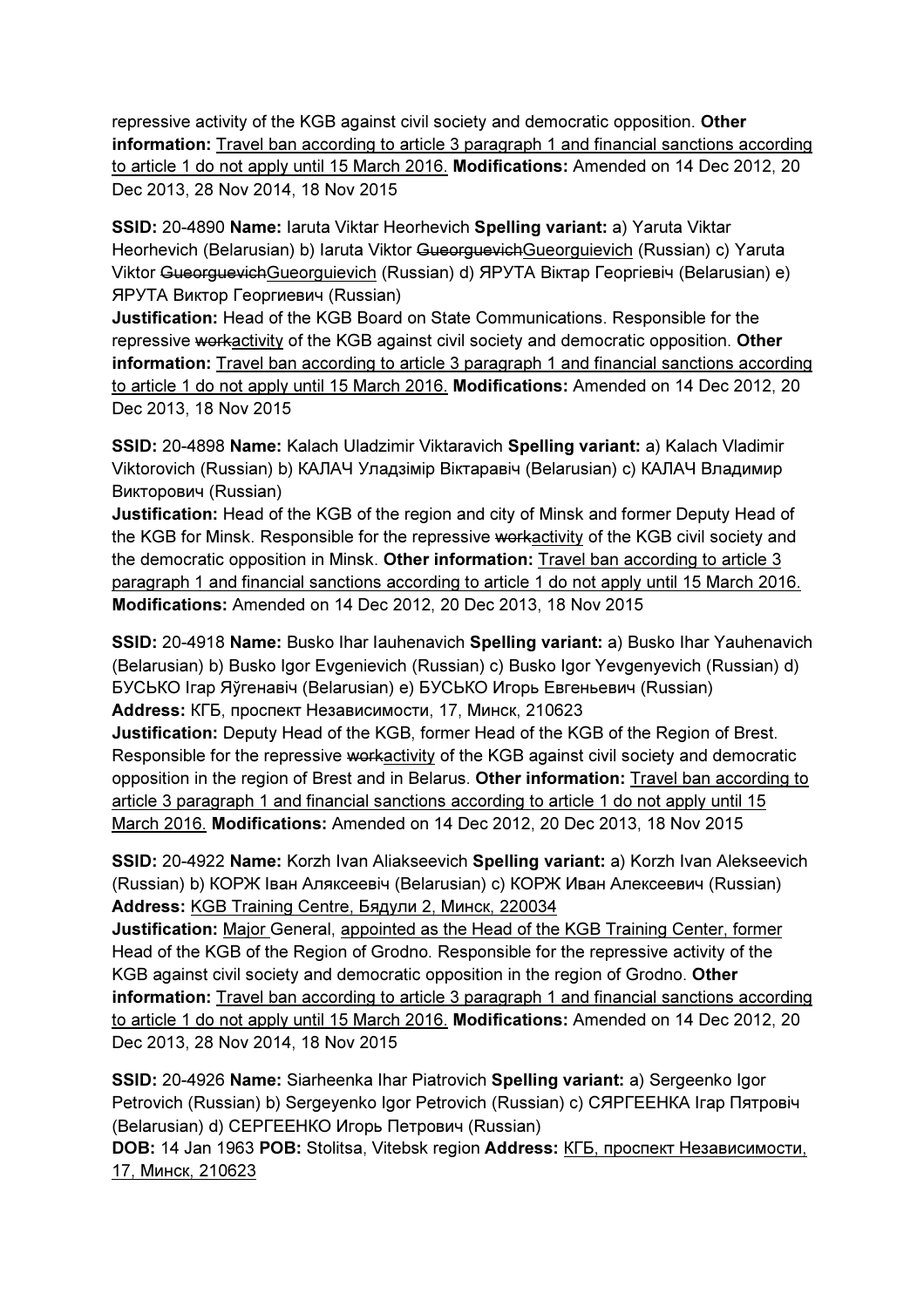repressive activity of the KGB against civil society and democratic opposition. **Other information:** Travel ban according to article 3 paragraph 1 and financial sanctions according to article 1 do not apply until 15 March 2016. **Modifications:** Amended on 14 Dec 2012, 20 Dec 2013, 28 Nov 2014, 18 Nov 2015

**SSID:** 20-4890 **Name:** Iaruta Viktar Heorhevich **Spelling variant:** a) Yaruta Viktar Heorhevich (Belarusian) b) Iaruta Viktor ~~Gueorguevich~~Gueorguievich (Russian) c) Yaruta Viktor ~~Gueorguevich~~Gueorguievich (Russian) d) ЯРУТА Віктар Георгіевіч (Belarusian) e) ЯРУТА Виктор Георгиевич (Russian)
**Justification:** Head of the KGB Board on State Communications. Responsible for the repressive ~~work~~activity of the KGB against civil society and democratic opposition. **Other information:** Travel ban according to article 3 paragraph 1 and financial sanctions according to article 1 do not apply until 15 March 2016. **Modifications:** Amended on 14 Dec 2012, 20 Dec 2013, 18 Nov 2015

**SSID:** 20-4898 **Name:** Kalach Uladzimir Viktaravich **Spelling variant:** a) Kalach Vladimir Viktorovich (Russian) b) КАЛАЧ Уладзімір Віктаравіч (Belarusian) c) КАЛАЧ Владимир Викторович (Russian)
**Justification:** Head of the KGB of the region and city of Minsk and former Deputy Head of the KGB for Minsk. Responsible for the repressive ~~work~~activity of the KGB civil society and the democratic opposition in Minsk. **Other information:** Travel ban according to article 3 paragraph 1 and financial sanctions according to article 1 do not apply until 15 March 2016. **Modifications:** Amended on 14 Dec 2012, 20 Dec 2013, 18 Nov 2015

**SSID:** 20-4918 **Name:** Busko Ihar Iauhenavich **Spelling variant:** a) Busko Ihar Yauhenavich (Belarusian) b) Busko Igor Evgenievich (Russian) c) Busko Igor Yevgenyevich (Russian) d) БУСЬКО Ігар Яўгенавіч (Belarusian) e) БУСЬКО Игорь Евгеньевич (Russian)
**Address:** КГБ, проспект Независимости, 17, Минск, 210623
**Justification:** Deputy Head of the KGB, former Head of the KGB of the Region of Brest. Responsible for the repressive ~~work~~activity of the KGB against civil society and democratic opposition in the region of Brest and in Belarus. **Other information:** Travel ban according to article 3 paragraph 1 and financial sanctions according to article 1 do not apply until 15 March 2016. **Modifications:** Amended on 14 Dec 2012, 20 Dec 2013, 18 Nov 2015

**SSID:** 20-4922 **Name:** Korzh Ivan Aliakseevich **Spelling variant:** a) Korzh Ivan Alekseevich (Russian) b) КОРЖ Іван Аляксеевіч (Belarusian) c) КОРЖ Иван Алексеевич (Russian)
**Address:** KGB Training Centre, Бядули 2, Минск, 220034
**Justification:** Major General, appointed as the Head of the KGB Training Center, former Head of the KGB of the Region of Grodno. Responsible for the repressive activity of the KGB against civil society and democratic opposition in the region of Grodno. **Other information:** Travel ban according to article 3 paragraph 1 and financial sanctions according to article 1 do not apply until 15 March 2016. **Modifications:** Amended on 14 Dec 2012, 20 Dec 2013, 28 Nov 2014, 18 Nov 2015

**SSID:** 20-4926 **Name:** Siarheenka Ihar Piatrovich **Spelling variant:** a) Sergeenko Igor Petrovich (Russian) b) Sergeyenko Igor Petrovich (Russian) c) СЯРГЕЕНКА Ігар Пятровіч (Belarusian) d) СЕРГЕЕНКО Игорь Петрович (Russian)
**DOB:** 14 Jan 1963 **POB:** Stolitsa, Vitebsk region **Address:** КГБ, проспект Независимости, 17, Минск, 210623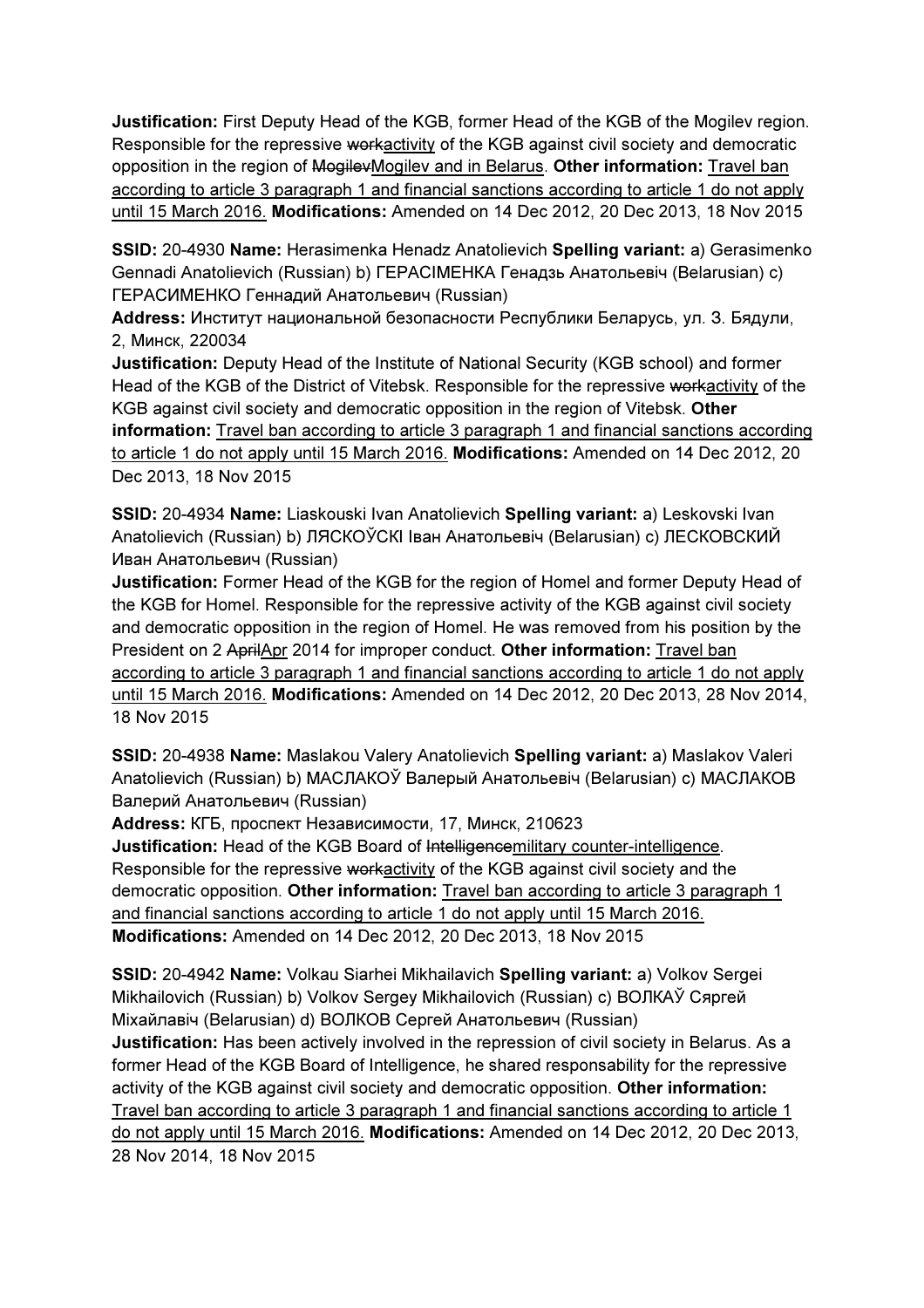**Justification:** First Deputy Head of the KGB, former Head of the KGB of the Mogilev region. Responsible for the repressive ~~work~~activity of the KGB against civil society and democratic opposition in the region of ~~Mogilev~~Mogilev and in Belarus. **Other information:** Travel ban according to article 3 paragraph 1 and financial sanctions according to article 1 do not apply until 15 March 2016. **Modifications:** Amended on 14 Dec 2012, 20 Dec 2013, 18 Nov 2015

**SSID:** 20-4930 **Name:** Herasimenka Henadz Anatolievich **Spelling variant:** a) Gerasimenko Gennadi Anatolievich (Russian) b) ГЕРАСІМЕНКА Генадзь Анатольевіч (Belarusian) c) ГЕРАСИМЕНКО Геннадий Анатольевич (Russian)
**Address:** Институт национальной безопасности Республики Беларусь, ул. З. Бядули, 2, Минск, 220034
**Justification:** Deputy Head of the Institute of National Security (KGB school) and former Head of the KGB of the District of Vitebsk. Responsible for the repressive ~~work~~activity of the KGB against civil society and democratic opposition in the region of Vitebsk. **Other information:** Travel ban according to article 3 paragraph 1 and financial sanctions according to article 1 do not apply until 15 March 2016. **Modifications:** Amended on 14 Dec 2012, 20 Dec 2013, 18 Nov 2015

**SSID:** 20-4934 **Name:** Liaskouski Ivan Anatolievich **Spelling variant:** a) Leskovski Ivan Anatolievich (Russian) b) ЛЯСКОЎСКІ Іван Анатольевіч (Belarusian) c) ЛЕСКОВСКИЙ Иван Анатольевич (Russian)
**Justification:** Former Head of the KGB for the region of Homel and former Deputy Head of the KGB for Homel. Responsible for the repressive activity of the KGB against civil society and democratic opposition in the region of Homel. He was removed from his position by the President on 2 ~~April~~Apr 2014 for improper conduct. **Other information:** Travel ban according to article 3 paragraph 1 and financial sanctions according to article 1 do not apply until 15 March 2016. **Modifications:** Amended on 14 Dec 2012, 20 Dec 2013, 28 Nov 2014, 18 Nov 2015

**SSID:** 20-4938 **Name:** Maslakou Valery Anatolievich **Spelling variant:** a) Maslakov Valeri Anatolievich (Russian) b) МАСЛАКОЎ Валерый Анатольевіч (Belarusian) c) МАСЛАКОВ Валерий Анатольевич (Russian)
**Address:** КГБ, проспект Независимости, 17, Минск, 210623
**Justification:** Head of the KGB Board of ~~Intelligence~~military counter-intelligence. Responsible for the repressive ~~work~~activity of the KGB against civil society and the democratic opposition. **Other information:** Travel ban according to article 3 paragraph 1 and financial sanctions according to article 1 do not apply until 15 March 2016. **Modifications:** Amended on 14 Dec 2012, 20 Dec 2013, 18 Nov 2015

**SSID:** 20-4942 **Name:** Volkau Siarhei Mikhailavich **Spelling variant:** a) Volkov Sergei Mikhailovich (Russian) b) Volkov Sergey Mikhailovich (Russian) c) ВОЛКАЎ Сяргей Міхайлавіч (Belarusian) d) ВОЛКОВ Сергей Анатольевич (Russian)
**Justification:** Has been actively involved in the repression of civil society in Belarus. As a former Head of the KGB Board of Intelligence, he shared responsability for the repressive activity of the KGB against civil society and democratic opposition. **Other information:** Travel ban according to article 3 paragraph 1 and financial sanctions according to article 1 do not apply until 15 March 2016. **Modifications:** Amended on 14 Dec 2012, 20 Dec 2013, 28 Nov 2014, 18 Nov 2015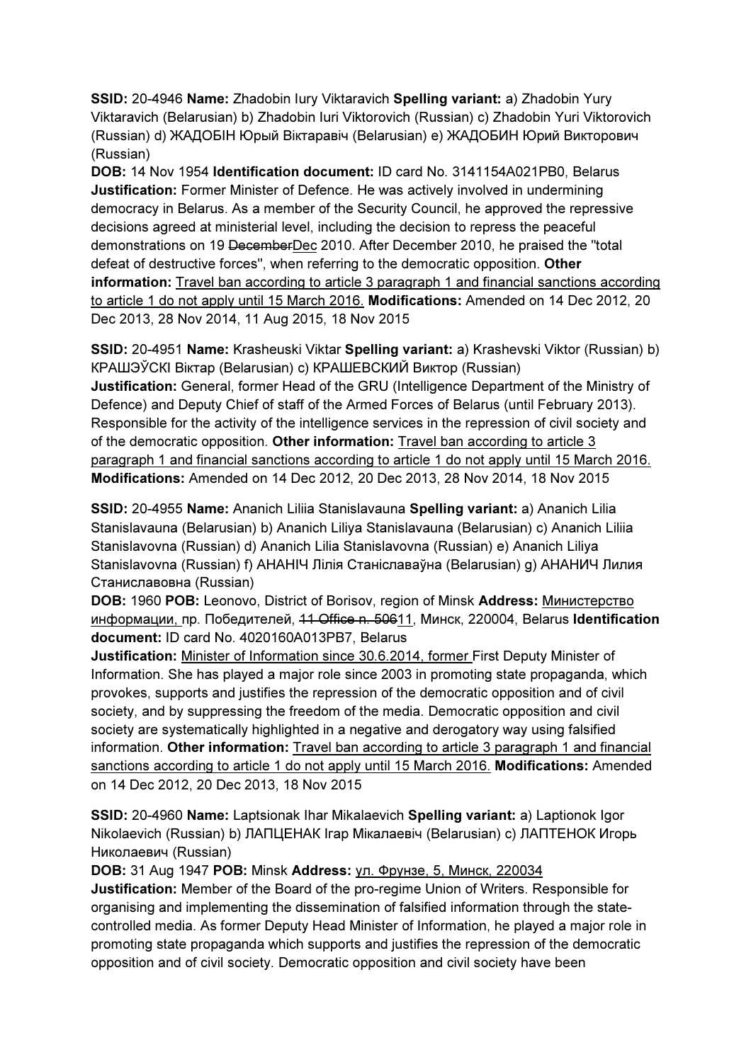**SSID:** 20-4946 **Name:** Zhadobin Iury Viktaravich **Spelling variant:** a) Zhadobin Yury Viktaravich (Belarusian) b) Zhadobin Iuri Viktorovich (Russian) c) Zhadobin Yuri Viktorovich (Russian) d) ЖАДОБІН Юрый Віктаравіч (Belarusian) e) ЖАДОБИН Юрий Викторович (Russian)
**DOB:** 14 Nov 1954 **Identification document:** ID card No. 3141154A021PB0, Belarus
**Justification:** Former Minister of Defence. He was actively involved in undermining democracy in Belarus. As a member of the Security Council, he approved the repressive decisions agreed at ministerial level, including the decision to repress the peaceful demonstrations on 19 ~~December~~Dec 2010. After December 2010, he praised the "total defeat of destructive forces", when referring to the democratic opposition. **Other information:** Travel ban according to article 3 paragraph 1 and financial sanctions according to article 1 do not apply until 15 March 2016. **Modifications:** Amended on 14 Dec 2012, 20 Dec 2013, 28 Nov 2014, 11 Aug 2015, 18 Nov 2015

**SSID:** 20-4951 **Name:** Krasheuski Viktar **Spelling variant:** a) Krashevski Viktor (Russian) b) КРАШЭЎСКІ Віктар (Belarusian) c) КРАШЕВСКИЙ Виктор (Russian)
**Justification:** General, former Head of the GRU (Intelligence Department of the Ministry of Defence) and Deputy Chief of staff of the Armed Forces of Belarus (until February 2013). Responsible for the activity of the intelligence services in the repression of civil society and of the democratic opposition. **Other information:** Travel ban according to article 3 paragraph 1 and financial sanctions according to article 1 do not apply until 15 March 2016. **Modifications:** Amended on 14 Dec 2012, 20 Dec 2013, 28 Nov 2014, 18 Nov 2015

**SSID:** 20-4955 **Name:** Ananich Liliia Stanislavauna **Spelling variant:** a) Ananich Lilia Stanislavauna (Belarusian) b) Ananich Liliya Stanislavauna (Belarusian) c) Ananich Liliia Stanislavovna (Russian) d) Ananich Lilia Stanislavovna (Russian) e) Ananich Liliya Stanislavovna (Russian) f) АНАНІЧ Лілія Станіславаўна (Belarusian) g) АНАНИЧ Лилия Станиславовна (Russian)
**DOB:** 1960 **POB:** Leonovo, District of Borisov, region of Minsk **Address:** Министерство информации, пр. Победителей, ~~11 Office n. 506~~11, Минск, 220004, Belarus **Identification document:** ID card No. 4020160A013PB7, Belarus
**Justification:** Minister of Information since 30.6.2014, former First Deputy Minister of Information. She has played a major role since 2003 in promoting state propaganda, which provokes, supports and justifies the repression of the democratic opposition and of civil society, and by suppressing the freedom of the media. Democratic opposition and civil society are systematically highlighted in a negative and derogatory way using falsified information. **Other information:** Travel ban according to article 3 paragraph 1 and financial sanctions according to article 1 do not apply until 15 March 2016. **Modifications:** Amended on 14 Dec 2012, 20 Dec 2013, 18 Nov 2015

**SSID:** 20-4960 **Name:** Laptsionak Ihar Mikalaevich **Spelling variant:** a) Laptionok Igor Nikolaevich (Russian) b) ЛАПЦЕНАК Ігар Мікалаевіч (Belarusian) c) ЛАПТЕНОК Игорь Николаевич (Russian)
**DOB:** 31 Aug 1947 **POB:** Minsk **Address:** ул. Фрунзе, 5, Минск, 220034
**Justification:** Member of the Board of the pro-regime Union of Writers. Responsible for organising and implementing the dissemination of falsified information through the state-controlled media. As former Deputy Head Minister of Information, he played a major role in promoting state propaganda which supports and justifies the repression of the democratic opposition and of civil society. Democratic opposition and civil society have been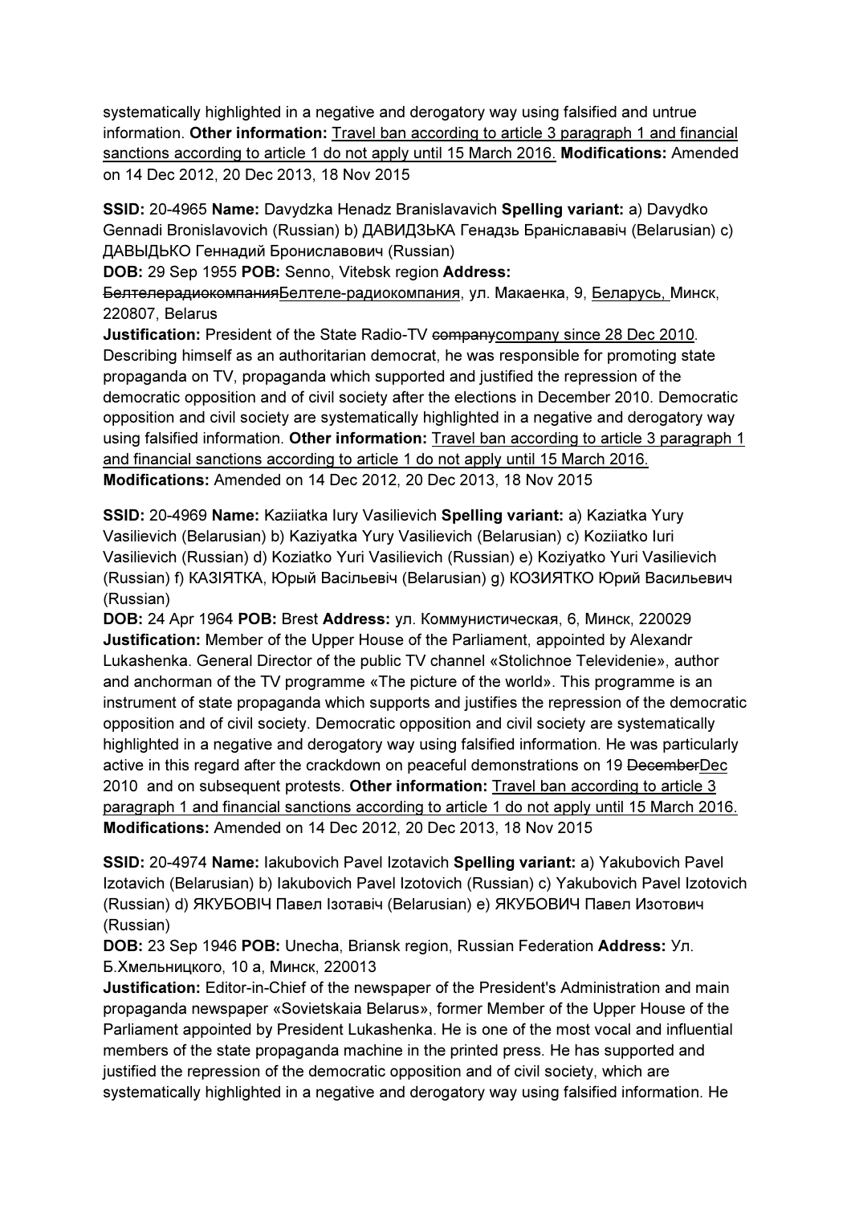systematically highlighted in a negative and derogatory way using falsified and untrue information. **Other information:** Travel ban according to article 3 paragraph 1 and financial sanctions according to article 1 do not apply until 15 March 2016. **Modifications:** Amended on 14 Dec 2012, 20 Dec 2013, 18 Nov 2015

**SSID:** 20-4965 **Name:** Davydzka Henadz Branislavavich **Spelling variant:** a) Davydko Gennadi Bronislavovich (Russian) b) ДАВИДЗЬКА Генадзь Бранiслававiч (Belarusian) c) ДАВЫДЬКО Геннадий Брониславович (Russian)
**DOB:** 29 Sep 1955 **POB:** Senno, Vitebsk region **Address:** ~~Белтелерадиокомпания~~Белтеле-радиокомпания, ул. Макаенка, 9, ~~Беларусь,~~ Минск, 220807, Belarus
**Justification:** President of the State Radio-TV ~~company~~company since 28 Dec 2010. Describing himself as an authoritarian democrat, he was responsible for promoting state propaganda on TV, propaganda which supported and justified the repression of the democratic opposition and of civil society after the elections in December 2010. Democratic opposition and civil society are systematically highlighted in a negative and derogatory way using falsified information. **Other information:** Travel ban according to article 3 paragraph 1 and financial sanctions according to article 1 do not apply until 15 March 2016. **Modifications:** Amended on 14 Dec 2012, 20 Dec 2013, 18 Nov 2015

**SSID:** 20-4969 **Name:** Kaziiatka Iury Vasilievich **Spelling variant:** a) Kaziatka Yury Vasilievich (Belarusian) b) Kaziyatka Yury Vasilievich (Belarusian) c) Koziiatko Iuri Vasilievich (Russian) d) Koziatko Yuri Vasilievich (Russian) e) Koziyatko Yuri Vasilievich (Russian) f) КАЗIЯТКА, Юрый Васiльевiч (Belarusian) g) КОЗИЯТКО Юрий Васильевич (Russian)
**DOB:** 24 Apr 1964 **POB:** Brest **Address:** ул. Коммунистическая, 6, Минск, 220029
**Justification:** Member of the Upper House of the Parliament, appointed by Alexandr Lukashenka. General Director of the public TV channel «Stolichnoe Televidenie», author and anchorman of the TV programme «The picture of the world». This programme is an instrument of state propaganda which supports and justifies the repression of the democratic opposition and of civil society. Democratic opposition and civil society are systematically highlighted in a negative and derogatory way using falsified information. He was particularly active in this regard after the crackdown on peaceful demonstrations on 19 ~~December~~Dec 2010 and on subsequent protests. **Other information:** Travel ban according to article 3 paragraph 1 and financial sanctions according to article 1 do not apply until 15 March 2016. **Modifications:** Amended on 14 Dec 2012, 20 Dec 2013, 18 Nov 2015

**SSID:** 20-4974 **Name:** Iakubovich Pavel Izotavich **Spelling variant:** a) Yakubovich Pavel Izotavich (Belarusian) b) Iakubovich Pavel Izotovich (Russian) c) Yakubovich Pavel Izotovich (Russian) d) ЯКУБОВIЧ Павел Iзотавiч (Belarusian) e) ЯКУБОВИЧ Павел Изотович (Russian)
**DOB:** 23 Sep 1946 **POB:** Unecha, Briansk region, Russian Federation **Address:** Ул. Б.Хмельницкого, 10 а, Минск, 220013
**Justification:** Editor-in-Chief of the newspaper of the President's Administration and main propaganda newspaper «Sovietskaia Belarus», former Member of the Upper House of the Parliament appointed by President Lukashenka. He is one of the most vocal and influential members of the state propaganda machine in the printed press. He has supported and justified the repression of the democratic opposition and of civil society, which are systematically highlighted in a negative and derogatory way using falsified information. He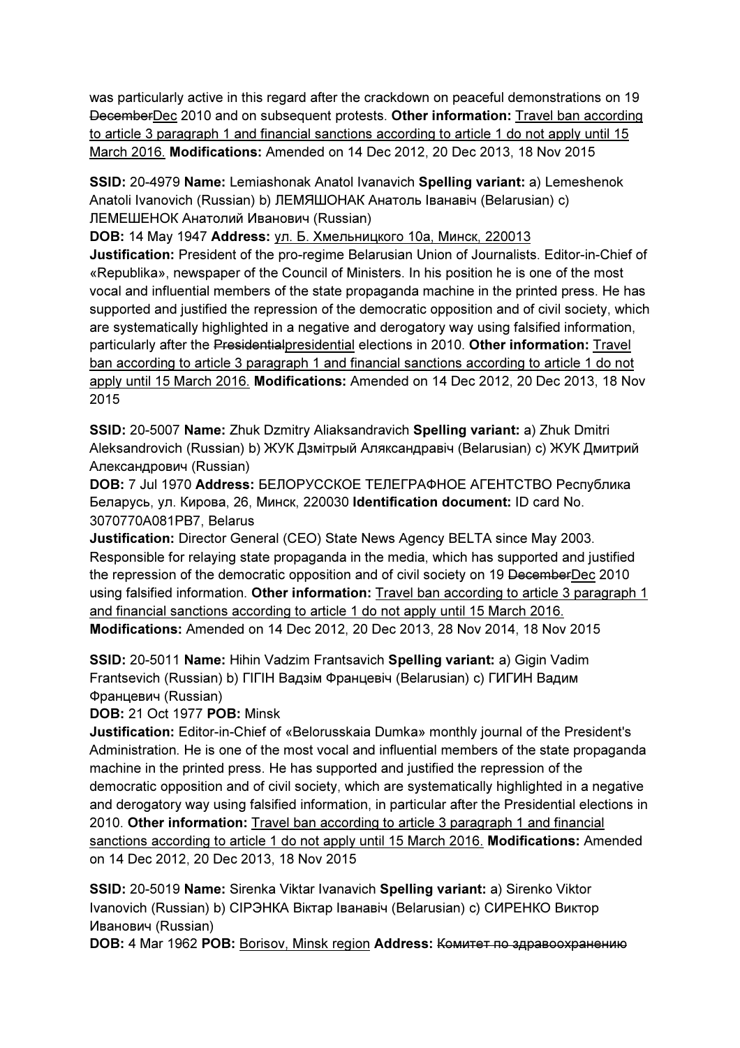was particularly active in this regard after the crackdown on peaceful demonstrations on 19 ~~December~~Dec 2010 and on subsequent protests. **Other information:** Travel ban according to article 3 paragraph 1 and financial sanctions according to article 1 do not apply until 15 March 2016. **Modifications:** Amended on 14 Dec 2012, 20 Dec 2013, 18 Nov 2015

**SSID:** 20-4979 **Name:** Lemiashonak Anatol Ivanavich **Spelling variant:** a) Lemeshenok Anatoli Ivanovich (Russian) b) ЛЕМЯШОНАК Анатоль Іванавіч (Belarusian) c) ЛЕМЕШЕНОК Анатолий Иванович (Russian)
**DOB:** 14 May 1947 **Address:** ул. Б. Хмельницкого 10а, Минск, 220013
**Justification:** President of the pro-regime Belarusian Union of Journalists. Editor-in-Chief of «Republika», newspaper of the Council of Ministers. In his position he is one of the most vocal and influential members of the state propaganda machine in the printed press. He has supported and justified the repression of the democratic opposition and of civil society, which are systematically highlighted in a negative and derogatory way using falsified information, particularly after the ~~Presidential~~presidential elections in 2010. **Other information:** Travel ban according to article 3 paragraph 1 and financial sanctions according to article 1 do not apply until 15 March 2016. **Modifications:** Amended on 14 Dec 2012, 20 Dec 2013, 18 Nov 2015

**SSID:** 20-5007 **Name:** Zhuk Dzmitry Aliaksandravich **Spelling variant:** a) Zhuk Dmitri Aleksandrovich (Russian) b) ЖУК Дзмітрый Аляксандравіч (Belarusian) c) ЖУК Дмитрий Александрович (Russian)
**DOB:** 7 Jul 1970 **Address:** БЕЛОРУССКОЕ ТЕЛЕГРАФНОЕ АГЕНТСТВО Республика Беларусь, ул. Кирова, 26, Минск, 220030 **Identification document:** ID card No. 3070770A081PB7, Belarus
**Justification:** Director General (CEO) State News Agency BELTA since May 2003. Responsible for relaying state propaganda in the media, which has supported and justified the repression of the democratic opposition and of civil society on 19 ~~December~~Dec 2010 using falsified information. **Other information:** Travel ban according to article 3 paragraph 1 and financial sanctions according to article 1 do not apply until 15 March 2016. **Modifications:** Amended on 14 Dec 2012, 20 Dec 2013, 28 Nov 2014, 18 Nov 2015

**SSID:** 20-5011 **Name:** Hihin Vadzim Frantsavich **Spelling variant:** a) Gigin Vadim Frantsevich (Russian) b) ГІГІН Вадзім Францевіч (Belarusian) c) ГИГИН Вадим Францевич (Russian)
**DOB:** 21 Oct 1977 **POB:** Minsk
**Justification:** Editor-in-Chief of «Belorusskaia Dumka» monthly journal of the President's Administration. He is one of the most vocal and influential members of the state propaganda machine in the printed press. He has supported and justified the repression of the democratic opposition and of civil society, which are systematically highlighted in a negative and derogatory way using falsified information, in particular after the Presidential elections in 2010. **Other information:** Travel ban according to article 3 paragraph 1 and financial sanctions according to article 1 do not apply until 15 March 2016. **Modifications:** Amended on 14 Dec 2012, 20 Dec 2013, 18 Nov 2015

**SSID:** 20-5019 **Name:** Sirenka Viktar Ivanavich **Spelling variant:** a) Sirenko Viktor Ivanovich (Russian) b) СІРЭНКА Віктар Іванавіч (Belarusian) c) СИРЕНКО Виктор Иванович (Russian)
**DOB:** 4 Mar 1962 **POB:** Borisov, Minsk region **Address:** ~~Комитет по здравоохранению~~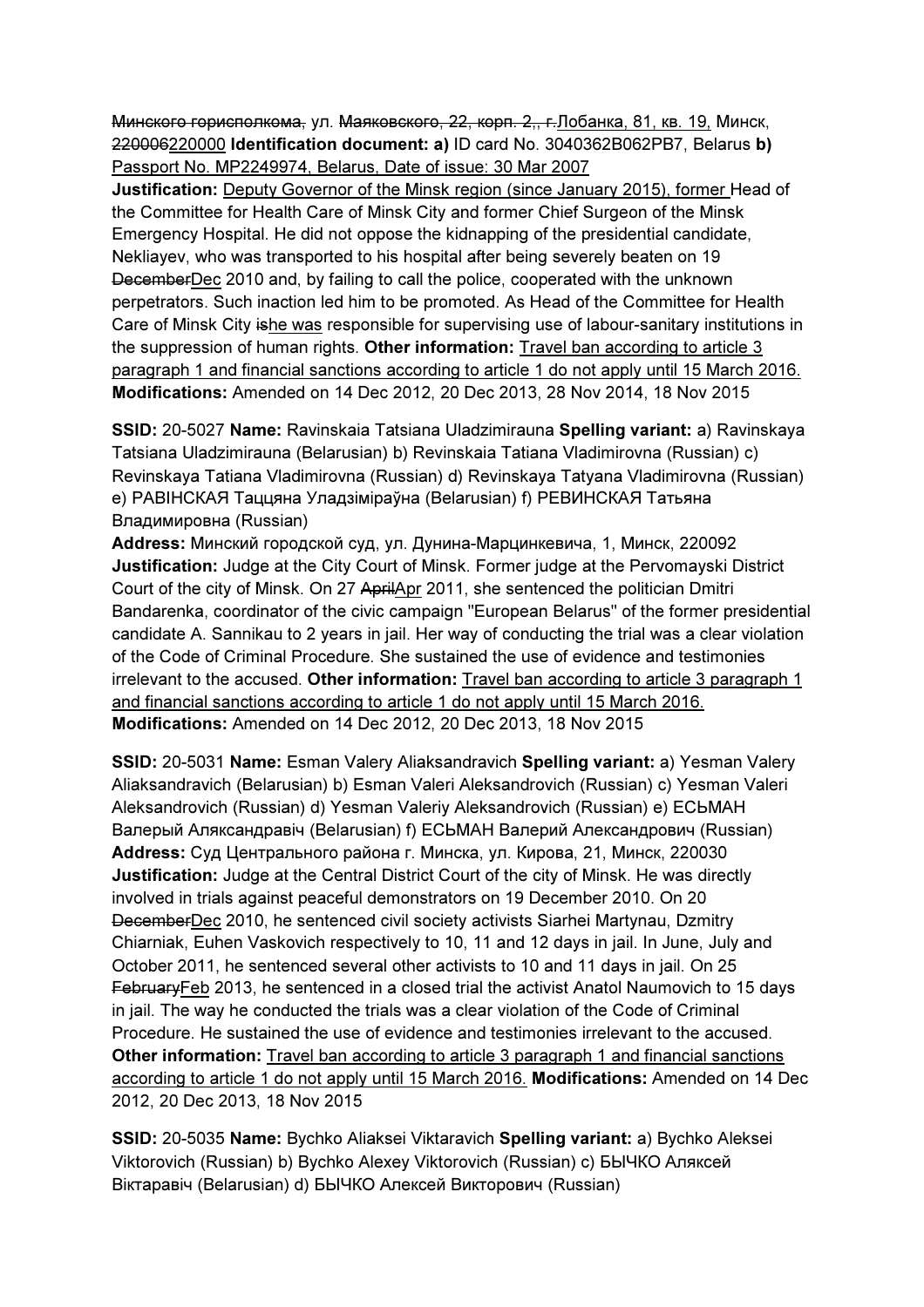Минского горисполкома, ул. Маяковского, 22, корп. 2,, г.Лобанка, 81, кв. 19, Минск, 220006220000 **Identification document:** **a)** ID card No. 3040362B062PB7, Belarus **b)** Passport No. MP2249974, Belarus, Date of issue: 30 Mar 2007

**Justification:** Deputy Governor of the Minsk region (since January 2015), former Head of the Committee for Health Care of Minsk City and former Chief Surgeon of the Minsk Emergency Hospital. He did not oppose the kidnapping of the presidential candidate, Nekliayev, who was transported to his hospital after being severely beaten on 19 DecemberDec 2010 and, by failing to call the police, cooperated with the unknown perpetrators. Such inaction led him to be promoted. As Head of the Committee for Health Care of Minsk City ishe was responsible for supervising use of labour-sanitary institutions in the suppression of human rights. **Other information:** Travel ban according to article 3 paragraph 1 and financial sanctions according to article 1 do not apply until 15 March 2016. **Modifications:** Amended on 14 Dec 2012, 20 Dec 2013, 28 Nov 2014, 18 Nov 2015

**SSID:** 20-5027 **Name:** Ravinskaia Tatsiana Uladzimirauna **Spelling variant:** a) Ravinskaya Tatsiana Uladzimirauna (Belarusian) b) Revinskaia Tatiana Vladimirovna (Russian) c) Revinskaya Tatiana Vladimirovna (Russian) d) Revinskaya Tatyana Vladimirovna (Russian) e) РАВІНСКАЯ Таццяна Уладзіміраўна (Belarusian) f) РЕВИНСКАЯ Татьяна Владимировна (Russian)

**Address:** Минский городской суд, ул. Дунина-Марцинкевича, 1, Минск, 220092 **Justification:** Judge at the City Court of Minsk. Former judge at the Pervomayski District Court of the city of Minsk. On 27 AprilApr 2011, she sentenced the politician Dmitri Bandarenka, coordinator of the civic campaign "European Belarus" of the former presidential candidate A. Sannikau to 2 years in jail. Her way of conducting the trial was a clear violation of the Code of Criminal Procedure. She sustained the use of evidence and testimonies irrelevant to the accused. **Other information:** Travel ban according to article 3 paragraph 1 and financial sanctions according to article 1 do not apply until 15 March 2016. **Modifications:** Amended on 14 Dec 2012, 20 Dec 2013, 18 Nov 2015

**SSID:** 20-5031 **Name:** Esman Valery Aliaksandravich **Spelling variant:** a) Yesman Valery Aliaksandravich (Belarusian) b) Esman Valeri Aleksandrovich (Russian) c) Yesman Valeri Aleksandrovich (Russian) d) Yesman Valeriy Aleksandrovich (Russian) e) ЕСЬМАН Валерый Аляксандравіч (Belarusian) f) ЕСЬМАН Валерий Александрович (Russian) **Address:** Суд Центрального района г. Минска, ул. Кирова, 21, Минск, 220030 **Justification:** Judge at the Central District Court of the city of Minsk. He was directly involved in trials against peaceful demonstrators on 19 December 2010. On 20 DecemberDec 2010, he sentenced civil society activists Siarhei Martynau, Dzmitry Chiarniak, Euhen Vaskovich respectively to 10, 11 and 12 days in jail. In June, July and October 2011, he sentenced several other activists to 10 and 11 days in jail. On 25 FebruaryFeb 2013, he sentenced in a closed trial the activist Anatol Naumovich to 15 days in jail. The way he conducted the trials was a clear violation of the Code of Criminal Procedure. He sustained the use of evidence and testimonies irrelevant to the accused. **Other information:** Travel ban according to article 3 paragraph 1 and financial sanctions according to article 1 do not apply until 15 March 2016. **Modifications:** Amended on 14 Dec 2012, 20 Dec 2013, 18 Nov 2015

**SSID:** 20-5035 **Name:** Bychko Aliaksei Viktaravich **Spelling variant:** a) Bychko Aleksei Viktorovich (Russian) b) Bychko Alexey Viktorovich (Russian) c) БЫЧКО Аляксей Віктаравіч (Belarusian) d) БЫЧКО Алексей Викторович (Russian)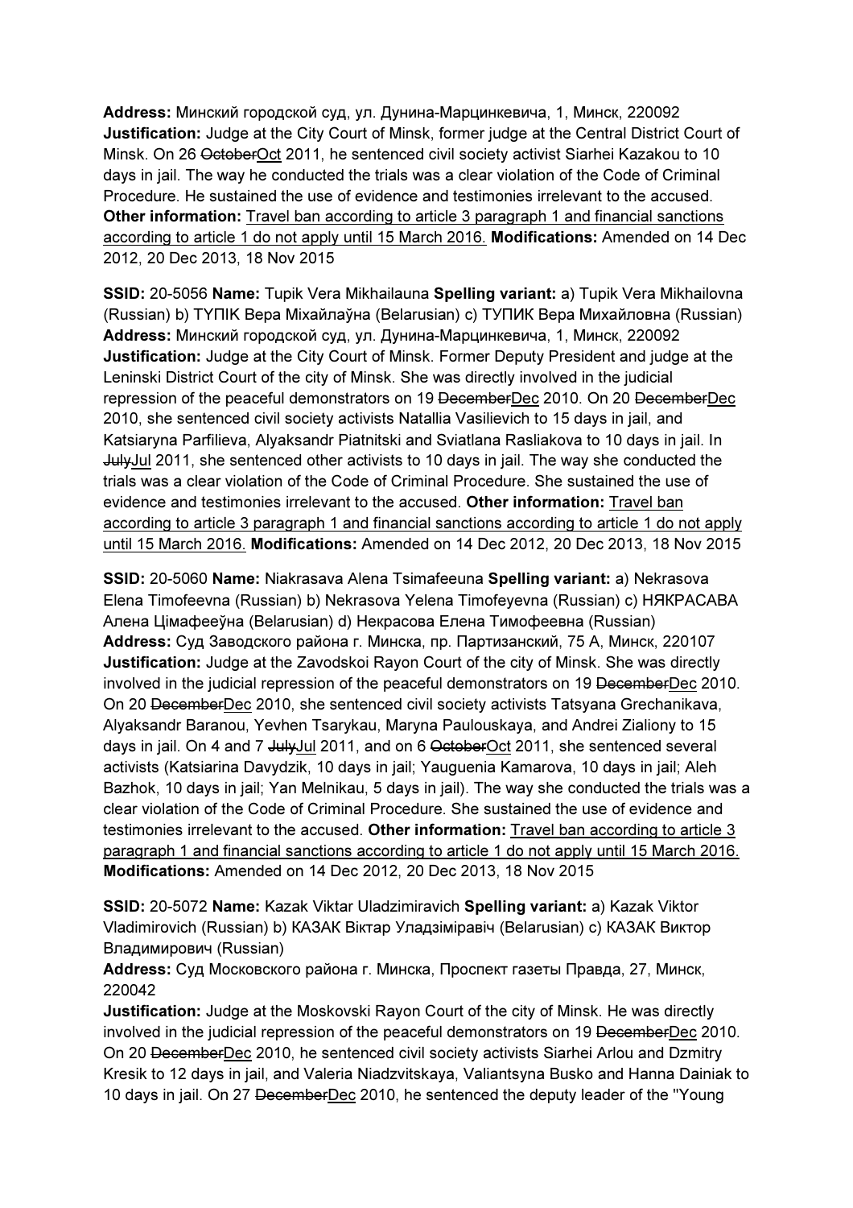**Address:** Минский городской суд, ул. Дунина-Марцинкевича, 1, Минск, 220092 **Justification:** Judge at the City Court of Minsk, former judge at the Central District Court of Minsk. On 26 ~~October~~Oct 2011, he sentenced civil society activist Siarhei Kazakou to 10 days in jail. The way he conducted the trials was a clear violation of the Code of Criminal Procedure. He sustained the use of evidence and testimonies irrelevant to the accused. **Other information:** Travel ban according to article 3 paragraph 1 and financial sanctions according to article 1 do not apply until 15 March 2016. **Modifications:** Amended on 14 Dec 2012, 20 Dec 2013, 18 Nov 2015

**SSID:** 20-5056 **Name:** Tupik Vera Mikhailauna **Spelling variant:** a) Tupik Vera Mikhailovna (Russian) b) ТУПІК Вера Міхайлаўна (Belarusian) c) ТУПИК Вера Михайловна (Russian) **Address:** Минский городской суд, ул. Дунина-Марцинкевича, 1, Минск, 220092 **Justification:** Judge at the City Court of Minsk. Former Deputy President and judge at the Leninski District Court of the city of Minsk. She was directly involved in the judicial repression of the peaceful demonstrators on 19 ~~December~~Dec 2010. On 20 ~~December~~Dec 2010, she sentenced civil society activists Natallia Vasilievich to 15 days in jail, and Katsiaryna Parfilieva, Alyaksandr Piatnitski and Sviatlana Rasliakova to 10 days in jail. In ~~July~~Jul 2011, she sentenced other activists to 10 days in jail. The way she conducted the trials was a clear violation of the Code of Criminal Procedure. She sustained the use of evidence and testimonies irrelevant to the accused. **Other information:** Travel ban according to article 3 paragraph 1 and financial sanctions according to article 1 do not apply until 15 March 2016. **Modifications:** Amended on 14 Dec 2012, 20 Dec 2013, 18 Nov 2015

**SSID:** 20-5060 **Name:** Niakrasava Alena Tsimafeeuna **Spelling variant:** a) Nekrasova Elena Timofeevna (Russian) b) Nekrasova Yelena Timofeyevna (Russian) c) НЯКРАСАВА Алена Цімафееўна (Belarusian) d) Некрасова Елена Тимофеевна (Russian) **Address:** Суд Заводского района г. Минска, пр. Партизанский, 75 А, Минск, 220107 **Justification:** Judge at the Zavodskoi Rayon Court of the city of Minsk. She was directly involved in the judicial repression of the peaceful demonstrators on 19 ~~December~~Dec 2010. On 20 ~~December~~Dec 2010, she sentenced civil society activists Tatsyana Grechanikava, Alyaksandr Baranou, Yevhen Tsarykau, Maryna Paulouskaya, and Andrei Zialiony to 15 days in jail. On 4 and 7 ~~July~~Jul 2011, and on 6 ~~October~~Oct 2011, she sentenced several activists (Katsiarina Davydzik, 10 days in jail; Yauguenia Kamarova, 10 days in jail; Aleh Bazhok, 10 days in jail; Yan Melnikau, 5 days in jail). The way she conducted the trials was a clear violation of the Code of Criminal Procedure. She sustained the use of evidence and testimonies irrelevant to the accused. **Other information:** Travel ban according to article 3 paragraph 1 and financial sanctions according to article 1 do not apply until 15 March 2016. **Modifications:** Amended on 14 Dec 2012, 20 Dec 2013, 18 Nov 2015

**SSID:** 20-5072 **Name:** Kazak Viktar Uladzimiravich **Spelling variant:** a) Kazak Viktor Vladimirovich (Russian) b) КАЗАК Віктар Уладзіміравіч (Belarusian) c) КАЗАК Виктор Владимирович (Russian)
**Address:** Суд Московского района г. Минска, Проспект газеты Правда, 27, Минск, 220042
**Justification:** Judge at the Moskovski Rayon Court of the city of Minsk. He was directly involved in the judicial repression of the peaceful demonstrators on 19 ~~December~~Dec 2010. On 20 ~~December~~Dec 2010, he sentenced civil society activists Siarhei Arlou and Dzmitry Kresik to 12 days in jail, and Valeria Niadzvitskaya, Valiantsyna Busko and Hanna Dainiak to 10 days in jail. On 27 ~~December~~Dec 2010, he sentenced the deputy leader of the "Young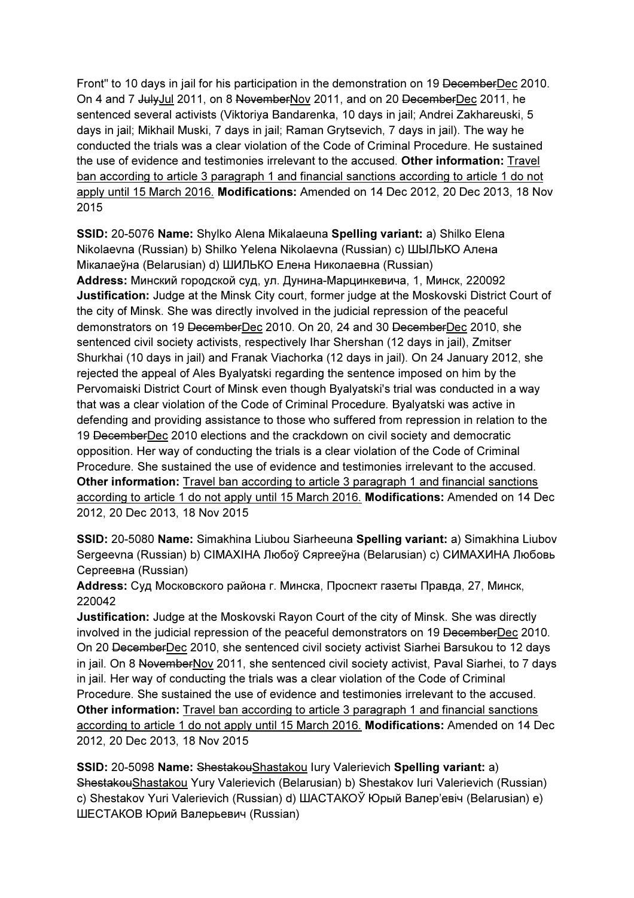Front" to 10 days in jail for his participation in the demonstration on 19 ~~December~~Dec 2010. On 4 and 7 ~~July~~Jul 2011, on 8 ~~November~~Nov 2011, and on 20 ~~December~~Dec 2011, he sentenced several activists (Viktoriya Bandarenka, 10 days in jail; Andrei Zakhareuski, 5 days in jail; Mikhail Muski, 7 days in jail; Raman Grytsevich, 7 days in jail). The way he conducted the trials was a clear violation of the Code of Criminal Procedure. He sustained the use of evidence and testimonies irrelevant to the accused. **Other information:** <u>Travel ban according to article 3 paragraph 1 and financial sanctions according to article 1 do not apply until 15 March 2016.</u> **Modifications:** Amended on 14 Dec 2012, 20 Dec 2013, 18 Nov 2015

**SSID:** 20-5076 **Name:** Shylko Alena Mikalaeuna **Spelling variant:** a) Shilko Elena Nikolaevna (Russian) b) Shilko Yelena Nikolaevna (Russian) c) ШЫЛЬКО Алена Мікалаеўна (Belarusian) d) ШИЛЬКО Елена Николаевна (Russian)
**Address:** Минский городской суд, ул. Дунина-Марцинкевича, 1, Минск, 220092
**Justification:** Judge at the Minsk City court, former judge at the Moskovski District Court of the city of Minsk. She was directly involved in the judicial repression of the peaceful demonstrators on 19 ~~December~~Dec 2010. On 20, 24 and 30 ~~December~~Dec 2010, she sentenced civil society activists, respectively Ihar Shershan (12 days in jail), Zmitser Shurkhai (10 days in jail) and Franak Viachorka (12 days in jail). On 24 January 2012, she rejected the appeal of Ales Byalyatski regarding the sentence imposed on him by the Pervomaiski District Court of Minsk even though Byalyatski's trial was conducted in a way that was a clear violation of the Code of Criminal Procedure. Byalyatski was active in defending and providing assistance to those who suffered from repression in relation to the 19 ~~December~~Dec 2010 elections and the crackdown on civil society and democratic opposition. Her way of conducting the trials is a clear violation of the Code of Criminal Procedure. She sustained the use of evidence and testimonies irrelevant to the accused.
**Other information:** <u>Travel ban according to article 3 paragraph 1 and financial sanctions according to article 1 do not apply until 15 March 2016.</u> **Modifications:** Amended on 14 Dec 2012, 20 Dec 2013, 18 Nov 2015

**SSID:** 20-5080 **Name:** Simakhina Liubou Siarheeuna **Spelling variant:** a) Simakhina Liubov Sergeevna (Russian) b) СІМАХІНА Любоў Сяргееўна (Belarusian) c) СИМАХИНА Любовь Сергеевна (Russian)
**Address:** Суд Московского района г. Минска, Проспект газеты Правда, 27, Минск, 220042
**Justification:** Judge at the Moskovski Rayon Court of the city of Minsk. She was directly involved in the judicial repression of the peaceful demonstrators on 19 ~~December~~Dec 2010. On 20 ~~December~~Dec 2010, she sentenced civil society activist Siarhei Barsukou to 12 days in jail. On 8 ~~November~~Nov 2011, she sentenced civil society activist, Paval Siarhei, to 7 days in jail. Her way of conducting the trials was a clear violation of the Code of Criminal Procedure. She sustained the use of evidence and testimonies irrelevant to the accused.
**Other information:** <u>Travel ban according to article 3 paragraph 1 and financial sanctions according to article 1 do not apply until 15 March 2016.</u> **Modifications:** Amended on 14 Dec 2012, 20 Dec 2013, 18 Nov 2015

**SSID:** 20-5098 **Name:** ~~Shestakou~~Shastakou Iury Valerievich **Spelling variant:** a) ~~Shestakou~~Shastakou Yury Valerievich (Belarusian) b) Shestakov Iuri Valerievich (Russian) c) Shestakov Yuri Valerievich (Russian) d) ШАСТАКОЎ Юрый Валер'евіч (Belarusian) e) ШЕСТАКОВ Юрий Валерьевич (Russian)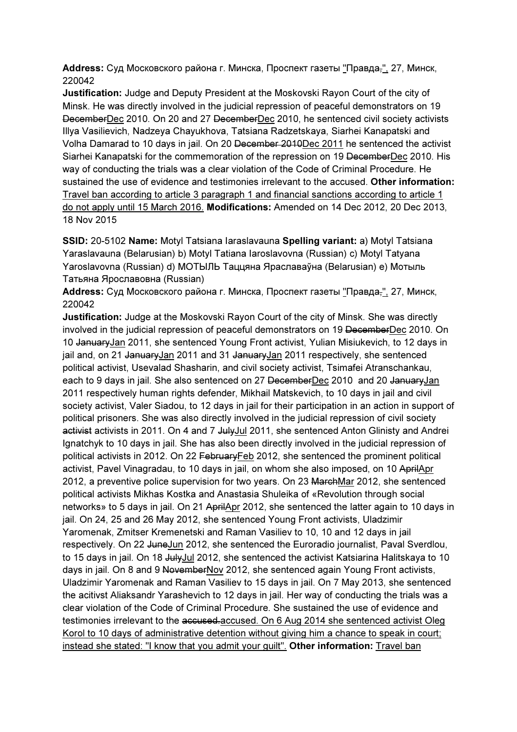**Address:** Суд Московского района г. Минска, Проспект газеты "Правда,", 27, Минск, 220042

**Justification:** Judge and Deputy President at the Moskovski Rayon Court of the city of Minsk. He was directly involved in the judicial repression of peaceful demonstrators on 19 ~~December~~Dec 2010. On 20 and 27 ~~December~~Dec 2010, he sentenced civil society activists Illya Vasilievich, Nadzeya Chayukhova, Tatsiana Radzetskaya, Siarhei Kanapatski and Volha Damarad to 10 days in jail. On 20 ~~December 2010~~Dec 2011 he sentenced the activist Siarhei Kanapatski for the commemoration of the repression on 19 ~~December~~Dec 2010. His way of conducting the trials was a clear violation of the Code of Criminal Procedure. He sustained the use of evidence and testimonies irrelevant to the accused. **Other information:** Travel ban according to article 3 paragraph 1 and financial sanctions according to article 1 do not apply until 15 March 2016. **Modifications:** Amended on 14 Dec 2012, 20 Dec 2013, 18 Nov 2015

**SSID:** 20-5102 **Name:** Motyl Tatsiana Iaraslavauna **Spelling variant:** a) Motyl Tatsiana Yaraslavauna (Belarusian) b) Motyl Tatiana Iaroslavovna (Russian) c) Motyl Tatyana Yaroslavovna (Russian) d) МОТЫЛЬ Таццяна Яраславаўна (Belarusian) e) Мотыль Татьяна Ярославовна (Russian)

**Address:** Суд Московского района г. Минска, Проспект газеты "Правда,", 27, Минск, 220042

**Justification:** Judge at the Moskovski Rayon Court of the city of Minsk. She was directly involved in the judicial repression of peaceful demonstrators on 19 ~~December~~Dec 2010. On 10 ~~January~~Jan 2011, she sentenced Young Front activist, Yulian Misiukevich, to 12 days in jail and, on 21 ~~January~~Jan 2011 and 31 ~~January~~Jan 2011 respectively, she sentenced political activist, Usevalad Shasharin, and civil society activist, Tsimafei Atranschankau, each to 9 days in jail. She also sentenced on 27 ~~December~~Dec 2010 and 20 ~~January~~Jan 2011 respectively human rights defender, Mikhail Matskevich, to 10 days in jail and civil society activist, Valer Siadou, to 12 days in jail for their participation in an action in support of political prisoners. She was also directly involved in the judicial repression of civil society ~~activist~~ activists in 2011. On 4 and 7 ~~July~~Jul 2011, she sentenced Anton Glinisty and Andrei Ignatchyk to 10 days in jail. She has also been directly involved in the judicial repression of political activists in 2012. On 22 ~~February~~Feb 2012, she sentenced the prominent political activist, Pavel Vinagradau, to 10 days in jail, on whom she also imposed, on 10 ~~April~~Apr 2012, a preventive police supervision for two years. On 23 ~~March~~Mar 2012, she sentenced political activists Mikhas Kostka and Anastasia Shuleika of «Revolution through social networks» to 5 days in jail. On 21 ~~April~~Apr 2012, she sentenced the latter again to 10 days in jail. On 24, 25 and 26 May 2012, she sentenced Young Front activists, Uladzimir Yaromenak, Zmitser Kremenetski and Raman Vasiliev to 10, 10 and 12 days in jail respectively. On 22 ~~June~~Jun 2012, she sentenced the Euroradio journalist, Paval Sverdlou, to 15 days in jail. On 18 ~~July~~Jul 2012, she sentenced the activist Katsiarina Halitskaya to 10 days in jail. On 8 and 9 ~~November~~Nov 2012, she sentenced again Young Front activists, Uladzimir Yaromenak and Raman Vasiliev to 15 days in jail. On 7 May 2013, she sentenced the acitivst Aliaksandr Yarashevich to 12 days in jail. Her way of conducting the trials was a clear violation of the Code of Criminal Procedure. She sustained the use of evidence and testimonies irrelevant to the ~~accused.~~accused. On 6 Aug 2014 she sentenced activist Oleg Korol to 10 days of administrative detention without giving him a chance to speak in court; instead she stated: "I know that you admit your guilt". **Other information:** Travel ban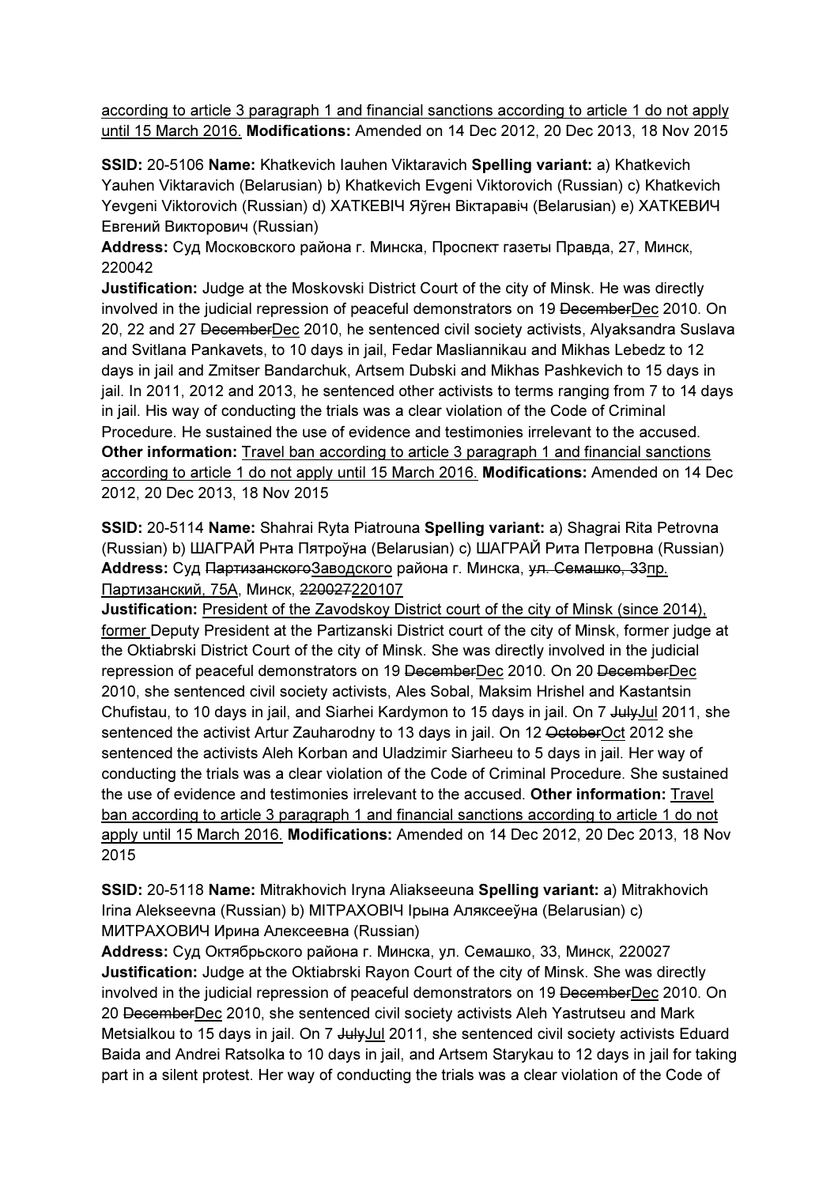according to article 3 paragraph 1 and financial sanctions according to article 1 do not apply until 15 March 2016. **Modifications:** Amended on 14 Dec 2012, 20 Dec 2013, 18 Nov 2015

**SSID:** 20-5106 **Name:** Khatkevich Iauhen Viktaravich **Spelling variant:** a) Khatkevich Yauhen Viktaravich (Belarusian) b) Khatkevich Evgeni Viktorovich (Russian) c) Khatkevich Yevgeni Viktorovich (Russian) d) ХАТКЕВІЧ Яўген Віктаравіч (Belarusian) e) ХАТКЕВИЧ Евгений Викторович (Russian)
**Address:** Суд Московского района г. Минска, Проспект газеты Правда, 27, Минск, 220042
**Justification:** Judge at the Moskovski District Court of the city of Minsk. He was directly involved in the judicial repression of peaceful demonstrators on 19 ~~December~~Dec 2010. On 20, 22 and 27 ~~December~~Dec 2010, he sentenced civil society activists, Alyaksandra Suslava and Svitlana Pankavets, to 10 days in jail, Fedar Masliannikau and Mikhas Lebedz to 12 days in jail and Zmitser Bandarchuk, Artsem Dubski and Mikhas Pashkevich to 15 days in jail. In 2011, 2012 and 2013, he sentenced other activists to terms ranging from 7 to 14 days in jail. His way of conducting the trials was a clear violation of the Code of Criminal Procedure. He sustained the use of evidence and testimonies irrelevant to the accused. **Other information:** Travel ban according to article 3 paragraph 1 and financial sanctions according to article 1 do not apply until 15 March 2016. **Modifications:** Amended on 14 Dec 2012, 20 Dec 2013, 18 Nov 2015

**SSID:** 20-5114 **Name:** Shahrai Ryta Piatrouna **Spelling variant:** a) Shagrai Rita Petrovna (Russian) b) ШАГРАЙ Рнта Пятроўна (Belarusian) c) ШАГРАЙ Рита Петровна (Russian)
**Address:** Суд ~~Партизанского~~Заводского района г. Минска, ~~ул. Семашко, 33~~пр. Партизанский, 75А, Минск, ~~220027~~220107
**Justification:** President of the Zavodskoy District court of the city of Minsk (since 2014), former Deputy President at the Partizanski District court of the city of Minsk, former judge at the Oktiabrski District Court of the city of Minsk. She was directly involved in the judicial repression of peaceful demonstrators on 19 ~~December~~Dec 2010. On 20 ~~December~~Dec 2010, she sentenced civil society activists, Ales Sobal, Maksim Hrishel and Kastantsin Chufistau, to 10 days in jail, and Siarhei Kardymon to 15 days in jail. On 7 ~~July~~Jul 2011, she sentenced the activist Artur Zauharodny to 13 days in jail. On 12 ~~October~~Oct 2012 she sentenced the activists Aleh Korban and Uladzimir Siarheeu to 5 days in jail. Her way of conducting the trials was a clear violation of the Code of Criminal Procedure. She sustained the use of evidence and testimonies irrelevant to the accused. **Other information:** Travel ban according to article 3 paragraph 1 and financial sanctions according to article 1 do not apply until 15 March 2016. **Modifications:** Amended on 14 Dec 2012, 20 Dec 2013, 18 Nov 2015

**SSID:** 20-5118 **Name:** Mitrakhovich Iryna Aliakseeuna **Spelling variant:** a) Mitrakhovich Irina Alekseevna (Russian) b) МІТРАХОВІЧ Ірына Аляксееўна (Belarusian) c) МИТРАХОВИЧ Ирина Алексеевна (Russian)
**Address:** Суд Октябрьского района г. Минска, ул. Семашко, 33, Минск, 220027
**Justification:** Judge at the Oktiabrski Rayon Court of the city of Minsk. She was directly involved in the judicial repression of peaceful demonstrators on 19 ~~December~~Dec 2010. On 20 ~~December~~Dec 2010, she sentenced civil society activists Aleh Yastrutseu and Mark Metsialkou to 15 days in jail. On 7 ~~July~~Jul 2011, she sentenced civil society activists Eduard Baida and Andrei Ratsolka to 10 days in jail, and Artsem Starykau to 12 days in jail for taking part in a silent protest. Her way of conducting the trials was a clear violation of the Code of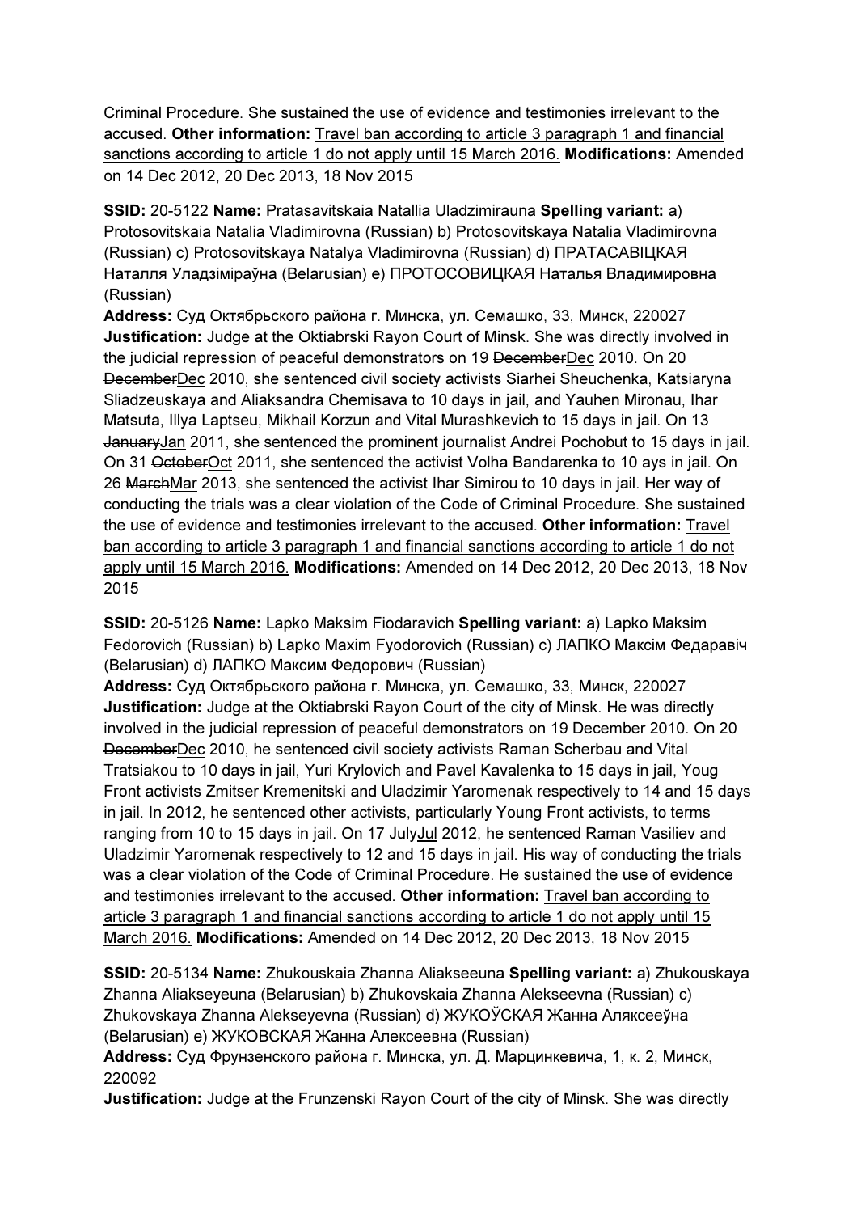Criminal Procedure. She sustained the use of evidence and testimonies irrelevant to the accused. **Other information:** Travel ban according to article 3 paragraph 1 and financial sanctions according to article 1 do not apply until 15 March 2016. **Modifications:** Amended on 14 Dec 2012, 20 Dec 2013, 18 Nov 2015

**SSID:** 20-5122 **Name:** Pratasavitskaia Natallia Uladzimirauna **Spelling variant:** a) Protosovitskaia Natalia Vladimirovna (Russian) b) Protosovitskaya Natalia Vladimirovna (Russian) c) Protosovitskaya Natalya Vladimirovna (Russian) d) ПРАТАСАВІЦКАЯ Наталля Уладзіміраўна (Belarusian) e) ПРОТОСОВИЦКАЯ Наталья Владимировна (Russian)
**Address:** Суд Октябрьского района г. Минска, ул. Семашко, 33, Минск, 220027
**Justification:** Judge at the Oktiabrski Rayon Court of Minsk. She was directly involved in the judicial repression of peaceful demonstrators on 19 ~~December~~Dec 2010. On 20 ~~December~~Dec 2010, she sentenced civil society activists Siarhei Sheuchenka, Katsiaryna Sliadzeuskaya and Aliaksandra Chemisava to 10 days in jail, and Yauhen Mironau, Ihar Matsuta, Illya Laptseu, Mikhail Korzun and Vital Murashkevich to 15 days in jail. On 13 ~~January~~Jan 2011, she sentenced the prominent journalist Andrei Pochobut to 15 days in jail. On 31 ~~October~~Oct 2011, she sentenced the activist Volha Bandarenka to 10 ays in jail. On 26 ~~March~~Mar 2013, she sentenced the activist Ihar Simirou to 10 days in jail. Her way of conducting the trials was a clear violation of the Code of Criminal Procedure. She sustained the use of evidence and testimonies irrelevant to the accused. **Other information:** Travel ban according to article 3 paragraph 1 and financial sanctions according to article 1 do not apply until 15 March 2016. **Modifications:** Amended on 14 Dec 2012, 20 Dec 2013, 18 Nov 2015

**SSID:** 20-5126 **Name:** Lapko Maksim Fiodaravich **Spelling variant:** a) Lapko Maksim Fedorovich (Russian) b) Lapko Maxim Fyodorovich (Russian) c) ЛАПКО Максім Федаравіч (Belarusian) d) ЛАПКО Максим Федорович (Russian)
**Address:** Суд Октябрьского района г. Минска, ул. Семашко, 33, Минск, 220027
**Justification:** Judge at the Oktiabrski Rayon Court of the city of Minsk. He was directly involved in the judicial repression of peaceful demonstrators on 19 December 2010. On 20 ~~December~~Dec 2010, he sentenced civil society activists Raman Scherbau and Vital Tratsiakou to 10 days in jail, Yuri Krylovich and Pavel Kavalenka to 15 days in jail, Youg Front activists Zmitser Kremenitski and Uladzimir Yaromenak respectively to 14 and 15 days in jail. In 2012, he sentenced other activists, particularly Young Front activists, to terms ranging from 10 to 15 days in jail. On 17 ~~July~~Jul 2012, he sentenced Raman Vasiliev and Uladzimir Yaromenak respectively to 12 and 15 days in jail. His way of conducting the trials was a clear violation of the Code of Criminal Procedure. He sustained the use of evidence and testimonies irrelevant to the accused. **Other information:** Travel ban according to article 3 paragraph 1 and financial sanctions according to article 1 do not apply until 15 March 2016. **Modifications:** Amended on 14 Dec 2012, 20 Dec 2013, 18 Nov 2015

**SSID:** 20-5134 **Name:** Zhukouskaia Zhanna Aliakseeuna **Spelling variant:** a) Zhukouskaya Zhanna Aliakseyeuna (Belarusian) b) Zhukovskaia Zhanna Alekseevna (Russian) c) Zhukovskaya Zhanna Alekseyevna (Russian) d) ЖУКОЎСКАЯ Жанна Аляксееўна (Belarusian) e) ЖУКОВСКАЯ Жанна Алексеевна (Russian)
**Address:** Суд Фрунзенского района г. Минска, ул. Д. Марцинкевича, 1, к. 2, Минск, 220092
**Justification:** Judge at the Frunzenski Rayon Court of the city of Minsk. She was directly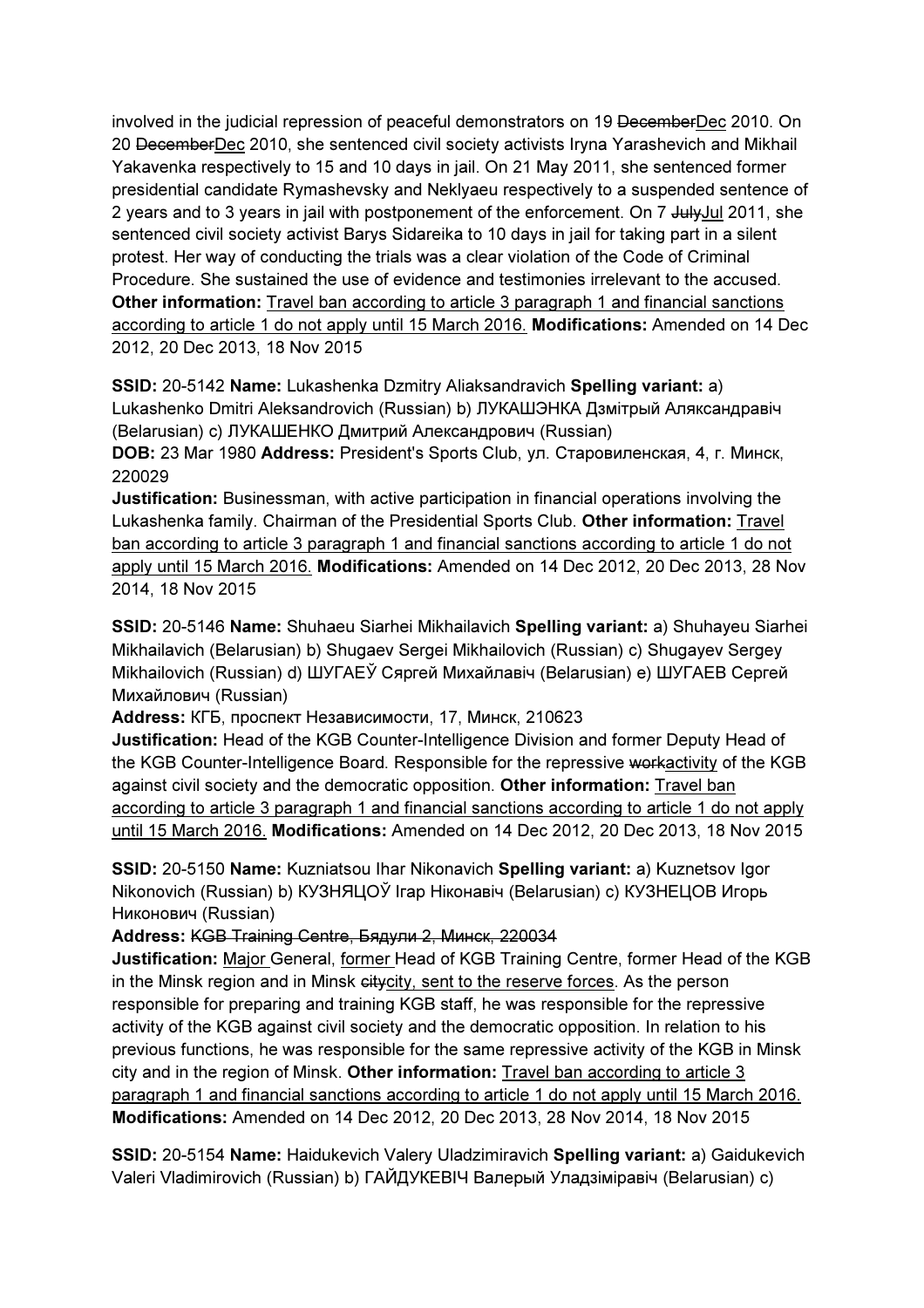involved in the judicial repression of peaceful demonstrators on 19 ~~December~~<u>Dec</u> 2010. On 20 ~~December~~<u>Dec</u> 2010, she sentenced civil society activists Iryna Yarashevich and Mikhail Yakavenka respectively to 15 and 10 days in jail. On 21 May 2011, she sentenced former presidential candidate Rymashevsky and Neklyaeu respectively to a suspended sentence of 2 years and to 3 years in jail with postponement of the enforcement. On 7 ~~July~~<u>Jul</u> 2011, she sentenced civil society activist Barys Sidareika to 10 days in jail for taking part in a silent protest. Her way of conducting the trials was a clear violation of the Code of Criminal Procedure. She sustained the use of evidence and testimonies irrelevant to the accused. **Other information:** <u>Travel ban according to article 3 paragraph 1 and financial sanctions according to article 1 do not apply until 15 March 2016.</u> **Modifications:** Amended on 14 Dec 2012, 20 Dec 2013, 18 Nov 2015

**SSID:** 20-5142 **Name:** Lukashenka Dzmitry Aliaksandravich **Spelling variant:** a) Lukashenko Dmitri Aleksandrovich (Russian) b) ЛУКАШЭНКА Дзмітрый Аляксандравіч (Belarusian) c) ЛУКАШЕНКО Дмитрий Александрович (Russian)
**DOB:** 23 Mar 1980 **Address:** President's Sports Club, ул. Старовиленская, 4, г. Минск, 220029
**Justification:** Businessman, with active participation in financial operations involving the Lukashenka family. Chairman of the Presidential Sports Club. **Other information:** <u>Travel ban according to article 3 paragraph 1 and financial sanctions according to article 1 do not apply until 15 March 2016.</u> **Modifications:** Amended on 14 Dec 2012, 20 Dec 2013, 28 Nov 2014, 18 Nov 2015

**SSID:** 20-5146 **Name:** Shuhaeu Siarhei Mikhailavich **Spelling variant:** a) Shuhayeu Siarhei Mikhailavich (Belarusian) b) Shugaev Sergei Mikhailovich (Russian) c) Shugayev Sergey Mikhailovich (Russian) d) ШУГАЕЎ Сяргей Міхайлавіч (Belarusian) e) ШУГАЕВ Сергей Михайлович (Russian)
**Address:** КГБ, проспект Независимости, 17, Минск, 210623
**Justification:** Head of the KGB Counter-Intelligence Division and former Deputy Head of the KGB Counter-Intelligence Board. Responsible for the repressive ~~work~~<u>activity</u> of the KGB against civil society and the democratic opposition. **Other information:** <u>Travel ban according to article 3 paragraph 1 and financial sanctions according to article 1 do not apply until 15 March 2016.</u> **Modifications:** Amended on 14 Dec 2012, 20 Dec 2013, 18 Nov 2015

**SSID:** 20-5150 **Name:** Kuzniatsou Ihar Nikonavich **Spelling variant:** a) Kuznetsov Igor Nikonovich (Russian) b) КУЗНЯЦОЎ Ігар Ніконавіч (Belarusian) c) КУЗНЕЦОВ Игорь Никонович (Russian)
**Address:** ~~KGB Training Centre, Бядули 2, Минск, 220034~~
**Justification:** <u>Major</u> General, <u>former</u> Head of KGB Training Centre, former Head of the KGB in the Minsk region and in Minsk ~~city~~<u>city, sent to the reserve forces</u>. As the person responsible for preparing and training KGB staff, he was responsible for the repressive activity of the KGB against civil society and the democratic opposition. In relation to his previous functions, he was responsible for the same repressive activity of the KGB in Minsk city and in the region of Minsk. **Other information:** <u>Travel ban according to article 3 paragraph 1 and financial sanctions according to article 1 do not apply until 15 March 2016.</u> **Modifications:** Amended on 14 Dec 2012, 20 Dec 2013, 28 Nov 2014, 18 Nov 2015

**SSID:** 20-5154 **Name:** Haidukevich Valery Uladzimiravich **Spelling variant:** a) Gaidukevich Valeri Vladimirovich (Russian) b) ГАЙДУКЕВІЧ Валерый Уладзіміравіч (Belarusian) c)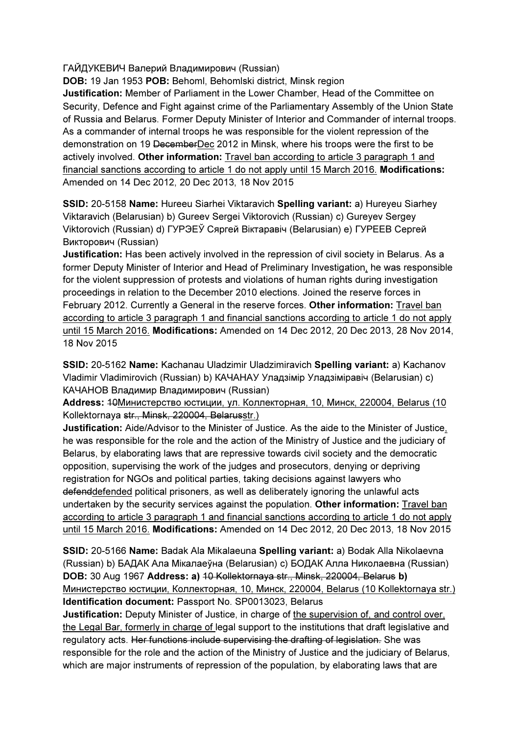ГАЙДУКЕВИЧ Валерий Владимирович (Russian)
**DOB:** 19 Jan 1953 **POB:** Behoml, Behomlski district, Minsk region
**Justification:** Member of Parliament in the Lower Chamber, Head of the Committee on Security, Defence and Fight against crime of the Parliamentary Assembly of the Union State of Russia and Belarus. Former Deputy Minister of Interior and Commander of internal troops. As a commander of internal troops he was responsible for the violent repression of the demonstration on 19 ~~December~~Dec 2012 in Minsk, where his troops were the first to be actively involved. **Other information:** Travel ban according to article 3 paragraph 1 and financial sanctions according to article 1 do not apply until 15 March 2016. **Modifications:** Amended on 14 Dec 2012, 20 Dec 2013, 18 Nov 2015

**SSID:** 20-5158 **Name:** Hureeu Siarhei Viktaravich **Spelling variant:** a) Hureyeu Siarhey Viktaravich (Belarusian) b) Gureev Sergei Viktorovich (Russian) c) Gureyev Sergey Viktorovich (Russian) d) ГУРЭЕЎ Сяргей Віктаравіч (Belarusian) e) ГУРЕЕВ Сергей Викторович (Russian)
**Justification:** Has been actively involved in the repression of civil society in Belarus. As a former Deputy Minister of Interior and Head of Preliminary Investigation, he was responsible for the violent suppression of protests and violations of human rights during investigation proceedings in relation to the December 2010 elections. Joined the reserve forces in February 2012. Currently a General in the reserve forces. **Other information:** Travel ban according to article 3 paragraph 1 and financial sanctions according to article 1 do not apply until 15 March 2016. **Modifications:** Amended on 14 Dec 2012, 20 Dec 2013, 28 Nov 2014, 18 Nov 2015

**SSID:** 20-5162 **Name:** Kachanau Uladzimir Uladzimiravich **Spelling variant:** a) Kachanov Vladimir Vladimirovich (Russian) b) КАЧАНАУ Уладзімір Уладзіміравіч (Belarusian) c) КАЧАНОВ Владимир Владимирович (Russian)
**Address:** ~~10~~Министерство юстиции, ул. Коллекторная, 10, Минск, 220004, Belarus (10 Kollektornaya ~~str., Minsk, 220004, Belarus~~str.)
**Justification:** Aide/Advisor to the Minister of Justice. As the aide to the Minister of Justice, he was responsible for the role and the action of the Ministry of Justice and the judiciary of Belarus, by elaborating laws that are repressive towards civil society and the democratic opposition, supervising the work of the judges and prosecutors, denying or depriving registration for NGOs and political parties, taking decisions against lawyers who ~~defend~~defended political prisoners, as well as deliberately ignoring the unlawful acts undertaken by the security services against the population. **Other information:** Travel ban according to article 3 paragraph 1 and financial sanctions according to article 1 do not apply until 15 March 2016. **Modifications:** Amended on 14 Dec 2012, 20 Dec 2013, 18 Nov 2015

**SSID:** 20-5166 **Name:** Badak Ala Mikalaeuna **Spelling variant:** a) Bodak Alla Nikolaevna (Russian) b) БАДАК Ала Мікалаеўна (Belarusian) c) БОДАК Алла Николаевна (Russian)
**DOB:** 30 Aug 1967 **Address: a)** ~~10 Kollektornaya str., Minsk, 220004, Belarus~~ **b)** Министерство юстиции, Коллекторная, 10, Минск, 220004, Belarus (10 Kollektornaya str.)
**Identification document:** Passport No. SP0013023, Belarus
**Justification:** Deputy Minister of Justice, in charge of the supervision of, and control over, the Legal Bar, formerly in charge of legal support to the institutions that draft legislative and regulatory acts. ~~Her functions include supervising the drafting of legislation.~~ She was responsible for the role and the action of the Ministry of Justice and the judiciary of Belarus, which are major instruments of repression of the population, by elaborating laws that are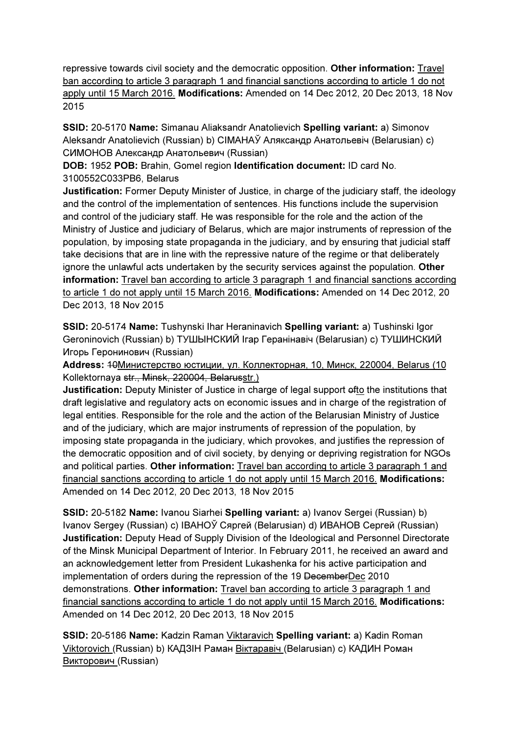repressive towards civil society and the democratic opposition. **Other information:** Travel ban according to article 3 paragraph 1 and financial sanctions according to article 1 do not apply until 15 March 2016. **Modifications:** Amended on 14 Dec 2012, 20 Dec 2013, 18 Nov 2015

**SSID:** 20-5170 **Name:** Simanau Aliaksandr Anatolievich **Spelling variant:** a) Simonov Aleksandr Anatolievich (Russian) b) СІМАНАЎ Аляксандр Анатольевіч (Belarusian) c) СИМОНОВ Александр Анатольевич (Russian)
**DOB:** 1952 **POB:** Brahin, Gomel region **Identification document:** ID card No. 3100552C033PB6, Belarus
**Justification:** Former Deputy Minister of Justice, in charge of the judiciary staff, the ideology and the control of the implementation of sentences. His functions include the supervision and control of the judiciary staff. He was responsible for the role and the action of the Ministry of Justice and judiciary of Belarus, which are major instruments of repression of the population, by imposing state propaganda in the judiciary, and by ensuring that judicial staff take decisions that are in line with the repressive nature of the regime or that deliberately ignore the unlawful acts undertaken by the security services against the population. **Other information:** Travel ban according to article 3 paragraph 1 and financial sanctions according to article 1 do not apply until 15 March 2016. **Modifications:** Amended on 14 Dec 2012, 20 Dec 2013, 18 Nov 2015

**SSID:** 20-5174 **Name:** Tushynski Ihar Heraninavich **Spelling variant:** a) Tushinski Igor Geroninovich (Russian) b) ТУШЫНСКИЙ Ігар Геранінавіч (Belarusian) c) ТУШИНСКИЙ Игорь Геронинович (Russian)
**Address:** ~~10~~Министерство юстиции, ул. Коллекторная, 10, Минск, 220004, Belarus (10 Kollektornaya ~~str., Minsk, 220004, Belarus~~str.)
**Justification:** Deputy Minister of Justice in charge of legal support ~~of~~to the institutions that draft legislative and regulatory acts on economic issues and in charge of the registration of legal entities. Responsible for the role and the action of the Belarusian Ministry of Justice and of the judiciary, which are major instruments of repression of the population, by imposing state propaganda in the judiciary, which provokes, and justifies the repression of the democratic opposition and of civil society, by denying or depriving registration for NGOs and political parties. **Other information:** Travel ban according to article 3 paragraph 1 and financial sanctions according to article 1 do not apply until 15 March 2016. **Modifications:** Amended on 14 Dec 2012, 20 Dec 2013, 18 Nov 2015

**SSID:** 20-5182 **Name:** Ivanou Siarhei **Spelling variant:** a) Ivanov Sergei (Russian) b) Ivanov Sergey (Russian) c) ІВАНОЎ Сяргей (Belarusian) d) ИВАНОВ Сергей (Russian)
**Justification:** Deputy Head of Supply Division of the Ideological and Personnel Directorate of the Minsk Municipal Department of Interior. In February 2011, he received an award and an acknowledgement letter from President Lukashenka for his active participation and implementation of orders during the repression of the 19 ~~December~~Dec 2010 demonstrations. **Other information:** Travel ban according to article 3 paragraph 1 and financial sanctions according to article 1 do not apply until 15 March 2016. **Modifications:** Amended on 14 Dec 2012, 20 Dec 2013, 18 Nov 2015

**SSID:** 20-5186 **Name:** Kadzin Raman Viktaravich **Spelling variant:** a) Kadin Roman Viktorovich (Russian) b) КАДЗІН Раман Віктаравіч (Belarusian) c) КАДИН Роман Викторович (Russian)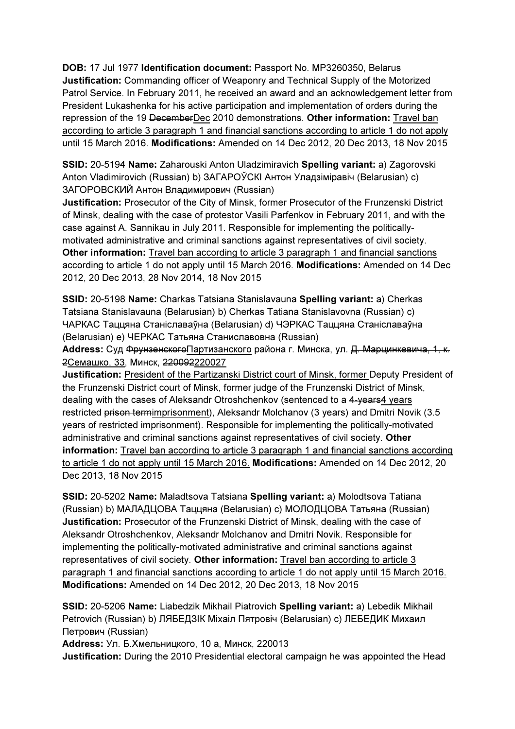**DOB:** 17 Jul 1977 **Identification document:** Passport No. MP3260350, Belarus
**Justification:** Commanding officer of Weaponry and Technical Supply of the Motorized Patrol Service. In February 2011, he received an award and an acknowledgement letter from President Lukashenka for his active participation and implementation of orders during the repression of the 19 ~~December~~Dec 2010 demonstrations. **Other information:** Travel ban according to article 3 paragraph 1 and financial sanctions according to article 1 do not apply until 15 March 2016. **Modifications:** Amended on 14 Dec 2012, 20 Dec 2013, 18 Nov 2015

**SSID:** 20-5194 **Name:** Zaharouski Anton Uladzimiravich **Spelling variant:** a) Zagorovski Anton Vladimirovich (Russian) b) ЗАГАРОЎСКІ Антон Уладзіміравіч (Belarusian) c) ЗАГОРОВСКИЙ Антон Владимирович (Russian)
**Justification:** Prosecutor of the City of Minsk, former Prosecutor of the Frunzenski District of Minsk, dealing with the case of protestor Vasili Parfenkov in February 2011, and with the case against A. Sannikau in July 2011. Responsible for implementing the politically-motivated administrative and criminal sanctions against representatives of civil society. **Other information:** Travel ban according to article 3 paragraph 1 and financial sanctions according to article 1 do not apply until 15 March 2016. **Modifications:** Amended on 14 Dec 2012, 20 Dec 2013, 28 Nov 2014, 18 Nov 2015

**SSID:** 20-5198 **Name:** Charkas Tatsiana Stanislavauna **Spelling variant:** a) Cherkas Tatsiana Stanislavauna (Belarusian) b) Cherkas Tatiana Stanislavovna (Russian) c) ЧАРКАС Тацццяна Станіславаўна (Belarusian) d) ЧЭРКАС Таццяна Станіславаўна (Belarusian) e) ЧЕРКАС Татьяна Станиславовна (Russian)
**Address:** Суд ~~Фрунзенского~~Партизанского района г. Минска, ул. ~~Д. Марцинкевича, 1, к. 2~~Семашко, 33, Минск, ~~220092~~220027
**Justification:** President of the Partizanski District court of Minsk, former Deputy President of the Frunzenski District court of Minsk, former judge of the Frunzenski District of Minsk, dealing with the cases of Aleksandr Otroshchenkov (sentenced to a ~~4-years~~4 years restricted ~~prison term~~imprisonment), Aleksandr Molchanov (3 years) and Dmitri Novik (3.5 years of restricted imprisonment). Responsible for implementing the politically-motivated administrative and criminal sanctions against representatives of civil society. **Other information:** Travel ban according to article 3 paragraph 1 and financial sanctions according to article 1 do not apply until 15 March 2016. **Modifications:** Amended on 14 Dec 2012, 20 Dec 2013, 18 Nov 2015

**SSID:** 20-5202 **Name:** Maladtsova Tatsiana **Spelling variant:** a) Molodtsova Tatiana (Russian) b) МАЛАДЦОВА Таццяна (Belarusian) c) МОЛОДЦОВА Татьяна (Russian)
**Justification:** Prosecutor of the Frunzenski District of Minsk, dealing with the case of Aleksandr Otroshchenkov, Aleksandr Molchanov and Dmitri Novik. Responsible for implementing the politically-motivated administrative and criminal sanctions against representatives of civil society. **Other information:** Travel ban according to article 3 paragraph 1 and financial sanctions according to article 1 do not apply until 15 March 2016. **Modifications:** Amended on 14 Dec 2012, 20 Dec 2013, 18 Nov 2015

**SSID:** 20-5206 **Name:** Liabedzik Mikhail Piatrovich **Spelling variant:** a) Lebedik Mikhail Petrovich (Russian) b) ЛЯБЕДЗІК Міхаіл Пятровіч (Belarusian) c) ЛЕБЕДИК Михаил Петрович (Russian)
**Address:** Ул. Б.Хмельницкого, 10 а, Минск, 220013
**Justification:** During the 2010 Presidential electoral campaign he was appointed the Head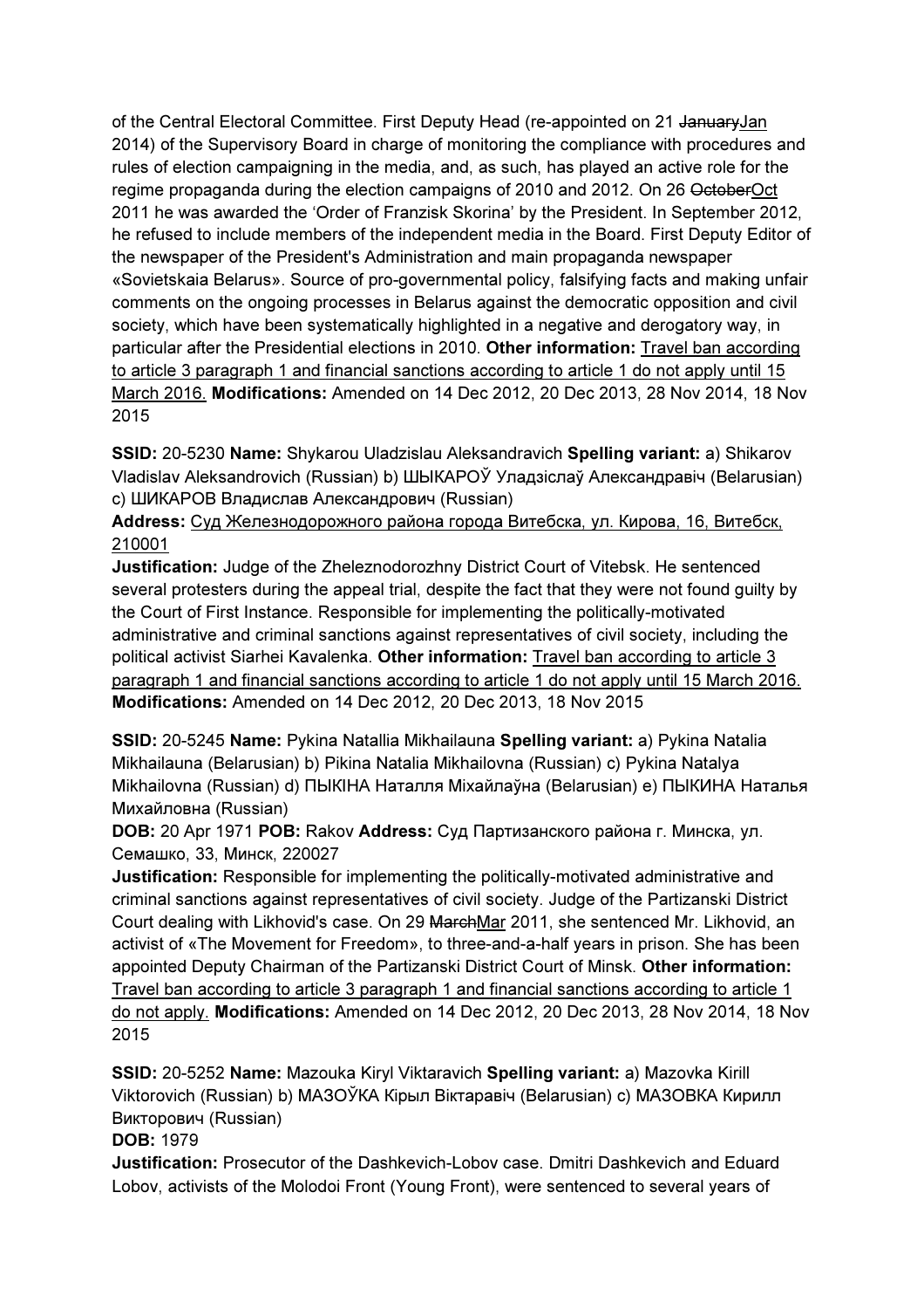of the Central Electoral Committee. First Deputy Head (re-appointed on 21 ~~January~~<u>Jan</u> 2014) of the Supervisory Board in charge of monitoring the compliance with procedures and rules of election campaigning in the media, and, as such, has played an active role for the regime propaganda during the election campaigns of 2010 and 2012. On 26 ~~October~~<u>Oct</u> 2011 he was awarded the 'Order of Franzisk Skorina' by the President. In September 2012, he refused to include members of the independent media in the Board. First Deputy Editor of the newspaper of the President's Administration and main propaganda newspaper «Sovietskaia Belarus». Source of pro-governmental policy, falsifying facts and making unfair comments on the ongoing processes in Belarus against the democratic opposition and civil society, which have been systematically highlighted in a negative and derogatory way, in particular after the Presidential elections in 2010. **Other information:** <u>Travel ban according to article 3 paragraph 1 and financial sanctions according to article 1 do not apply until 15 March 2016.</u> **Modifications:** Amended on 14 Dec 2012, 20 Dec 2013, 28 Nov 2014, 18 Nov 2015

**SSID:** 20-5230 **Name:** Shykarou Uladzislau Aleksandravich **Spelling variant:** a) Shikarov Vladislav Aleksandrovich (Russian) b) ШЫКАРОЎ Уладзіслаў Александравіч (Belarusian) c) ШИКАРОВ Владислав Александрович (Russian)

**Address:** <u>Суд Железнодорожного района города Витебска, ул. Кирова, 16, Витебск, 210001</u>

**Justification:** Judge of the Zheleznodorozhny District Court of Vitebsk. He sentenced several protesters during the appeal trial, despite the fact that they were not found guilty by the Court of First Instance. Responsible for implementing the politically-motivated administrative and criminal sanctions against representatives of civil society, including the political activist Siarhei Kavalenka. **Other information:** <u>Travel ban according to article 3 paragraph 1 and financial sanctions according to article 1 do not apply until 15 March 2016.</u> **Modifications:** Amended on 14 Dec 2012, 20 Dec 2013, 18 Nov 2015

**SSID:** 20-5245 **Name:** Pykina Natallia Mikhailauna **Spelling variant:** a) Pykina Natalia Mikhailauna (Belarusian) b) Pikina Natalia Mikhailovna (Russian) c) Pykina Natalya Mikhailovna (Russian) d) ПЫКІНА Наталля Міхайлаўна (Belarusian) e) ПЫКИНА Наталья Михайловна (Russian)

**DOB:** 20 Apr 1971 **POB:** Rakov **Address:** Суд Партизанского района г. Минска, ул. Семашко, 33, Минск, 220027

**Justification:** Responsible for implementing the politically-motivated administrative and criminal sanctions against representatives of civil society. Judge of the Partizanski District Court dealing with Likhovid's case. On 29 ~~March~~<u>Mar</u> 2011, she sentenced Mr. Likhovid, an activist of «The Movement for Freedom», to three-and-a-half years in prison. She has been appointed Deputy Chairman of the Partizanski District Court of Minsk. **Other information:** <u>Travel ban according to article 3 paragraph 1 and financial sanctions according to article 1 do not apply.</u> **Modifications:** Amended on 14 Dec 2012, 20 Dec 2013, 28 Nov 2014, 18 Nov 2015

**SSID:** 20-5252 **Name:** Mazouka Kiryl Viktaravich **Spelling variant:** a) Mazovka Kirill Viktorovich (Russian) b) МАЗОЎКА Кірыл Віктаравіч (Belarusian) c) МАЗОВКА Кирилл Викторович (Russian)

**DOB:** 1979

**Justification:** Prosecutor of the Dashkevich-Lobov case. Dmitri Dashkevich and Eduard Lobov, activists of the Molodoi Front (Young Front), were sentenced to several years of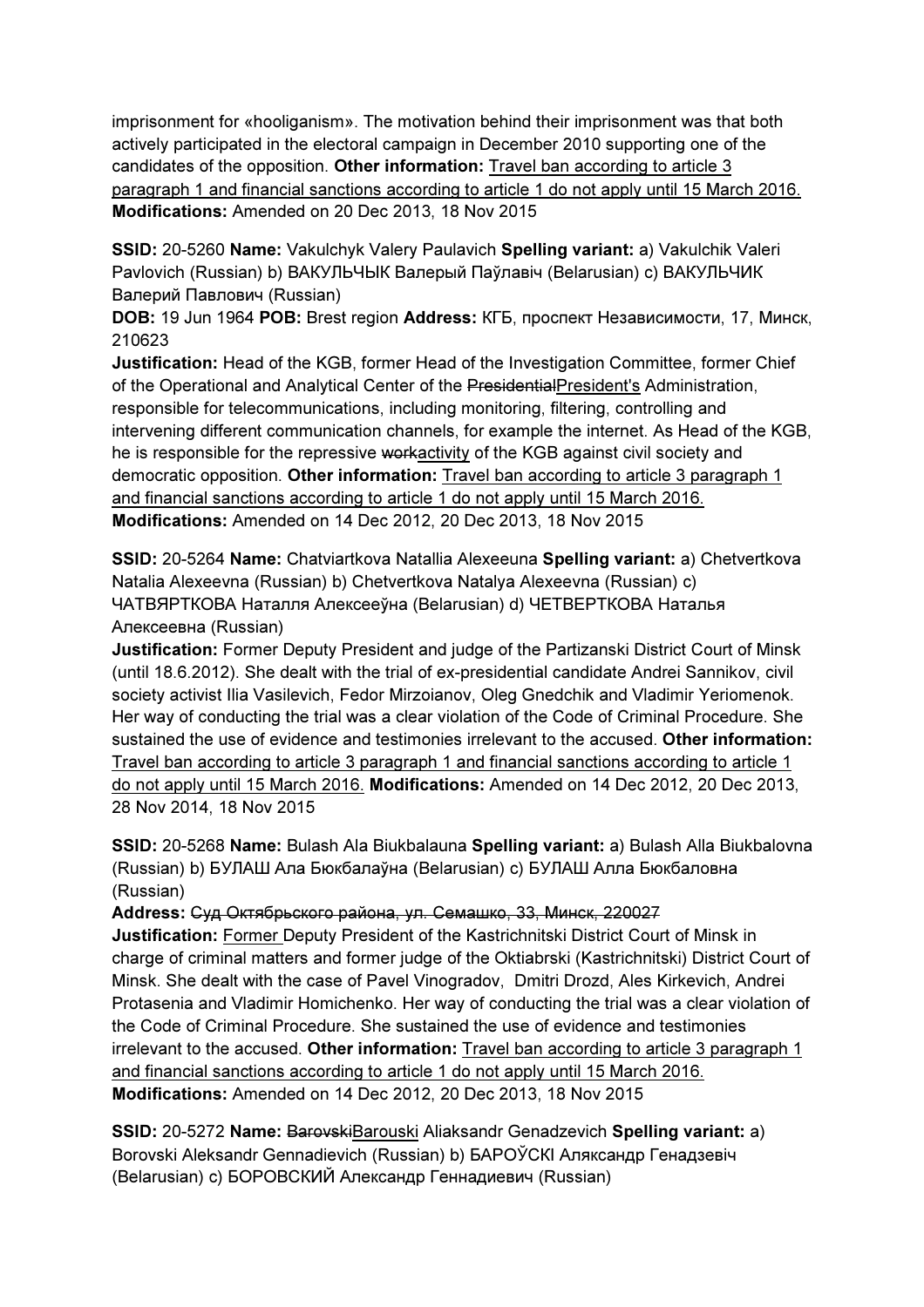imprisonment for «hooliganism». The motivation behind their imprisonment was that both actively participated in the electoral campaign in December 2010 supporting one of the candidates of the opposition. **Other information:** <u>Travel ban according to article 3 paragraph 1 and financial sanctions according to article 1 do not apply until 15 March 2016.</u> **Modifications:** Amended on 20 Dec 2013, 18 Nov 2015

**SSID:** 20-5260 **Name:** Vakulchyk Valery Paulavich **Spelling variant:** a) Vakulchik Valeri Pavlovich (Russian) b) ВАКУЛЬЧЫК Валерый Паўлавіч (Belarusian) c) ВАКУЛЬЧИК Валерий Павлович (Russian)
**DOB:** 19 Jun 1964 **POB:** Brest region **Address:** КГБ, проспект Независимости, 17, Минск, 210623
**Justification:** Head of the KGB, former Head of the Investigation Committee, former Chief of the Operational and Analytical Center of the ~~Presidential~~<u>President's</u> Administration, responsible for telecommunications, including monitoring, filtering, controlling and intervening different communication channels, for example the internet. As Head of the KGB, he is responsible for the repressive ~~work~~<u>activity</u> of the KGB against civil society and democratic opposition. **Other information:** <u>Travel ban according to article 3 paragraph 1 and financial sanctions according to article 1 do not apply until 15 March 2016.</u> **Modifications:** Amended on 14 Dec 2012, 20 Dec 2013, 18 Nov 2015

**SSID:** 20-5264 **Name:** Chatviartkova Natallia Alexeeuna **Spelling variant:** a) Chetvertkova Natalia Alexeevna (Russian) b) Chetvertkova Natalya Alexeevna (Russian) c) ЧАТВЯРТКОВА Наталля Алексееўна (Belarusian) d) ЧЕТВЕРТКОВА Наталья Алексеевна (Russian)
**Justification:** Former Deputy President and judge of the Partizanski District Court of Minsk (until 18.6.2012). She dealt with the trial of ex-presidential candidate Andrei Sannikov, civil society activist Ilia Vasilevich, Fedor Mirzoianov, Oleg Gnedchik and Vladimir Yeriomenok. Her way of conducting the trial was a clear violation of the Code of Criminal Procedure. She sustained the use of evidence and testimonies irrelevant to the accused. **Other information:** <u>Travel ban according to article 3 paragraph 1 and financial sanctions according to article 1 do not apply until 15 March 2016.</u> **Modifications:** Amended on 14 Dec 2012, 20 Dec 2013, 28 Nov 2014, 18 Nov 2015

**SSID:** 20-5268 **Name:** Bulash Ala Biukbalauna **Spelling variant:** a) Bulash Alla Biukbalovna (Russian) b) БУЛАШ Ала Бюкбалаўна (Belarusian) c) БУЛАШ Алла Бюкбаловна (Russian)
**Address:** ~~Суд Октябрьского района, ул. Семашко, 33, Минск, 220027~~
**Justification:** <u>Former</u> Deputy President of the Kastrichnitski District Court of Minsk in charge of criminal matters and former judge of the Oktiabrski (Kastrichnitski) District Court of Minsk. She dealt with the case of Pavel Vinogradov, Dmitri Drozd, Ales Kirkevich, Andrei Protasenia and Vladimir Homichenko. Her way of conducting the trial was a clear violation of the Code of Criminal Procedure. She sustained the use of evidence and testimonies irrelevant to the accused. **Other information:** <u>Travel ban according to article 3 paragraph 1 and financial sanctions according to article 1 do not apply until 15 March 2016.</u> **Modifications:** Amended on 14 Dec 2012, 20 Dec 2013, 18 Nov 2015

**SSID:** 20-5272 **Name:** ~~Barovski~~<u>Barouski</u> Aliaksandr Genadzevich **Spelling variant:** a) Borovski Aleksandr Gennadievich (Russian) b) БАРОЎСКІ Аляксандр Генадзевіч (Belarusian) c) БОРОВСКИЙ Александр Геннадиевич (Russian)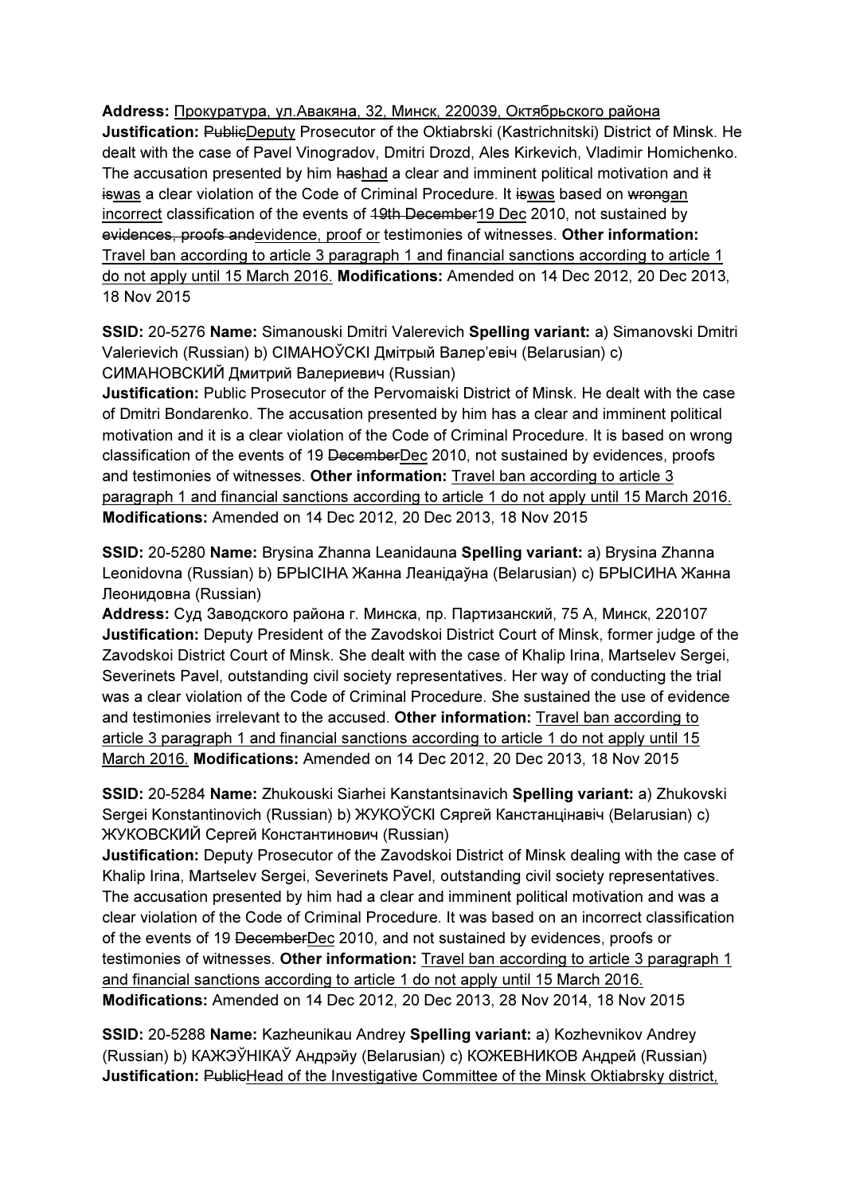**Address:** Прокуратура, ул.Авакяна, 32, Минск, 220039, Октябрьского района
**Justification:** ~~Public~~Deputy Prosecutor of the Oktiabrski (Kastrichnitski) District of Minsk. He dealt with the case of Pavel Vinogradov, Dmitri Drozd, Ales Kirkevich, Vladimir Homichenko. The accusation presented by him ~~has~~had a clear and imminent political motivation and ~~it is~~was a clear violation of the Code of Criminal Procedure. It ~~is~~was based on ~~wrong~~an incorrect classification of the events of ~~19th December~~19 Dec 2010, not sustained by ~~evidences, proofs and~~evidence, proof or testimonies of witnesses. **Other information:** Travel ban according to article 3 paragraph 1 and financial sanctions according to article 1 do not apply until 15 March 2016. **Modifications:** Amended on 14 Dec 2012, 20 Dec 2013, 18 Nov 2015

**SSID:** 20-5276 **Name:** Simanouski Dmitri Valerevich **Spelling variant:** a) Simanovski Dmitri Valerievich (Russian) b) СІМАНОЎСКІ Дмітрый Валер'евіч (Belarusian) c) СИМАНОВСКИЙ Дмитрий Валериевич (Russian)
**Justification:** Public Prosecutor of the Pervomaiski District of Minsk. He dealt with the case of Dmitri Bondarenko. The accusation presented by him has a clear and imminent political motivation and it is a clear violation of the Code of Criminal Procedure. It is based on wrong classification of the events of 19 ~~December~~Dec 2010, not sustained by evidences, proofs and testimonies of witnesses. **Other information:** Travel ban according to article 3 paragraph 1 and financial sanctions according to article 1 do not apply until 15 March 2016. **Modifications:** Amended on 14 Dec 2012, 20 Dec 2013, 18 Nov 2015

**SSID:** 20-5280 **Name:** Brysina Zhanna Leanidauna **Spelling variant:** a) Brysina Zhanna Leonidovna (Russian) b) БРЫСІНА Жанна Леанідаўна (Belarusian) c) БРЫСИНА Жанна Леонидовна (Russian)
**Address:** Суд Заводского района г. Минска, пр. Партизанский, 75 А, Минск, 220107
**Justification:** Deputy President of the Zavodskoi District Court of Minsk, former judge of the Zavodskoi District Court of Minsk. She dealt with the case of Khalip Irina, Martselev Sergei, Severinets Pavel, outstanding civil society representatives. Her way of conducting the trial was a clear violation of the Code of Criminal Procedure. She sustained the use of evidence and testimonies irrelevant to the accused. **Other information:** Travel ban according to article 3 paragraph 1 and financial sanctions according to article 1 do not apply until 15 March 2016. **Modifications:** Amended on 14 Dec 2012, 20 Dec 2013, 18 Nov 2015

**SSID:** 20-5284 **Name:** Zhukouski Siarhei Kanstantsinavich **Spelling variant:** a) Zhukovski Sergei Konstantinovich (Russian) b) ЖУКОЎСКІ Сяргей Канстанцінавіч (Belarusian) c) ЖУКОВСКИЙ Сергей Константинович (Russian)
**Justification:** Deputy Prosecutor of the Zavodskoi District of Minsk dealing with the case of Khalip Irina, Martselev Sergei, Severinets Pavel, outstanding civil society representatives. The accusation presented by him had a clear and imminent political motivation and was a clear violation of the Code of Criminal Procedure. It was based on an incorrect classification of the events of 19 ~~December~~Dec 2010, and not sustained by evidences, proofs or testimonies of witnesses. **Other information:** Travel ban according to article 3 paragraph 1 and financial sanctions according to article 1 do not apply until 15 March 2016. **Modifications:** Amended on 14 Dec 2012, 20 Dec 2013, 28 Nov 2014, 18 Nov 2015

**SSID:** 20-5288 **Name:** Kazheunikau Andrey **Spelling variant:** a) Kozhevnikov Andrey (Russian) b) КАЖЭЎНІКАЎ Андрэйу (Belarusian) c) КОЖЕВНИКОВ Андрей (Russian)
**Justification:** ~~Public~~Head of the Investigative Committee of the Minsk Oktiabrsky district,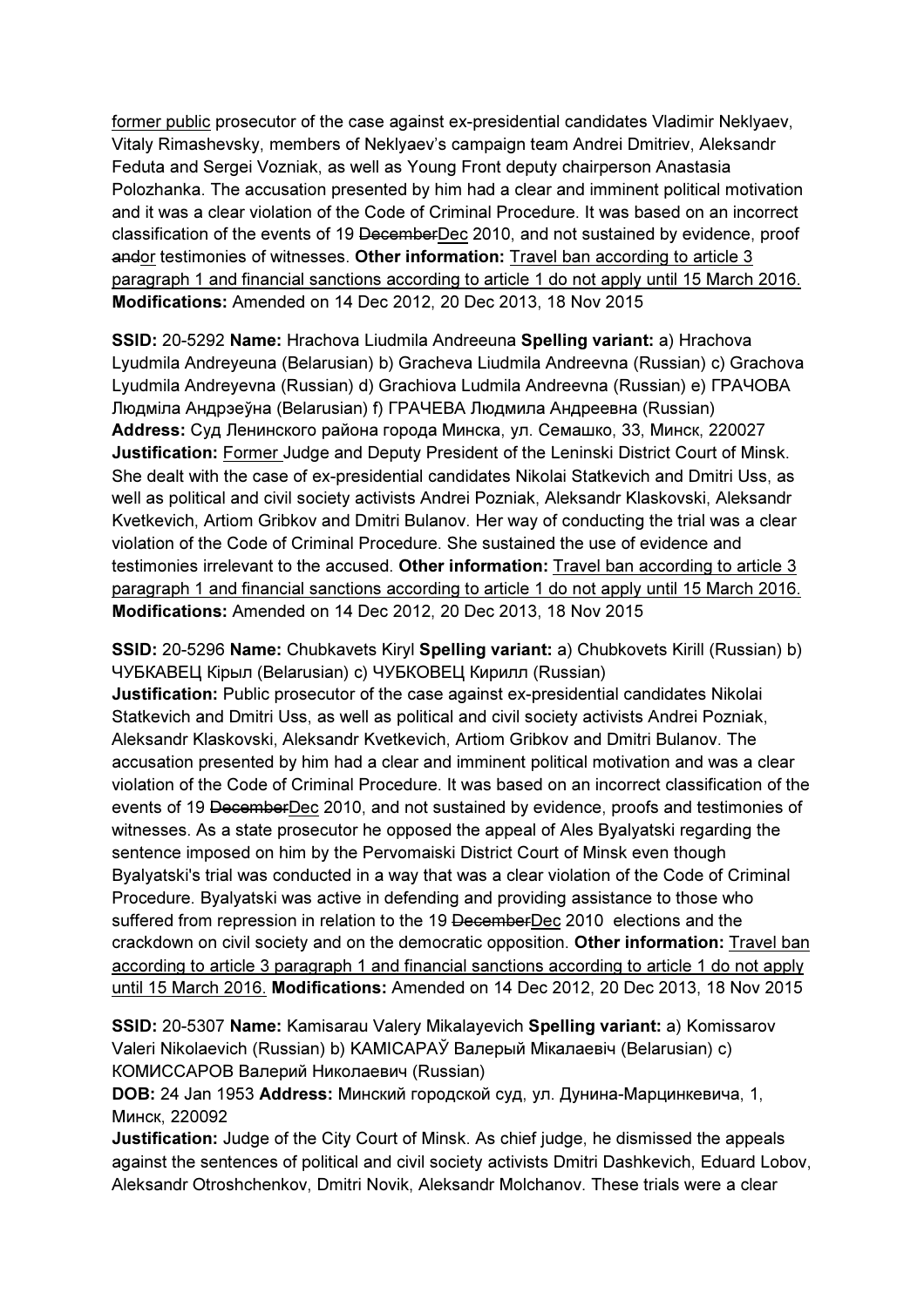former public prosecutor of the case against ex-presidential candidates Vladimir Neklyaev, Vitaly Rimashevsky, members of Neklyaev's campaign team Andrei Dmitriev, Aleksandr Feduta and Sergei Vozniak, as well as Young Front deputy chairperson Anastasia Polozhanka. The accusation presented by him had a clear and imminent political motivation and it was a clear violation of the Code of Criminal Procedure. It was based on an incorrect classification of the events of 19 ~~December~~Dec 2010, and not sustained by evidence, proof ~~and~~or testimonies of witnesses. **Other information:** Travel ban according to article 3 paragraph 1 and financial sanctions according to article 1 do not apply until 15 March 2016. **Modifications:** Amended on 14 Dec 2012, 20 Dec 2013, 18 Nov 2015

**SSID:** 20-5292 **Name:** Hrachova Liudmila Andreeuna **Spelling variant:** a) Hrachova Lyudmila Andreyeuna (Belarusian) b) Gracheva Liudmila Andreevna (Russian) c) Grachova Lyudmila Andreyevna (Russian) d) Grachiova Ludmila Andreevna (Russian) e) ГРАЧОВА Людміла Андрэеўна (Belarusian) f) ГРАЧЕВА Людмила Андреевна (Russian)
**Address:** Суд Ленинского района города Минска, ул. Семашко, 33, Минск, 220027
**Justification:** Former Judge and Deputy President of the Leninski District Court of Minsk. She dealt with the case of ex-presidential candidates Nikolai Statkevich and Dmitri Uss, as well as political and civil society activists Andrei Pozniak, Aleksandr Klaskovski, Aleksandr Kvetkevich, Artiom Gribkov and Dmitri Bulanov. Her way of conducting the trial was a clear violation of the Code of Criminal Procedure. She sustained the use of evidence and testimonies irrelevant to the accused. **Other information:** Travel ban according to article 3 paragraph 1 and financial sanctions according to article 1 do not apply until 15 March 2016. **Modifications:** Amended on 14 Dec 2012, 20 Dec 2013, 18 Nov 2015

**SSID:** 20-5296 **Name:** Chubkavets Kiryl **Spelling variant:** a) Chubkovets Kirill (Russian) b) ЧУБКАВЕЦ Кірыл (Belarusian) c) ЧУБКОВЕЦ Кирилл (Russian)
**Justification:** Public prosecutor of the case against ex-presidential candidates Nikolai Statkevich and Dmitri Uss, as well as political and civil society activists Andrei Pozniak, Aleksandr Klaskovski, Aleksandr Kvetkevich, Artiom Gribkov and Dmitri Bulanov. The accusation presented by him had a clear and imminent political motivation and was a clear violation of the Code of Criminal Procedure. It was based on an incorrect classification of the events of 19 ~~December~~Dec 2010, and not sustained by evidence, proofs and testimonies of witnesses. As a state prosecutor he opposed the appeal of Ales Byalyatski regarding the sentence imposed on him by the Pervomaiski District Court of Minsk even though Byalyatski's trial was conducted in a way that was a clear violation of the Code of Criminal Procedure. Byalyatski was active in defending and providing assistance to those who suffered from repression in relation to the 19 ~~December~~Dec 2010 elections and the crackdown on civil society and on the democratic opposition. **Other information:** Travel ban according to article 3 paragraph 1 and financial sanctions according to article 1 do not apply until 15 March 2016. **Modifications:** Amended on 14 Dec 2012, 20 Dec 2013, 18 Nov 2015

**SSID:** 20-5307 **Name:** Kamisarau Valery Mikalayevich **Spelling variant:** a) Komissarov Valeri Nikolaevich (Russian) b) КАМІСАРАЎ Валерый Мікалаевіч (Belarusian) c) КОМИССАРОВ Валерий Николаевич (Russian)
**DOB:** 24 Jan 1953 **Address:** Минский городской суд, ул. Дунина-Марцинкевича, 1, Минск, 220092
**Justification:** Judge of the City Court of Minsk. As chief judge, he dismissed the appeals against the sentences of political and civil society activists Dmitri Dashkevich, Eduard Lobov, Aleksandr Otroshchenkov, Dmitri Novik, Aleksandr Molchanov. These trials were a clear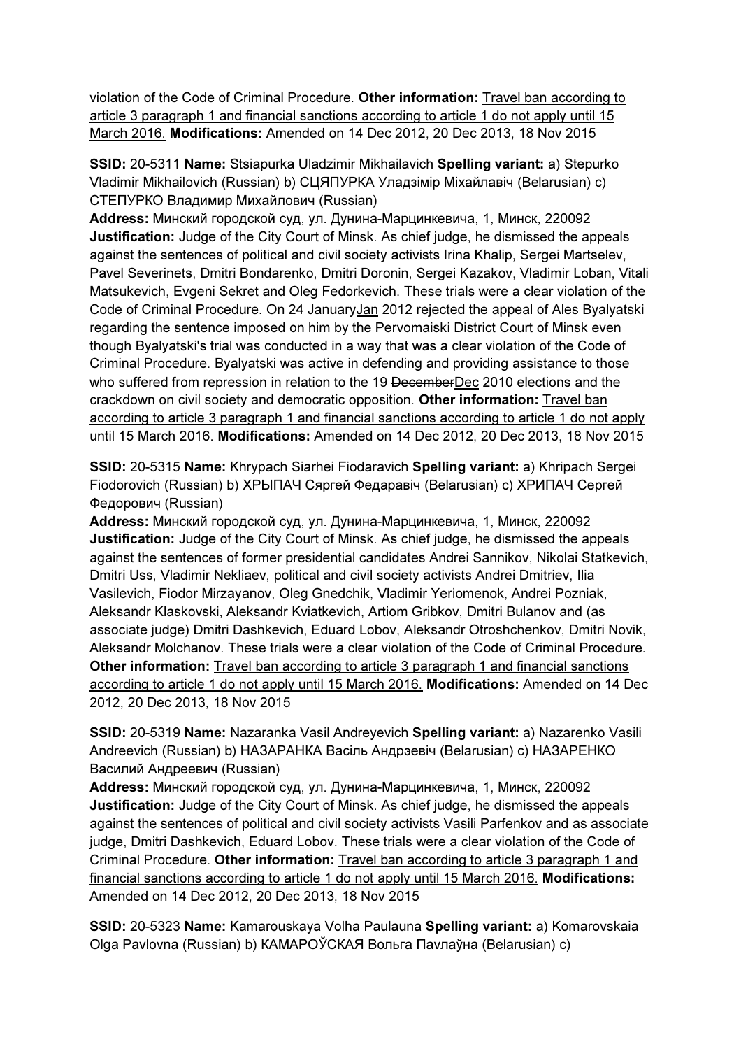violation of the Code of Criminal Procedure. **Other information:** Travel ban according to article 3 paragraph 1 and financial sanctions according to article 1 do not apply until 15 March 2016. **Modifications:** Amended on 14 Dec 2012, 20 Dec 2013, 18 Nov 2015

**SSID:** 20-5311 **Name:** Stsiapurka Uladzimir Mikhailavich **Spelling variant:** a) Stepurko Vladimir Mikhailovich (Russian) b) СЦЯПУРКА Уладзімір Міхайлавіч (Belarusian) c) СТЕПУРКО Владимир Михайлович (Russian)
**Address:** Минский городской суд, ул. Дунина-Марцинкевича, 1, Минск, 220092
**Justification:** Judge of the City Court of Minsk. As chief judge, he dismissed the appeals against the sentences of political and civil society activists Irina Khalip, Sergei Martselev, Pavel Severinets, Dmitri Bondarenko, Dmitri Doronin, Sergei Kazakov, Vladimir Loban, Vitali Matsukevich, Evgeni Sekret and Oleg Fedorkevich. These trials were a clear violation of the Code of Criminal Procedure. On 24 ~~January~~Jan 2012 rejected the appeal of Ales Byalyatski regarding the sentence imposed on him by the Pervomaiski District Court of Minsk even though Byalyatski's trial was conducted in a way that was a clear violation of the Code of Criminal Procedure. Byalyatski was active in defending and providing assistance to those who suffered from repression in relation to the 19 ~~December~~Dec 2010 elections and the crackdown on civil society and democratic opposition. **Other information:** Travel ban according to article 3 paragraph 1 and financial sanctions according to article 1 do not apply until 15 March 2016. **Modifications:** Amended on 14 Dec 2012, 20 Dec 2013, 18 Nov 2015

**SSID:** 20-5315 **Name:** Khrypach Siarhei Fiodaravich **Spelling variant:** a) Khripach Sergei Fiodorovich (Russian) b) ХРЫПАЧ Сяргей Федаравіч (Belarusian) c) ХРИПАЧ Сергей Федорович (Russian)
**Address:** Минский городской суд, ул. Дунина-Марцинкевича, 1, Минск, 220092
**Justification:** Judge of the City Court of Minsk. As chief judge, he dismissed the appeals against the sentences of former presidential candidates Andrei Sannikov, Nikolai Statkevich, Dmitri Uss, Vladimir Nekliaev, political and civil society activists Andrei Dmitriev, Ilia Vasilevich, Fiodor Mirzayanov, Oleg Gnedchik, Vladimir Yeriomenok, Andrei Pozniak, Aleksandr Klaskovski, Aleksandr Kviatkevich, Artiom Gribkov, Dmitri Bulanov and (as associate judge) Dmitri Dashkevich, Eduard Lobov, Aleksandr Otroshchenkov, Dmitri Novik, Aleksandr Molchanov. These trials were a clear violation of the Code of Criminal Procedure. **Other information:** Travel ban according to article 3 paragraph 1 and financial sanctions according to article 1 do not apply until 15 March 2016. **Modifications:** Amended on 14 Dec 2012, 20 Dec 2013, 18 Nov 2015

**SSID:** 20-5319 **Name:** Nazaranka Vasil Andreyevich **Spelling variant:** a) Nazarenko Vasili Andreevich (Russian) b) НАЗАРАНКА Васіль Андрэевіч (Belarusian) c) НАЗАРЕНКО Василий Андреевич (Russian)
**Address:** Минский городской суд, ул. Дунина-Марцинкевича, 1, Минск, 220092
**Justification:** Judge of the City Court of Minsk. As chief judge, he dismissed the appeals against the sentences of political and civil society activists Vasili Parfenkov and as associate judge, Dmitri Dashkevich, Eduard Lobov. These trials were a clear violation of the Code of Criminal Procedure. **Other information:** Travel ban according to article 3 paragraph 1 and financial sanctions according to article 1 do not apply until 15 March 2016. **Modifications:** Amended on 14 Dec 2012, 20 Dec 2013, 18 Nov 2015

**SSID:** 20-5323 **Name:** Kamarouskaya Volha Paulauna **Spelling variant:** a) Komarovskaia Olga Pavlovna (Russian) b) КАМАРОЎСКАЯ Вольга Паўлаўна (Belarusian) c)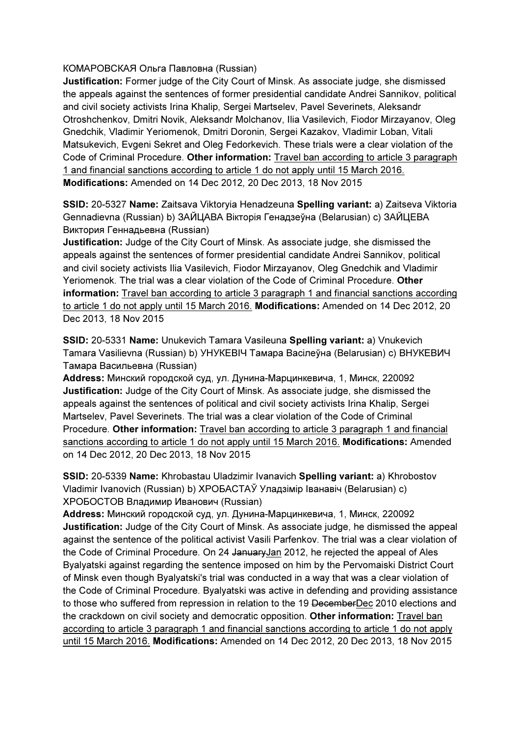КОМАРОВСКАЯ Ольга Павловна (Russian)
**Justification:** Former judge of the City Court of Minsk. As associate judge, she dismissed the appeals against the sentences of former presidential candidate Andrei Sannikov, political and civil society activists Irina Khalip, Sergei Martselev, Pavel Severinets, Aleksandr Otroshchenkov, Dmitri Novik, Aleksandr Molchanov, Ilia Vasilevich, Fiodor Mirzayanov, Oleg Gnedchik, Vladimir Yeriomenok, Dmitri Doronin, Sergei Kazakov, Vladimir Loban, Vitali Matsukevich, Evgeni Sekret and Oleg Fedorkevich. These trials were a clear violation of the Code of Criminal Procedure. **Other information:** Travel ban according to article 3 paragraph 1 and financial sanctions according to article 1 do not apply until 15 March 2016. **Modifications:** Amended on 14 Dec 2012, 20 Dec 2013, 18 Nov 2015

**SSID:** 20-5327 **Name:** Zaitsava Viktoryia Henadzeuna **Spelling variant:** a) Zaitseva Viktoria Gennadievna (Russian) b) ЗАЙЦАВА Вікторія Генадзеўна (Belarusian) c) ЗАЙЦЕВА Виктория Геннадьевна (Russian)
**Justification:** Judge of the City Court of Minsk. As associate judge, she dismissed the appeals against the sentences of former presidential candidate Andrei Sannikov, political and civil society activists Ilia Vasilevich, Fiodor Mirzayanov, Oleg Gnedchik and Vladimir Yeriomenok. The trial was a clear violation of the Code of Criminal Procedure. **Other information:** Travel ban according to article 3 paragraph 1 and financial sanctions according to article 1 do not apply until 15 March 2016. **Modifications:** Amended on 14 Dec 2012, 20 Dec 2013, 18 Nov 2015

**SSID:** 20-5331 **Name:** Unukevich Tamara Vasileuna **Spelling variant:** a) Vnukevich Tamara Vasilievna (Russian) b) УНУКЕВІЧ Тамара Васілеўна (Belarusian) c) ВНУКЕВИЧ Тамара Васильевна (Russian)
**Address:** Минский городской суд, ул. Дунина-Марцинкевича, 1, Минск, 220092
**Justification:** Judge of the City Court of Minsk. As associate judge, she dismissed the appeals against the sentences of political and civil society activists Irina Khalip, Sergei Martselev, Pavel Severinets. The trial was a clear violation of the Code of Criminal Procedure. **Other information:** Travel ban according to article 3 paragraph 1 and financial sanctions according to article 1 do not apply until 15 March 2016. **Modifications:** Amended on 14 Dec 2012, 20 Dec 2013, 18 Nov 2015

**SSID:** 20-5339 **Name:** Khrobastau Uladzimir Ivanavich **Spelling variant:** a) Khrobostov Vladimir Ivanovich (Russian) b) ХРОБАСТАЎ Уладзімір Іванавіч (Belarusian) c) ХРОБОСТОВ Владимир Иванович (Russian)
**Address:** Минский городской суд, ул. Дунина-Марцинкевича, 1, Минск, 220092
**Justification:** Judge of the City Court of Minsk. As associate judge, he dismissed the appeal against the sentence of the political activist Vasili Parfenkov. The trial was a clear violation of the Code of Criminal Procedure. On 24 ~~January~~Jan 2012, he rejected the appeal of Ales Byalyatski against regarding the sentence imposed on him by the Pervomaiski District Court of Minsk even though Byalyatski's trial was conducted in a way that was a clear violation of the Code of Criminal Procedure. Byalyatski was active in defending and providing assistance to those who suffered from repression in relation to the 19 ~~December~~Dec 2010 elections and the crackdown on civil society and democratic opposition. **Other information:** Travel ban according to article 3 paragraph 1 and financial sanctions according to article 1 do not apply until 15 March 2016. **Modifications:** Amended on 14 Dec 2012, 20 Dec 2013, 18 Nov 2015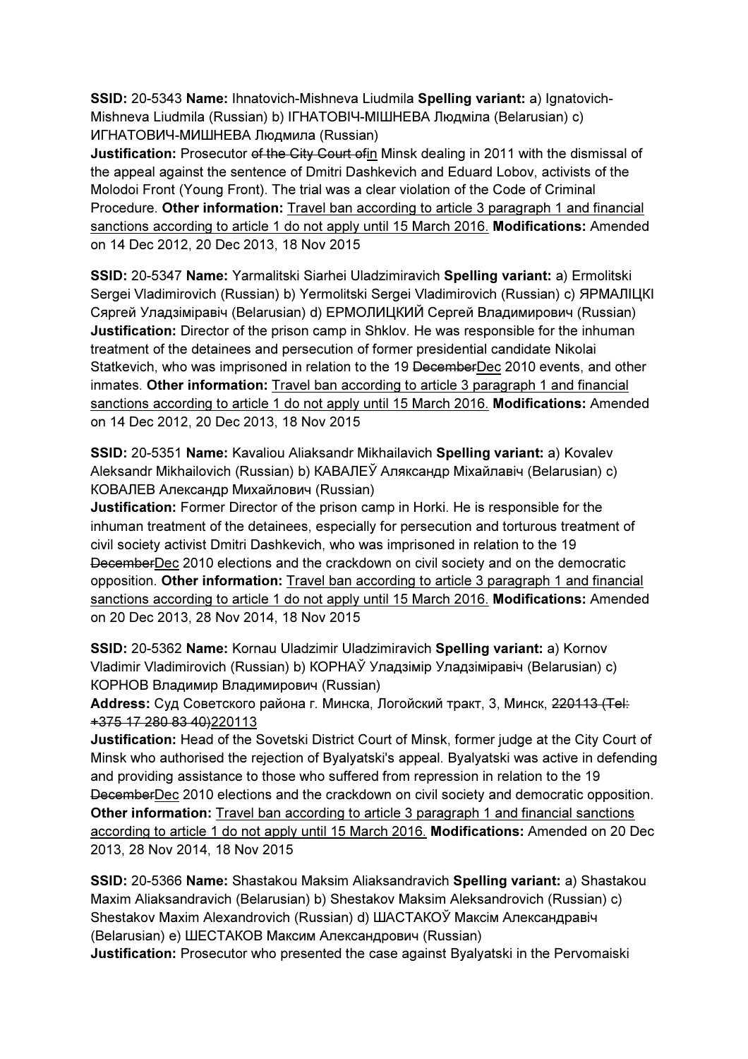**SSID:** 20-5343 **Name:** Ihnatovich-Mishneva Liudmila **Spelling variant:** a) Ignatovich-Mishneva Liudmila (Russian) b) ІГНАТОВІЧ-МІШНЕВА Людміла (Belarusian) c) ИГНАТОВИЧ-МИШНЕВА Людмила (Russian)
**Justification:** Prosecutor ~~of the City Court of~~<u>in</u> Minsk dealing in 2011 with the dismissal of the appeal against the sentence of Dmitri Dashkevich and Eduard Lobov, activists of the Molodoi Front (Young Front). The trial was a clear violation of the Code of Criminal Procedure. **Other information:** <u>Travel ban according to article 3 paragraph 1 and financial sanctions according to article 1 do not apply until 15 March 2016.</u> **Modifications:** Amended on 14 Dec 2012, 20 Dec 2013, 18 Nov 2015

**SSID:** 20-5347 **Name:** Yarmalitski Siarhei Uladzimiravich **Spelling variant:** a) Ermolitski Sergei Vladimirovich (Russian) b) Yermolitski Sergei Vladimirovich (Russian) c) ЯРМАЛІЦКІ Сяргей Уладзіміравіч (Belarusian) d) ЕРМОЛИЦКИЙ Сергей Владимирович (Russian)
**Justification:** Director of the prison camp in Shklov. He was responsible for the inhuman treatment of the detainees and persecution of former presidential candidate Nikolai Statkevich, who was imprisoned in relation to the 19 ~~December~~<u>Dec</u> 2010 events, and other inmates. **Other information:** <u>Travel ban according to article 3 paragraph 1 and financial sanctions according to article 1 do not apply until 15 March 2016.</u> **Modifications:** Amended on 14 Dec 2012, 20 Dec 2013, 18 Nov 2015

**SSID:** 20-5351 **Name:** Kavaliou Aliaksandr Mikhailavich **Spelling variant:** a) Kovalev Aleksandr Mikhailovich (Russian) b) КАВАЛЕЎ Аляксандр Міхайлавіч (Belarusian) c) КОВАЛЕВ Александр Михайлович (Russian)
**Justification:** Former Director of the prison camp in Horki. He is responsible for the inhuman treatment of the detainees, especially for persecution and torturous treatment of civil society activist Dmitri Dashkevich, who was imprisoned in relation to the 19 ~~December~~<u>Dec</u> 2010 elections and the crackdown on civil society and on the democratic opposition. **Other information:** <u>Travel ban according to article 3 paragraph 1 and financial sanctions according to article 1 do not apply until 15 March 2016.</u> **Modifications:** Amended on 20 Dec 2013, 28 Nov 2014, 18 Nov 2015

**SSID:** 20-5362 **Name:** Kornau Uladzimir Uladzimiravich **Spelling variant:** a) Kornov Vladimir Vladimirovich (Russian) b) КОРНАЎ Уладзімір Уладзіміравіч (Belarusian) c) КОРНОВ Владимир Владимирович (Russian)
**Address:** Суд Советского района г. Минска, Логойский тракт, 3, Минск, ~~220113 (Tel: +375 17 280 83 40)~~<u>220113</u>
**Justification:** Head of the Sovetski District Court of Minsk, former judge at the City Court of Minsk who authorised the rejection of Byalyatski's appeal. Byalyatski was active in defending and providing assistance to those who suffered from repression in relation to the 19 ~~December~~<u>Dec</u> 2010 elections and the crackdown on civil society and democratic opposition. **Other information:** <u>Travel ban according to article 3 paragraph 1 and financial sanctions according to article 1 do not apply until 15 March 2016.</u> **Modifications:** Amended on 20 Dec 2013, 28 Nov 2014, 18 Nov 2015

**SSID:** 20-5366 **Name:** Shastakou Maksim Aliaksandravich **Spelling variant:** a) Shastakou Maxim Aliaksandravich (Belarusian) b) Shestakov Maksim Aleksandrovich (Russian) c) Shestakov Maxim Alexandrovich (Russian) d) ШАСТАКОЎ Максім Александравіч (Belarusian) e) ШЕСТАКОВ Максим Александрович (Russian)
**Justification:** Prosecutor who presented the case against Byalyatski in the Pervomaiski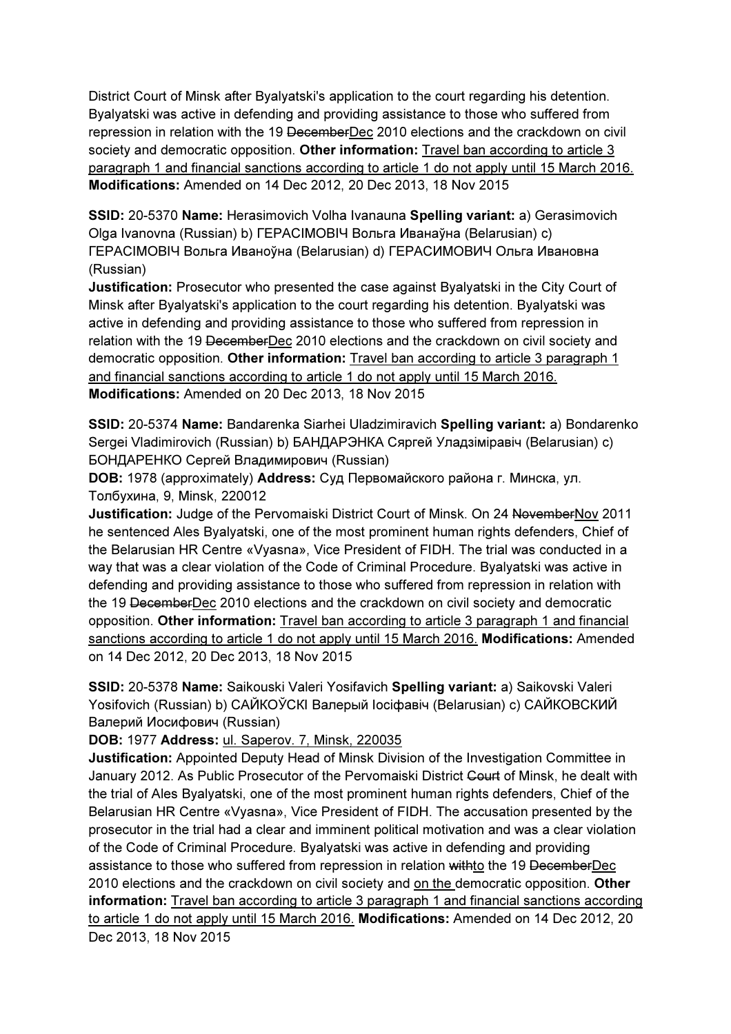District Court of Minsk after Byalyatski's application to the court regarding his detention. Byalyatski was active in defending and providing assistance to those who suffered from repression in relation with the 19 ~~December~~Dec 2010 elections and the crackdown on civil society and democratic opposition. **Other information:** Travel ban according to article 3 paragraph 1 and financial sanctions according to article 1 do not apply until 15 March 2016. **Modifications:** Amended on 14 Dec 2012, 20 Dec 2013, 18 Nov 2015

**SSID:** 20-5370 **Name:** Herasimovich Volha Ivanauna **Spelling variant:** a) Gerasimovich Olga Ivanovna (Russian) b) ГЕРАСІМОВІЧ Вольга Іванаўна (Belarusian) c) ГЕРАСІМОВІЧ Вольга Иваноўна (Belarusian) d) ГЕРАСИМОВИЧ Ольга Ивановна (Russian)
**Justification:** Prosecutor who presented the case against Byalyatski in the City Court of Minsk after Byalyatski's application to the court regarding his detention. Byalyatski was active in defending and providing assistance to those who suffered from repression in relation with the 19 ~~December~~Dec 2010 elections and the crackdown on civil society and democratic opposition. **Other information:** Travel ban according to article 3 paragraph 1 and financial sanctions according to article 1 do not apply until 15 March 2016. **Modifications:** Amended on 20 Dec 2013, 18 Nov 2015

**SSID:** 20-5374 **Name:** Bandarenka Siarhei Uladzimiravich **Spelling variant:** a) Bondarenko Sergei Vladimirovich (Russian) b) БАНДАРЭНКА Сяргей Уладзіміравіч (Belarusian) c) БОНДАРЕНКО Сергей Владимирович (Russian)
**DOB:** 1978 (approximately) **Address:** Суд Первомайского района г. Минска, ул. Толбухина, 9, Minsk, 220012
**Justification:** Judge of the Pervomaiski District Court of Minsk. On 24 ~~November~~Nov 2011 he sentenced Ales Byalyatski, one of the most prominent human rights defenders, Chief of the Belarusian HR Centre «Vyasna», Vice President of FIDH. The trial was conducted in a way that was a clear violation of the Code of Criminal Procedure. Byalyatski was active in defending and providing assistance to those who suffered from repression in relation with the 19 ~~December~~Dec 2010 elections and the crackdown on civil society and democratic opposition. **Other information:** Travel ban according to article 3 paragraph 1 and financial sanctions according to article 1 do not apply until 15 March 2016. **Modifications:** Amended on 14 Dec 2012, 20 Dec 2013, 18 Nov 2015

**SSID:** 20-5378 **Name:** Saikouski Valeri Yosifavich **Spelling variant:** a) Saikovski Valeri Yosifovich (Russian) b) САЙКОЎСКІ Валерый Іосіфавіч (Belarusian) c) САЙКОВСКИЙ Валерий Иосифович (Russian)
**DOB:** 1977 **Address:** ul. Saperov. 7, Minsk, 220035
**Justification:** Appointed Deputy Head of Minsk Division of the Investigation Committee in January 2012. As Public Prosecutor of the Pervomaiski District ~~Court~~ of Minsk, he dealt with the trial of Ales Byalyatski, one of the most prominent human rights defenders, Chief of the Belarusian HR Centre «Vyasna», Vice President of FIDH. The accusation presented by the prosecutor in the trial had a clear and imminent political motivation and was a clear violation of the Code of Criminal Procedure. Byalyatski was active in defending and providing assistance to those who suffered from repression in relation ~~with~~to the 19 ~~December~~Dec 2010 elections and the crackdown on civil society and on the democratic opposition. **Other information:** Travel ban according to article 3 paragraph 1 and financial sanctions according to article 1 do not apply until 15 March 2016. **Modifications:** Amended on 14 Dec 2012, 20 Dec 2013, 18 Nov 2015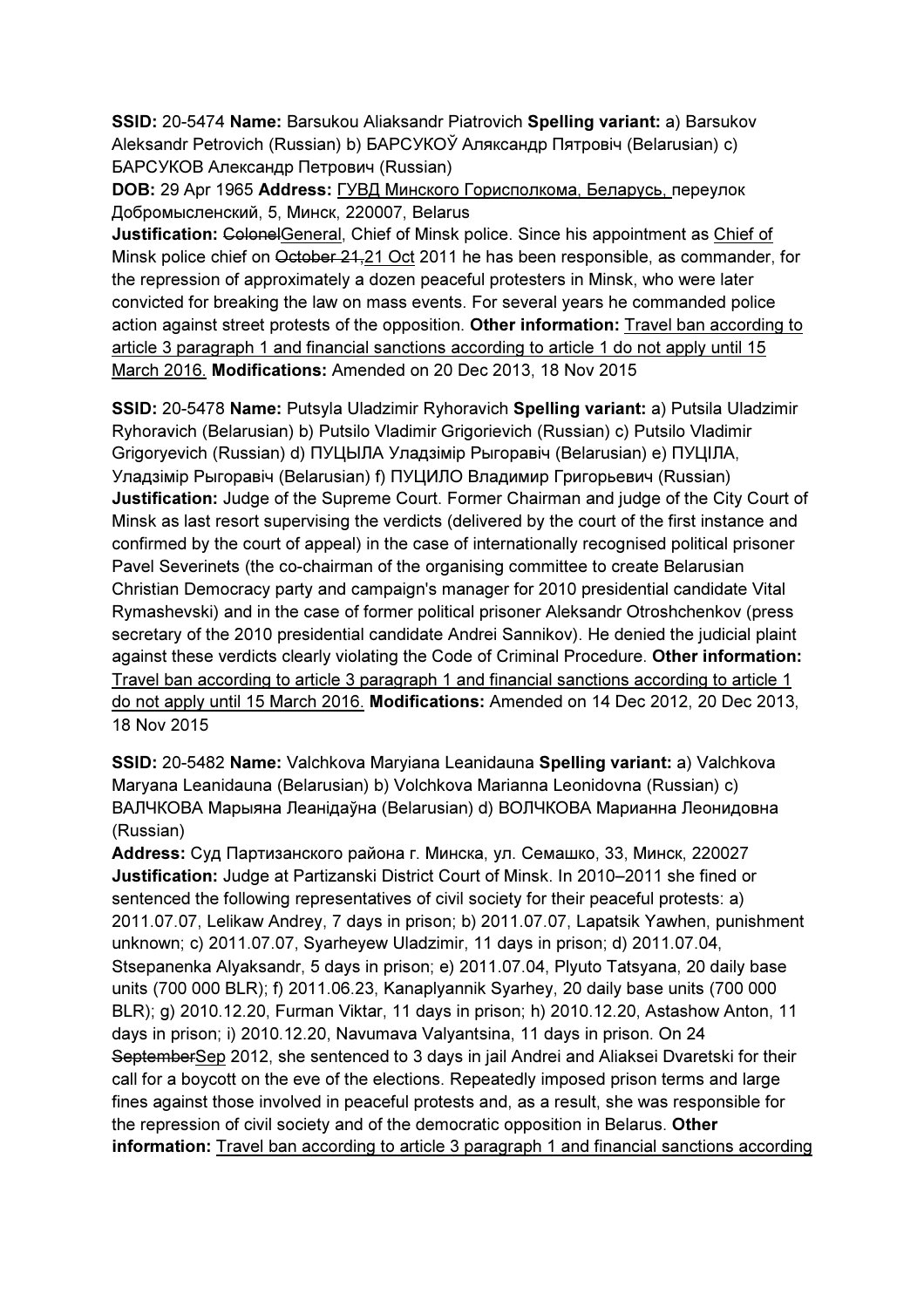**SSID:** 20-5474 **Name:** Barsukou Aliaksandr Piatrovich **Spelling variant:** a) Barsukov Aleksandr Petrovich (Russian) b) БАРСУКОЎ Аляксандр Пятровіч (Belarusian) c) БАРСУКОВ Александр Петрович (Russian)

**DOB:** 29 Apr 1965 **Address:** ГУВД Минского Горисполкома, Беларусь, переулок Добромысленский, 5, Минск, 220007, Belarus

**Justification:** ~~Colonel~~General, Chief of Minsk police. Since his appointment as Chief of Minsk police chief on ~~October 21,~~21 Oct 2011 he has been responsible, as commander, for the repression of approximately a dozen peaceful protesters in Minsk, who were later convicted for breaking the law on mass events. For several years he commanded police action against street protests of the opposition. **Other information:** Travel ban according to article 3 paragraph 1 and financial sanctions according to article 1 do not apply until 15 March 2016. **Modifications:** Amended on 20 Dec 2013, 18 Nov 2015

**SSID:** 20-5478 **Name:** Putsyla Uladzimir Ryhoravich **Spelling variant:** a) Putsila Uladzimir Ryhoravich (Belarusian) b) Putsilo Vladimir Grigorievich (Russian) c) Putsilo Vladimir Grigoryevich (Russian) d) ПУЦЫЛА Уладзімір Рыгоравіч (Belarusian) e) ПУЦІЛА, Уладзімір Рыгоравіч (Belarusian) f) ПУЦИЛО Владимир Григорьевич (Russian)

**Justification:** Judge of the Supreme Court. Former Chairman and judge of the City Court of Minsk as last resort supervising the verdicts (delivered by the court of the first instance and confirmed by the court of appeal) in the case of internationally recognised political prisoner Pavel Severinets (the co-chairman of the organising committee to create Belarusian Christian Democracy party and campaign's manager for 2010 presidential candidate Vital Rymashevski) and in the case of former political prisoner Aleksandr Otroshchenkov (press secretary of the 2010 presidential candidate Andrei Sannikov). He denied the judicial plaint against these verdicts clearly violating the Code of Criminal Procedure. **Other information:** Travel ban according to article 3 paragraph 1 and financial sanctions according to article 1 do not apply until 15 March 2016. **Modifications:** Amended on 14 Dec 2012, 20 Dec 2013, 18 Nov 2015

**SSID:** 20-5482 **Name:** Valchkova Maryiana Leanidauna **Spelling variant:** a) Valchkova Maryana Leanidauna (Belarusian) b) Volchkova Marianna Leonidovna (Russian) c) ВАЛЧКОВА Марыяна Леанідаўна (Belarusian) d) ВОЛЧКОВА Марианна Леонидовна (Russian)

**Address:** Суд Партизанского района г. Минска, ул. Семашко, 33, Минск, 220027

**Justification:** Judge at Partizanski District Court of Minsk. In 2010–2011 she fined or sentenced the following representatives of civil society for their peaceful protests: a) 2011.07.07, Lelikaw Andrey, 7 days in prison; b) 2011.07.07, Lapatsik Yawhen, punishment unknown; c) 2011.07.07, Syarheyew Uladzimir, 11 days in prison; d) 2011.07.04, Stsepanenka Alyaksandr, 5 days in prison; e) 2011.07.04, Plyuto Tatsyana, 20 daily base units (700 000 BLR); f) 2011.06.23, Kanaplyannik Syarhey, 20 daily base units (700 000 BLR); g) 2010.12.20, Furman Viktar, 11 days in prison; h) 2010.12.20, Astashow Anton, 11 days in prison; i) 2010.12.20, Navumava Valyantsina, 11 days in prison. On 24 ~~September~~Sep 2012, she sentenced to 3 days in jail Andrei and Aliaksei Dvaretski for their call for a boycott on the eve of the elections. Repeatedly imposed prison terms and large fines against those involved in peaceful protests and, as a result, she was responsible for the repression of civil society and of the democratic opposition in Belarus. **Other information:** Travel ban according to article 3 paragraph 1 and financial sanctions according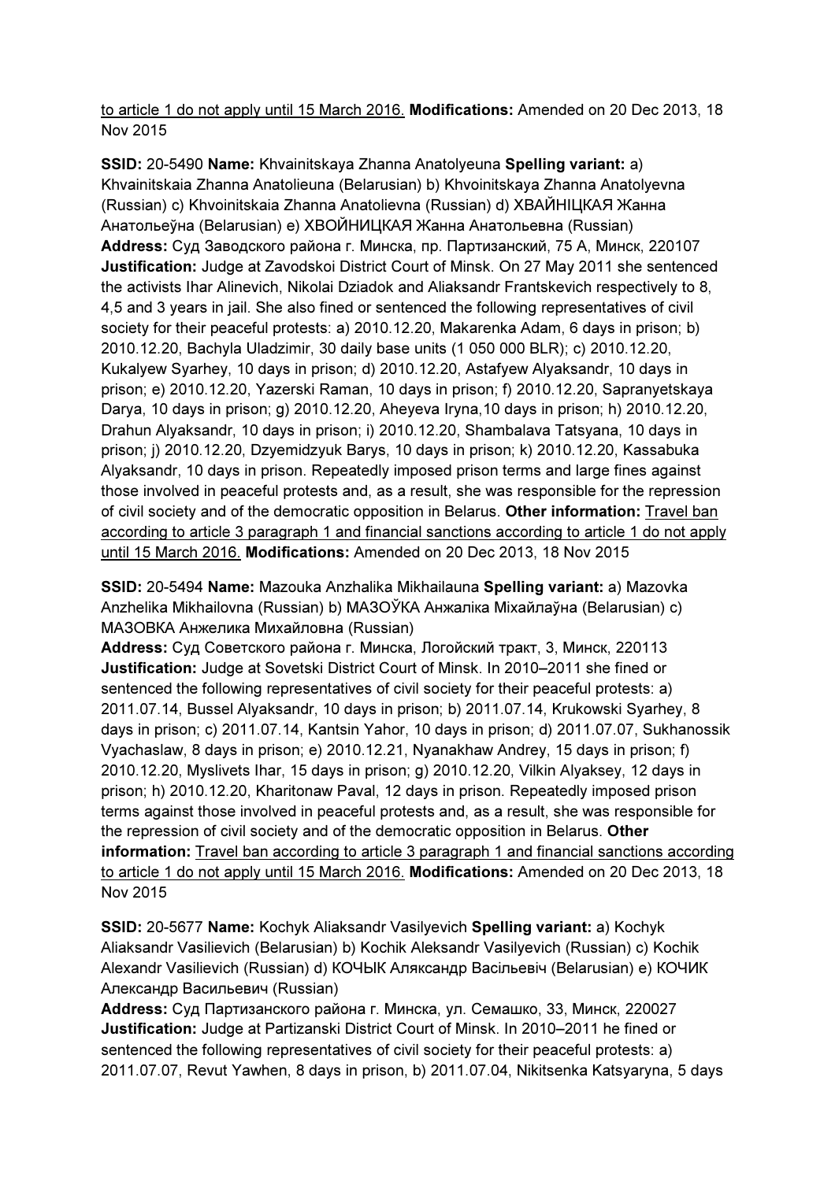to article 1 do not apply until 15 March 2016. **Modifications:** Amended on 20 Dec 2013, 18 Nov 2015

**SSID:** 20-5490 **Name:** Khvainitskaya Zhanna Anatolyeuna **Spelling variant:** a) Khvainitskaia Zhanna Anatolieuna (Belarusian) b) Khvoinitskaya Zhanna Anatolyevna (Russian) c) Khvoinitskaia Zhanna Anatolievna (Russian) d) ХВАЙНІЦКАЯ Жанна Анатольеўна (Belarusian) e) ХВОЙНИЦКАЯ Жанна Анатольевна (Russian)
**Address:** Суд Заводского района г. Минска, пр. Партизанский, 75 А, Минск, 220107
**Justification:** Judge at Zavodskoi District Court of Minsk. On 27 May 2011 she sentenced the activists Ihar Alinevich, Nikolai Dziadok and Aliaksandr Frantskevich respectively to 8, 4,5 and 3 years in jail. She also fined or sentenced the following representatives of civil society for their peaceful protests: a) 2010.12.20, Makarenka Adam, 6 days in prison; b) 2010.12.20, Bachyla Uladzimir, 30 daily base units (1 050 000 BLR); c) 2010.12.20, Kukalyew Syarhey, 10 days in prison; d) 2010.12.20, Astafyew Alyaksandr, 10 days in prison; e) 2010.12.20, Yazerski Raman, 10 days in prison; f) 2010.12.20, Sapranyetskaya Darya, 10 days in prison; g) 2010.12.20, Aheyeva Iryna,10 days in prison; h) 2010.12.20, Drahun Alyaksandr, 10 days in prison; i) 2010.12.20, Shambalava Tatsyana, 10 days in prison; j) 2010.12.20, Dzyemidzyuk Barys, 10 days in prison; k) 2010.12.20, Kassabuka Alyaksandr, 10 days in prison. Repeatedly imposed prison terms and large fines against those involved in peaceful protests and, as a result, she was responsible for the repression of civil society and of the democratic opposition in Belarus. **Other information:** Travel ban according to article 3 paragraph 1 and financial sanctions according to article 1 do not apply until 15 March 2016. **Modifications:** Amended on 20 Dec 2013, 18 Nov 2015

**SSID:** 20-5494 **Name:** Mazouka Anzhalika Mikhailauna **Spelling variant:** a) Mazovka Anzhelika Mikhailovna (Russian) b) МАЗОЎКА Анжаліка Міхайлаўна (Belarusian) c) МАЗОВКА Анжелика Михайловна (Russian)
**Address:** Суд Советского района г. Минска, Логойский тракт, 3, Минск, 220113
**Justification:** Judge at Sovetski District Court of Minsk. In 2010–2011 she fined or sentenced the following representatives of civil society for their peaceful protests: a) 2011.07.14, Bussel Alyaksandr, 10 days in prison; b) 2011.07.14, Krukowski Syarhey, 8 days in prison; c) 2011.07.14, Kantsin Yahor, 10 days in prison; d) 2011.07.07, Sukhanossik Vyachaslaw, 8 days in prison; e) 2010.12.21, Nyanakhaw Andrey, 15 days in prison; f) 2010.12.20, Myslivets Ihar, 15 days in prison; g) 2010.12.20, Vilkin Alyaksey, 12 days in prison; h) 2010.12.20, Kharitonaw Paval, 12 days in prison. Repeatedly imposed prison terms against those involved in peaceful protests and, as a result, she was responsible for the repression of civil society and of the democratic opposition in Belarus. **Other information:** Travel ban according to article 3 paragraph 1 and financial sanctions according to article 1 do not apply until 15 March 2016. **Modifications:** Amended on 20 Dec 2013, 18 Nov 2015

**SSID:** 20-5677 **Name:** Kochyk Aliaksandr Vasilyevich **Spelling variant:** a) Kochyk Aliaksandr Vasilievich (Belarusian) b) Kochik Aleksandr Vasilyevich (Russian) c) Kochik Alexandr Vasilievich (Russian) d) КОЧЫК Аляксандр Васільевіч (Belarusian) e) КОЧИК Александр Васильевич (Russian)
**Address:** Суд Партизанского района г. Минска, ул. Семашко, 33, Минск, 220027
**Justification:** Judge at Partizanski District Court of Minsk. In 2010–2011 he fined or sentenced the following representatives of civil society for their peaceful protests: a) 2011.07.07, Revut Yawhen, 8 days in prison, b) 2011.07.04, Nikitsenka Katsyaryna, 5 days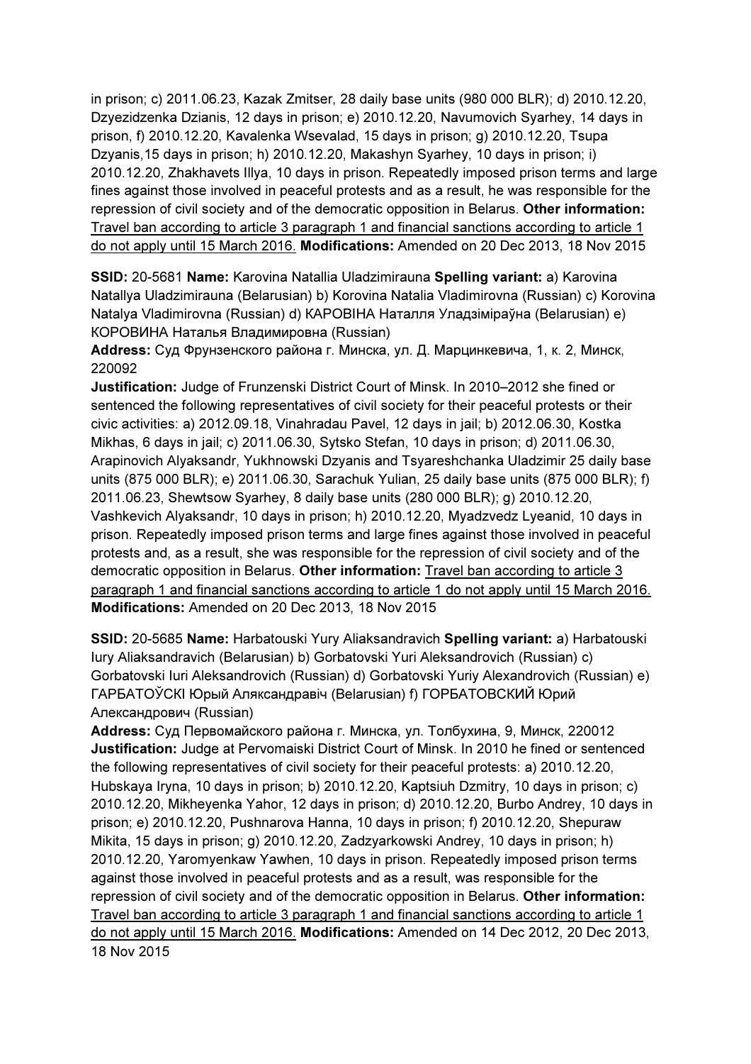in prison; c) 2011.06.23, Kazak Zmitser, 28 daily base units (980 000 BLR); d) 2010.12.20, Dzyezidzenka Dzianis, 12 days in prison; e) 2010.12.20, Navumovich Syarhey, 14 days in prison, f) 2010.12.20, Kavalenka Wsevalad, 15 days in prison; g) 2010.12.20, Tsupa Dzyanis,15 days in prison; h) 2010.12.20, Makashyn Syarhey, 10 days in prison; i) 2010.12.20, Zhakhavets Illya, 10 days in prison. Repeatedly imposed prison terms and large fines against those involved in peaceful protests and as a result, he was responsible for the repression of civil society and of the democratic opposition in Belarus. **Other information:** Travel ban according to article 3 paragraph 1 and financial sanctions according to article 1 do not apply until 15 March 2016. **Modifications:** Amended on 20 Dec 2013, 18 Nov 2015

**SSID:** 20-5681 **Name:** Karovina Natallia Uladzimirauna **Spelling variant:** a) Karovina Natallya Uladzimirauna (Belarusian) b) Korovina Natalia Vladimirovna (Russian) c) Korovina Natalya Vladimirovna (Russian) d) КАРОВІНА Наталля Уладзіміраўна (Belarusian) e) КОРОВИНА Наталья Владимировна (Russian)
**Address:** Суд Фрунзенского района г. Минска, ул. Д. Марцинкевича, 1, к. 2, Минск, 220092
**Justification:** Judge of Frunzenski District Court of Minsk. In 2010–2012 she fined or sentenced the following representatives of civil society for their peaceful protests or their civic activities: a) 2012.09.18, Vinahradau Pavel, 12 days in jail; b) 2012.06.30, Kostka Mikhas, 6 days in jail; c) 2011.06.30, Sytsko Stefan, 10 days in prison; d) 2011.06.30, Arapinovich Alyaksandr, Yukhnowski Dzyanis and Tsyareshchanka Uladzimir 25 daily base units (875 000 BLR); e) 2011.06.30, Sarachuk Yulian, 25 daily base units (875 000 BLR); f) 2011.06.23, Shewtsow Syarhey, 8 daily base units (280 000 BLR); g) 2010.12.20, Vashkevich Alyaksandr, 10 days in prison; h) 2010.12.20, Myadzvedz Lyeanid, 10 days in prison. Repeatedly imposed prison terms and large fines against those involved in peaceful protests and, as a result, she was responsible for the repression of civil society and of the democratic opposition in Belarus. **Other information:** Travel ban according to article 3 paragraph 1 and financial sanctions according to article 1 do not apply until 15 March 2016. **Modifications:** Amended on 20 Dec 2013, 18 Nov 2015

**SSID:** 20-5685 **Name:** Harbatouski Yury Aliaksandravich **Spelling variant:** a) Harbatouski Iury Aliaksandravich (Belarusian) b) Gorbatovski Yuri Aleksandrovich (Russian) c) Gorbatovski Iuri Aleksandrovich (Russian) d) Gorbatovski Yuriy Alexandrovich (Russian) e) ГАРБАТОЎСКІ Юрый Аляксандравіч (Belarusian) f) ГОРБАТОВСКИЙ Юрий Александрович (Russian)
**Address:** Суд Первомайского района г. Минска, ул. Толбухина, 9, Минск, 220012
**Justification:** Judge at Pervomaiski District Court of Minsk. In 2010 he fined or sentenced the following representatives of civil society for their peaceful protests: a) 2010.12.20, Hubskaya Iryna, 10 days in prison; b) 2010.12.20, Kaptsiuh Dzmitry, 10 days in prison; c) 2010.12.20, Mikheyenka Yahor, 12 days in prison; d) 2010.12.20, Burbo Andrey, 10 days in prison; e) 2010.12.20, Pushnarova Hanna, 10 days in prison; f) 2010.12.20, Shepuraw Mikita, 15 days in prison; g) 2010.12.20, Zadzyarkowski Andrey, 10 days in prison; h) 2010.12.20, Yaromyenkaw Yawhen, 10 days in prison. Repeatedly imposed prison terms against those involved in peaceful protests and as a result, was responsible for the repression of civil society and of the democratic opposition in Belarus. **Other information:** Travel ban according to article 3 paragraph 1 and financial sanctions according to article 1 do not apply until 15 March 2016. **Modifications:** Amended on 14 Dec 2012, 20 Dec 2013, 18 Nov 2015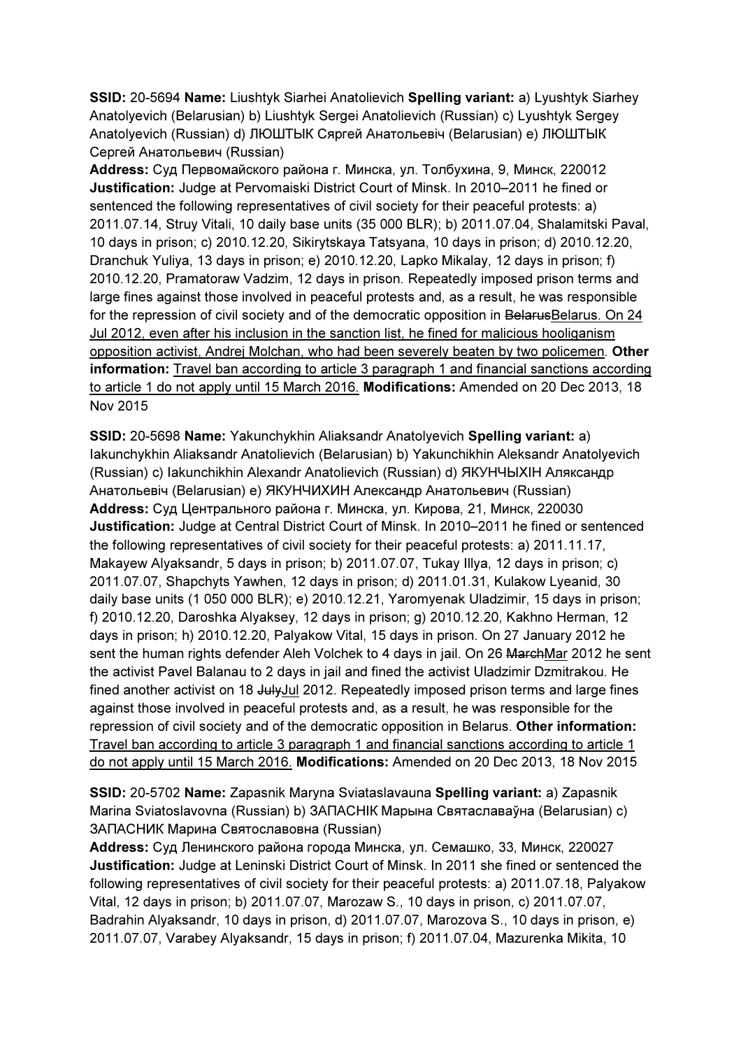**SSID:** 20-5694 **Name:** Liushtyk Siarhei Anatolievich **Spelling variant:** a) Lyushtyk Siarhey Anatolyevich (Belarusian) b) Liushtyk Sergei Anatolievich (Russian) c) Lyushtyk Sergey Anatolyevich (Russian) d) ЛЮШТЫК Сяргей Анатольевіч (Belarusian) e) ЛЮШТЫК Сергей Анатольевич (Russian)
**Address:** Суд Первомайского района г. Минска, ул. Толбухина, 9, Минск, 220012
**Justification:** Judge at Pervomaiski District Court of Minsk. In 2010–2011 he fined or sentenced the following representatives of civil society for their peaceful protests: a) 2011.07.14, Struy Vitali, 10 daily base units (35 000 BLR); b) 2011.07.04, Shalamitski Paval, 10 days in prison; c) 2010.12.20, Sikirytskaya Tatsyana, 10 days in prison; d) 2010.12.20, Dranchuk Yuliya, 13 days in prison; e) 2010.12.20, Lapko Mikalay, 12 days in prison; f) 2010.12.20, Pramatoraw Vadzim, 12 days in prison. Repeatedly imposed prison terms and large fines against those involved in peaceful protests and, as a result, he was responsible for the repression of civil society and of the democratic opposition in ~~Belarus~~Belarus. On 24 Jul 2012, even after his inclusion in the sanction list, he fined for malicious hooliganism opposition activist, Andrej Molchan, who had been severely beaten by two policemen. **Other information:** Travel ban according to article 3 paragraph 1 and financial sanctions according to article 1 do not apply until 15 March 2016. **Modifications:** Amended on 20 Dec 2013, 18 Nov 2015

**SSID:** 20-5698 **Name:** Yakunchykhin Aliaksandr Anatolyevich **Spelling variant:** a) Iakunchykhin Aliaksandr Anatolievich (Belarusian) b) Yakunchikhin Aleksandr Anatolyevich (Russian) c) Iakunchikhin Alexandr Anatolievich (Russian) d) ЯКУНЧЫХІН Аляксандр Анатольевіч (Belarusian) e) ЯКУНЧИХИН Александр Анатольевич (Russian)
**Address:** Суд Центрального района г. Минска, ул. Кирова, 21, Минск, 220030
**Justification:** Judge at Central District Court of Minsk. In 2010–2011 he fined or sentenced the following representatives of civil society for their peaceful protests: a) 2011.11.17, Makayew Alyaksandr, 5 days in prison; b) 2011.07.07, Tukay Illya, 12 days in prison; c) 2011.07.07, Shapchyts Yawhen, 12 days in prison; d) 2011.01.31, Kulakow Lyeanid, 30 daily base units (1 050 000 BLR); e) 2010.12.21, Yaromyenak Uladzimir, 15 days in prison; f) 2010.12.20, Daroshka Alyaksey, 12 days in prison; g) 2010.12.20, Kakhno Herman, 12 days in prison; h) 2010.12.20, Palyakow Vital, 15 days in prison. On 27 January 2012 he sent the human rights defender Aleh Volchek to 4 days in jail. On 26 ~~March~~Mar 2012 he sent the activist Pavel Balanau to 2 days in jail and fined the activist Uladzimir Dzmitrakou. He fined another activist on 18 ~~July~~Jul 2012. Repeatedly imposed prison terms and large fines against those involved in peaceful protests and, as a result, he was responsible for the repression of civil society and of the democratic opposition in Belarus. **Other information:** Travel ban according to article 3 paragraph 1 and financial sanctions according to article 1 do not apply until 15 March 2016. **Modifications:** Amended on 20 Dec 2013, 18 Nov 2015

**SSID:** 20-5702 **Name:** Zapasnik Maryna Sviataslavauna **Spelling variant:** a) Zapasnik Marina Sviatoslavovna (Russian) b) ЗАПАСНІК Марына Святаславаўна (Belarusian) c) ЗАПАСНИК Марина Святославовна (Russian)
**Address:** Суд Ленинского района города Минска, ул. Семашко, 33, Минск, 220027
**Justification:** Judge at Leninski District Court of Minsk. In 2011 she fined or sentenced the following representatives of civil society for their peaceful protests: a) 2011.07.18, Palyakow Vital, 12 days in prison; b) 2011.07.07, Marozaw S., 10 days in prison, c) 2011.07.07, Badrahin Alyaksandr, 10 days in prison, d) 2011.07.07, Marozova S., 10 days in prison, e) 2011.07.07, Varabey Alyaksandr, 15 days in prison; f) 2011.07.04, Mazurenka Mikita, 10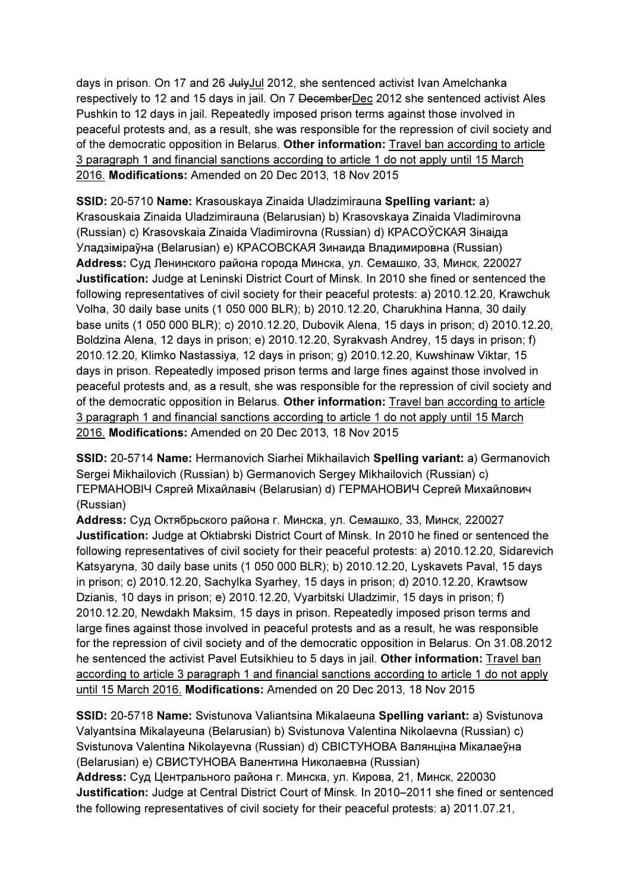days in prison. On 17 and 26 ~~July~~Jul 2012, she sentenced activist Ivan Amelchanka respectively to 12 and 15 days in jail. On 7 ~~December~~Dec 2012 she sentenced activist Ales Pushkin to 12 days in jail. Repeatedly imposed prison terms against those involved in peaceful protests and, as a result, she was responsible for the repression of civil society and of the democratic opposition in Belarus. **Other information:** Travel ban according to article 3 paragraph 1 and financial sanctions according to article 1 do not apply until 15 March 2016. **Modifications:** Amended on 20 Dec 2013, 18 Nov 2015

**SSID:** 20-5710 **Name:** Krasouskaya Zinaida Uladzimirauna **Spelling variant:** a) Krasouskaia Zinaida Uladzimirauna (Belarusian) b) Krasovskaya Zinaida Vladimirovna (Russian) c) Krasovskaia Zinaida Vladimirovna (Russian) d) КРАСОЎСКАЯ Зінаіда Уладзіміраўна (Belarusian) e) КРАСОВСКАЯ Зинаида Владимировна (Russian) **Address:** Суд Ленинского района города Минска, ул. Семашко, 33, Минск, 220027 **Justification:** Judge at Leninski District Court of Minsk. In 2010 she fined or sentenced the following representatives of civil society for their peaceful protests: a) 2010.12.20, Krawchuk Volha, 30 daily base units (1 050 000 BLR); b) 2010.12.20, Charukhina Hanna, 30 daily base units (1 050 000 BLR); c) 2010.12.20, Dubovik Alena, 15 days in prison; d) 2010.12.20, Boldzina Alena, 12 days in prison; e) 2010.12.20, Syrakvash Andrey, 15 days in prison; f) 2010.12.20, Klimko Nastassiya, 12 days in prison; g) 2010.12.20, Kuwshinaw Viktar, 15 days in prison. Repeatedly imposed prison terms and large fines against those involved in peaceful protests and, as a result, she was responsible for the repression of civil society and of the democratic opposition in Belarus. **Other information:** Travel ban according to article 3 paragraph 1 and financial sanctions according to article 1 do not apply until 15 March 2016. **Modifications:** Amended on 20 Dec 2013, 18 Nov 2015

**SSID:** 20-5714 **Name:** Hermanovich Siarhei Mikhailavich **Spelling variant:** a) Germanovich Sergei Mikhailovich (Russian) b) Germanovich Sergey Mikhailovich (Russian) c) ГЕРМАНОВІЧ Сяргей Міхайлавіч (Belarusian) d) ГЕРМАНОВИЧ Сергей Михайлович (Russian)
**Address:** Суд Октябрьского района г. Минска, ул. Семашко, 33, Минск, 220027 **Justification:** Judge at Oktiabrski District Court of Minsk. In 2010 he fined or sentenced the following representatives of civil society for their peaceful protests: a) 2010.12.20, Sidarevich Katsyaryna, 30 daily base units (1 050 000 BLR); b) 2010.12.20, Lyskavets Paval, 15 days in prison; c) 2010.12.20, Sachylka Syarhey, 15 days in prison; d) 2010.12.20, Krawtsow Dzianis, 10 days in prison; e) 2010.12.20, Vyarbitski Uladzimir, 15 days in prison; f) 2010.12.20, Newdakh Maksim, 15 days in prison. Repeatedly imposed prison terms and large fines against those involved in peaceful protests and as a result, he was responsible for the repression of civil society and of the democratic opposition in Belarus. On 31.08.2012 he sentenced the activist Pavel Eutsikhieu to 5 days in jail. **Other information:** Travel ban according to article 3 paragraph 1 and financial sanctions according to article 1 do not apply until 15 March 2016. **Modifications:** Amended on 20 Dec 2013, 18 Nov 2015

**SSID:** 20-5718 **Name:** Svistunova Valiantsina Mikalaeuna **Spelling variant:** a) Svistunova Valyantsina Mikalayeuna (Belarusian) b) Svistunova Valentina Nikolaevna (Russian) c) Svistunova Valentina Nikolayevna (Russian) d) СВІСТУНОВА Валянціна Мікалаеўна (Belarusian) e) СВИСТУНОВА Валентина Николаевна (Russian)
**Address:** Суд Центрального района г. Минска, ул. Кирова, 21, Минск, 220030 **Justification:** Judge at Central District Court of Minsk. In 2010–2011 she fined or sentenced the following representatives of civil society for their peaceful protests: a) 2011.07.21,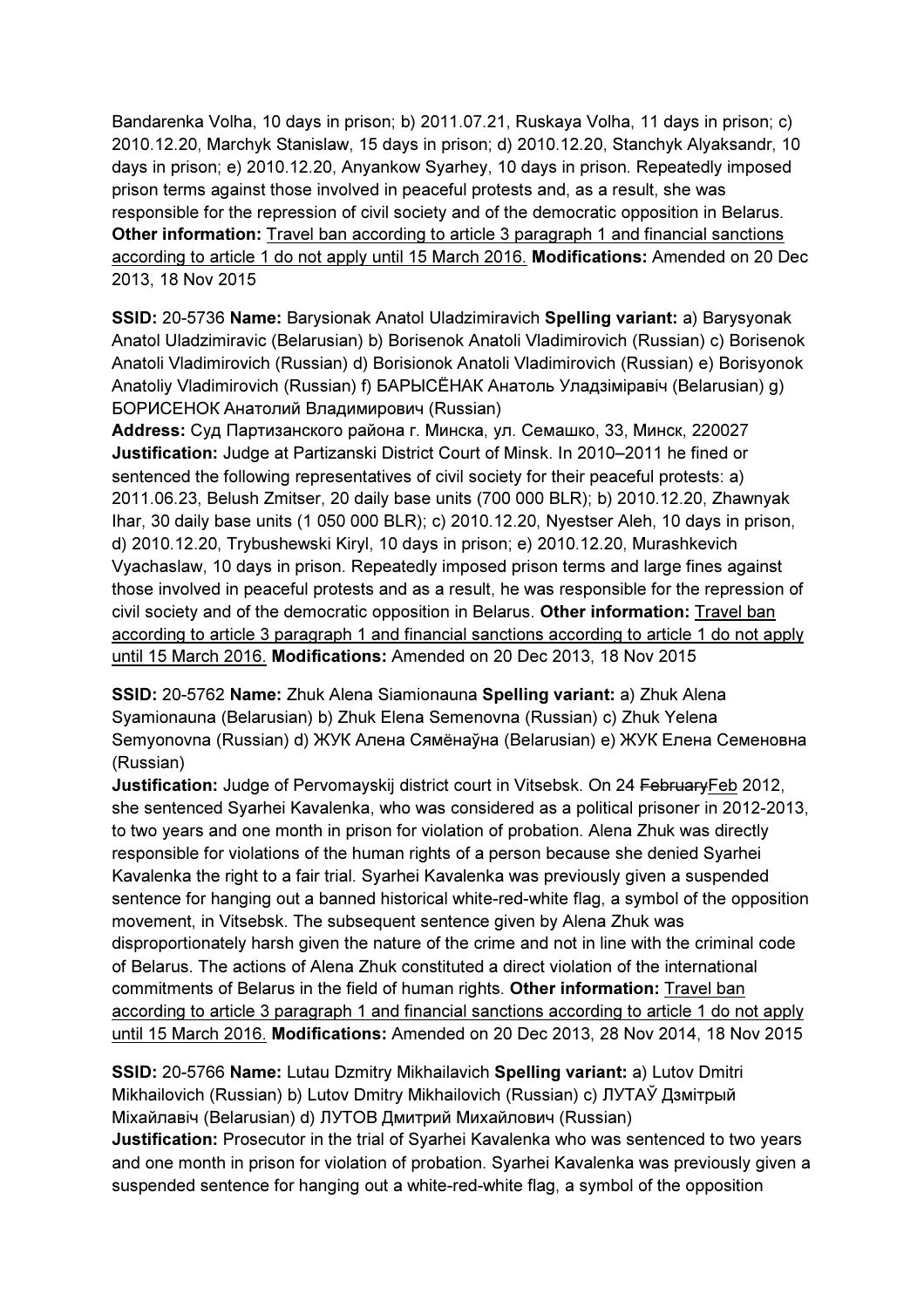Bandarenka Volha, 10 days in prison; b) 2011.07.21, Ruskaya Volha, 11 days in prison; c) 2010.12.20, Marchyk Stanislaw, 15 days in prison; d) 2010.12.20, Stanchyk Alyaksandr, 10 days in prison; e) 2010.12.20, Anyankow Syarhey, 10 days in prison. Repeatedly imposed prison terms against those involved in peaceful protests and, as a result, she was responsible for the repression of civil society and of the democratic opposition in Belarus. **Other information:** Travel ban according to article 3 paragraph 1 and financial sanctions according to article 1 do not apply until 15 March 2016. **Modifications:** Amended on 20 Dec 2013, 18 Nov 2015

**SSID:** 20-5736 **Name:** Barysionak Anatol Uladzimiravich **Spelling variant:** a) Barysyonak Anatol Uladzimiravic (Belarusian) b) Borisenok Anatoli Vladimirovich (Russian) c) Borisenok Anatoli Vladimirovich (Russian) d) Borisionok Anatoli Vladimirovich (Russian) e) Borisyonok Anatoliy Vladimirovich (Russian) f) БАРЫСЁНАК Анатоль Уладзіміравіч (Belarusian) g) БОРИСЕНОК Анатолий Владимирович (Russian)
**Address:** Суд Партизанского района г. Минска, ул. Семашко, 33, Минск, 220027
**Justification:** Judge at Partizanski District Court of Minsk. In 2010–2011 he fined or sentenced the following representatives of civil society for their peaceful protests: a) 2011.06.23, Belush Zmitser, 20 daily base units (700 000 BLR); b) 2010.12.20, Zhawnyak Ihar, 30 daily base units (1 050 000 BLR); c) 2010.12.20, Nyestser Aleh, 10 days in prison, d) 2010.12.20, Trybushewski Kiryl, 10 days in prison; e) 2010.12.20, Murashkevich Vyachaslaw, 10 days in prison. Repeatedly imposed prison terms and large fines against those involved in peaceful protests and as a result, he was responsible for the repression of civil society and of the democratic opposition in Belarus. **Other information:** Travel ban according to article 3 paragraph 1 and financial sanctions according to article 1 do not apply until 15 March 2016. **Modifications:** Amended on 20 Dec 2013, 18 Nov 2015

**SSID:** 20-5762 **Name:** Zhuk Alena Siamionauna **Spelling variant:** a) Zhuk Alena Syamionauna (Belarusian) b) Zhuk Elena Semenovna (Russian) c) Zhuk Yelena Semyonovna (Russian) d) ЖУК Алена Сямёнаўна (Belarusian) e) ЖУК Елена Семеновна (Russian)
**Justification:** Judge of Pervomayskij district court in Vitsebsk. On 24 ~~February~~Feb 2012, she sentenced Syarhei Kavalenka, who was considered as a political prisoner in 2012-2013, to two years and one month in prison for violation of probation. Alena Zhuk was directly responsible for violations of the human rights of a person because she denied Syarhei Kavalenka the right to a fair trial. Syarhei Kavalenka was previously given a suspended sentence for hanging out a banned historical white-red-white flag, a symbol of the opposition movement, in Vitsebsk. The subsequent sentence given by Alena Zhuk was disproportionately harsh given the nature of the crime and not in line with the criminal code of Belarus. The actions of Alena Zhuk constituted a direct violation of the international commitments of Belarus in the field of human rights. **Other information:** Travel ban according to article 3 paragraph 1 and financial sanctions according to article 1 do not apply until 15 March 2016. **Modifications:** Amended on 20 Dec 2013, 28 Nov 2014, 18 Nov 2015

**SSID:** 20-5766 **Name:** Lutau Dzmitry Mikhailavich **Spelling variant:** a) Lutov Dmitri Mikhailovich (Russian) b) Lutov Dmitry Mikhailovich (Russian) c) ЛУТАЎ Дзмітрый Міхайлавіч (Belarusian) d) ЛУТОВ Дмитрий Михайлович (Russian)
**Justification:** Prosecutor in the trial of Syarhei Kavalenka who was sentenced to two years and one month in prison for violation of probation. Syarhei Kavalenka was previously given a suspended sentence for hanging out a white-red-white flag, a symbol of the opposition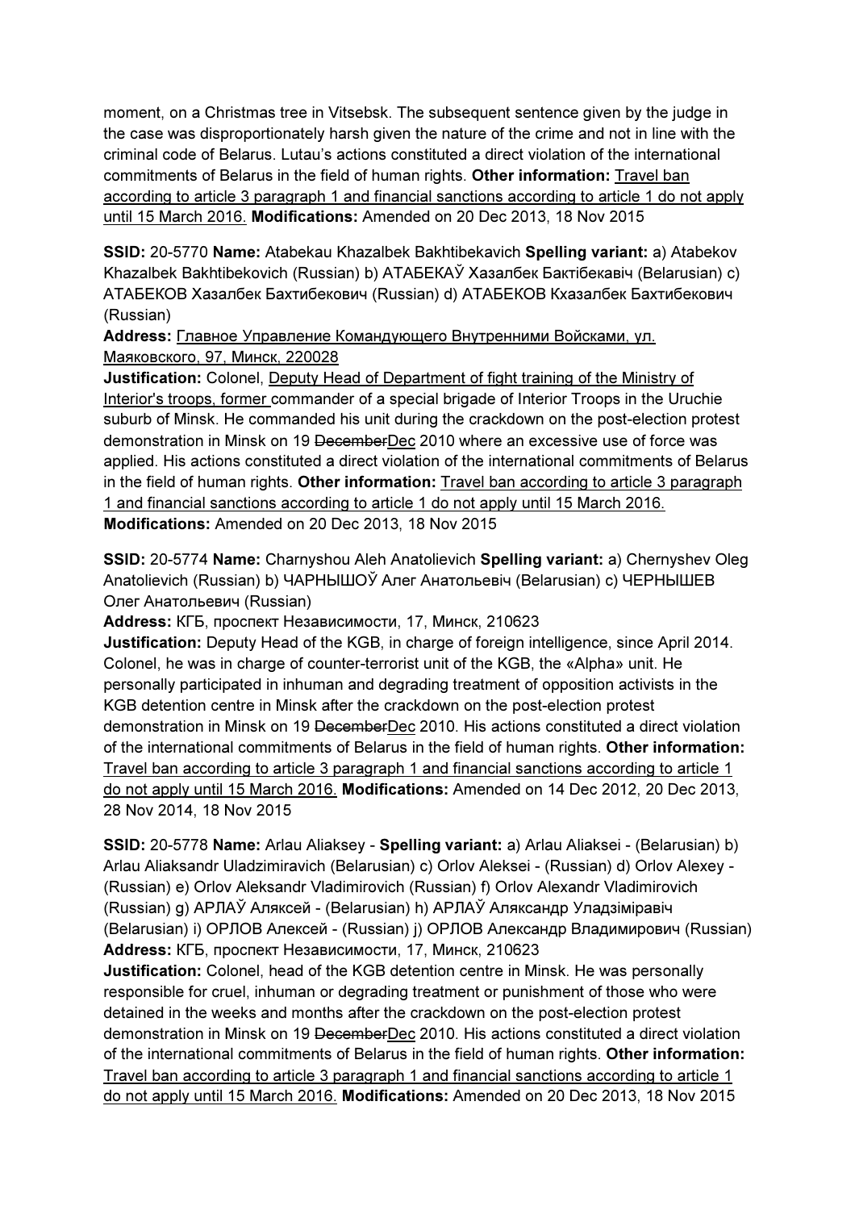moment, on a Christmas tree in Vitsebsk. The subsequent sentence given by the judge in the case was disproportionately harsh given the nature of the crime and not in line with the criminal code of Belarus. Lutau's actions constituted a direct violation of the international commitments of Belarus in the field of human rights. **Other information:** Travel ban according to article 3 paragraph 1 and financial sanctions according to article 1 do not apply until 15 March 2016. **Modifications:** Amended on 20 Dec 2013, 18 Nov 2015

**SSID:** 20-5770 **Name:** Atabekau Khazalbek Bakhtibekavich **Spelling variant:** a) Atabekov Khazalbek Bakhtibekovich (Russian) b) АТАБЕКАЎ Хазалбек Бактібекавіч (Belarusian) c) АТАБЕКОВ Хазалбек Бахтибекович (Russian) d) АТАБЕКОВ Кхазалбек Бахтибекович (Russian)
**Address:** Главное Управление Командующего Внутренними Войсками, ул. Маяковского, 97, Минск, 220028
**Justification:** Colonel, Deputy Head of Department of fight training of the Ministry of Interior's troops, former commander of a special brigade of Interior Troops in the Uruchie suburb of Minsk. He commanded his unit during the crackdown on the post-election protest demonstration in Minsk on 19 ~~December~~Dec 2010 where an excessive use of force was applied. His actions constituted a direct violation of the international commitments of Belarus in the field of human rights. **Other information:** Travel ban according to article 3 paragraph 1 and financial sanctions according to article 1 do not apply until 15 March 2016. **Modifications:** Amended on 20 Dec 2013, 18 Nov 2015

**SSID:** 20-5774 **Name:** Charnyshou Aleh Anatolievich **Spelling variant:** a) Chernyshev Oleg Anatolievich (Russian) b) ЧАРНЫШОЎ Алег Анатольевіч (Belarusian) c) ЧЕРНЫШЕВ Олег Анатольевич (Russian)
**Address:** КГБ, проспект Независимости, 17, Минск, 210623
**Justification:** Deputy Head of the KGB, in charge of foreign intelligence, since April 2014. Colonel, he was in charge of counter-terrorist unit of the KGB, the «Alpha» unit. He personally participated in inhuman and degrading treatment of opposition activists in the KGB detention centre in Minsk after the crackdown on the post-election protest demonstration in Minsk on 19 ~~December~~Dec 2010. His actions constituted a direct violation of the international commitments of Belarus in the field of human rights. **Other information:** Travel ban according to article 3 paragraph 1 and financial sanctions according to article 1 do not apply until 15 March 2016. **Modifications:** Amended on 14 Dec 2012, 20 Dec 2013, 28 Nov 2014, 18 Nov 2015

**SSID:** 20-5778 **Name:** Arlau Aliaksey - **Spelling variant:** a) Arlau Aliaksei - (Belarusian) b) Arlau Aliaksandr Uladzimiravich (Belarusian) c) Orlov Aleksei - (Russian) d) Orlov Alexey - (Russian) e) Orlov Aleksandr Vladimirovich (Russian) f) Orlov Alexandr Vladimirovich (Russian) g) АРЛАЎ Аляксей - (Belarusian) h) АРЛАЎ Аляксандр Уладзіміравіч (Belarusian) i) ОРЛОВ Алексей - (Russian) j) ОРЛОВ Александр Владимирович (Russian)
**Address:** КГБ, проспект Независимости, 17, Минск, 210623
**Justification:** Colonel, head of the KGB detention centre in Minsk. He was personally responsible for cruel, inhuman or degrading treatment or punishment of those who were detained in the weeks and months after the crackdown on the post-election protest demonstration in Minsk on 19 ~~December~~Dec 2010. His actions constituted a direct violation of the international commitments of Belarus in the field of human rights. **Other information:** Travel ban according to article 3 paragraph 1 and financial sanctions according to article 1 do not apply until 15 March 2016. **Modifications:** Amended on 20 Dec 2013, 18 Nov 2015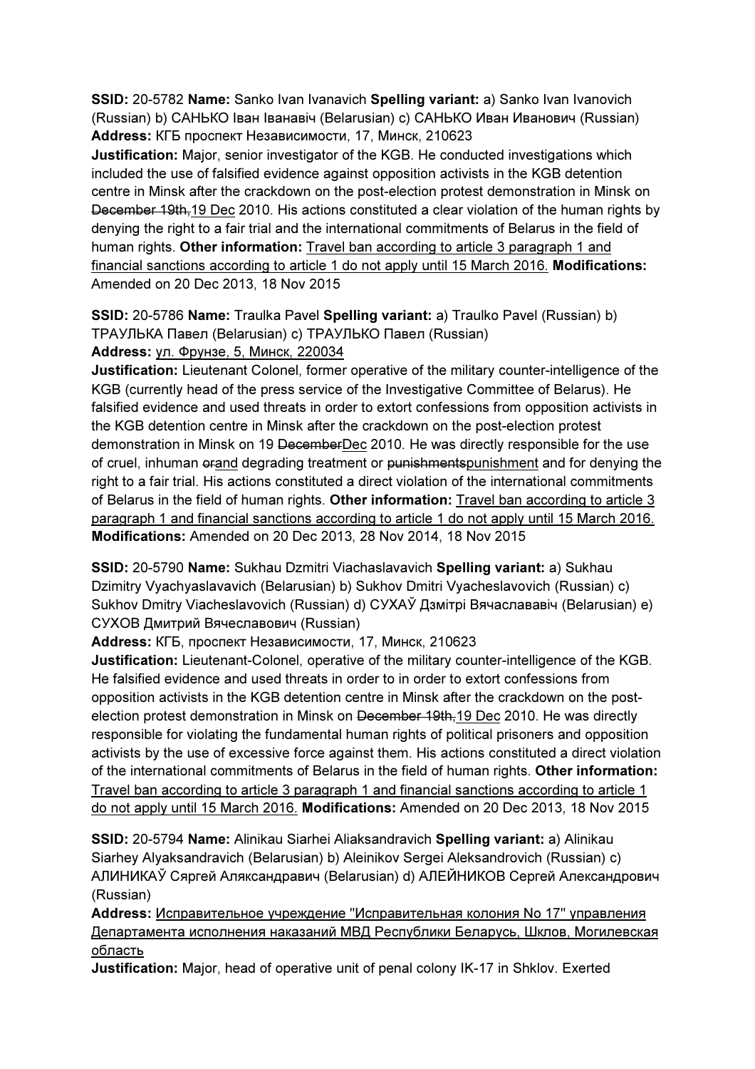**SSID:** 20-5782 **Name:** Sanko Ivan Ivanavich **Spelling variant:** a) Sanko Ivan Ivanovich (Russian) b) САНЬКО Іван Іванавіч (Belarusian) c) САНЬКО Иван Иванович (Russian)
**Address:** КГБ проспект Независимости, 17, Минск, 210623
**Justification:** Major, senior investigator of the KGB. He conducted investigations which included the use of falsified evidence against opposition activists in the KGB detention centre in Minsk after the crackdown on the post-election protest demonstration in Minsk on ~~December 19th,~~19 Dec 2010. His actions constituted a clear violation of the human rights by denying the right to a fair trial and the international commitments of Belarus in the field of human rights. **Other information:** Travel ban according to article 3 paragraph 1 and financial sanctions according to article 1 do not apply until 15 March 2016. **Modifications:** Amended on 20 Dec 2013, 18 Nov 2015

**SSID:** 20-5786 **Name:** Traulka Pavel **Spelling variant:** a) Traulko Pavel (Russian) b) ТРАУЛЬКА Павел (Belarusian) c) ТРАУЛЬКО Павел (Russian)
**Address:** ул. Фрунзе, 5, Минск, 220034
**Justification:** Lieutenant Colonel, former operative of the military counter-intelligence of the KGB (currently head of the press service of the Investigative Committee of Belarus). He falsified evidence and used threats in order to extort confessions from opposition activists in the KGB detention centre in Minsk after the crackdown on the post-election protest demonstration in Minsk on 19 ~~December~~Dec 2010. He was directly responsible for the use of cruel, inhuman ~~or~~and degrading treatment or ~~punishments~~punishment and for denying the right to a fair trial. His actions constituted a direct violation of the international commitments of Belarus in the field of human rights. **Other information:** Travel ban according to article 3 paragraph 1 and financial sanctions according to article 1 do not apply until 15 March 2016. **Modifications:** Amended on 20 Dec 2013, 28 Nov 2014, 18 Nov 2015

**SSID:** 20-5790 **Name:** Sukhau Dzmitri Viachaslavavich **Spelling variant:** a) Sukhau Dzimitry Vyachyaslavavich (Belarusian) b) Sukhov Dmitri Vyacheslavovich (Russian) c) Sukhov Dmitry Viacheslavovich (Russian) d) СУХАЎ Дзмітрі Вячаслававіч (Belarusian) e) СУХОВ Дмитрий Вячеславович (Russian)
**Address:** КГБ, проспект Независимости, 17, Минск, 210623
**Justification:** Lieutenant-Colonel, operative of the military counter-intelligence of the KGB. He falsified evidence and used threats in order to in order to extort confessions from opposition activists in the KGB detention centre in Minsk after the crackdown on the post-election protest demonstration in Minsk on ~~December 19th,~~19 Dec 2010. He was directly responsible for violating the fundamental human rights of political prisoners and opposition activists by the use of excessive force against them. His actions constituted a direct violation of the international commitments of Belarus in the field of human rights. **Other information:** Travel ban according to article 3 paragraph 1 and financial sanctions according to article 1 do not apply until 15 March 2016. **Modifications:** Amended on 20 Dec 2013, 18 Nov 2015

**SSID:** 20-5794 **Name:** Alinikau Siarhei Aliaksandravich **Spelling variant:** a) Alinikau Siarhey Alyaksandravich (Belarusian) b) Aleinikov Sergei Aleksandrovich (Russian) c) АЛИНИКАЎ Сяргей Аляксандравич (Belarusian) d) АЛЕЙНИКОВ Сергей Александрович (Russian)
**Address:** Исправительное учреждение "Исправительная колония No 17" управления Департамента исполнения наказаний МВД Республики Беларусь, Шклов, Могилевская область
**Justification:** Major, head of operative unit of penal colony IK-17 in Shklov. Exerted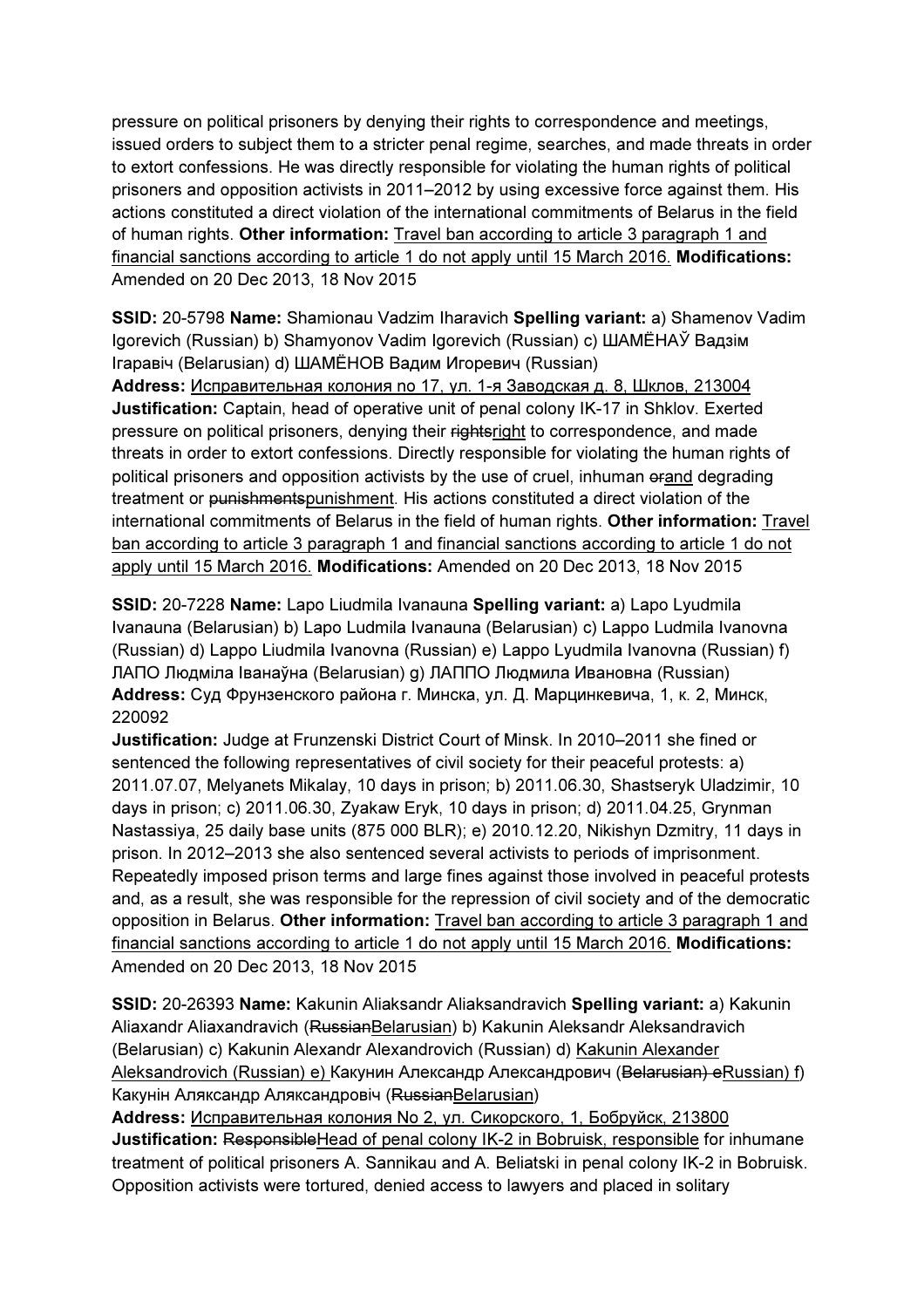pressure on political prisoners by denying their rights to correspondence and meetings, issued orders to subject them to a stricter penal regime, searches, and made threats in order to extort confessions. He was directly responsible for violating the human rights of political prisoners and opposition activists in 2011–2012 by using excessive force against them. His actions constituted a direct violation of the international commitments of Belarus in the field of human rights. **Other information:** Travel ban according to article 3 paragraph 1 and financial sanctions according to article 1 do not apply until 15 March 2016. **Modifications:** Amended on 20 Dec 2013, 18 Nov 2015

**SSID:** 20-5798 **Name:** Shamionau Vadzim Iharavich **Spelling variant:** a) Shamenov Vadim Igorevich (Russian) b) Shamyonov Vadim Igorevich (Russian) c) ШАМЁНАЎ Вадзім Ігаравіч (Belarusian) d) ШАМЁНОВ Вадим Игоревич (Russian)
**Address:** Исправительная колония no 17, ул. 1-я Заводская д. 8, Шклов, 213004
**Justification:** Captain, head of operative unit of penal colony IK-17 in Shklov. Exerted pressure on political prisoners, denying their ~~rights~~right to correspondence, and made threats in order to extort confessions. Directly responsible for violating the human rights of political prisoners and opposition activists by the use of cruel, inhuman ~~or~~and degrading treatment or ~~punishments~~punishment. His actions constituted a direct violation of the international commitments of Belarus in the field of human rights. **Other information:** Travel ban according to article 3 paragraph 1 and financial sanctions according to article 1 do not apply until 15 March 2016. **Modifications:** Amended on 20 Dec 2013, 18 Nov 2015

**SSID:** 20-7228 **Name:** Lapo Liudmila Ivanauna **Spelling variant:** a) Lapo Lyudmila Ivanauna (Belarusian) b) Lapo Ludmila Ivanauna (Belarusian) c) Lappo Ludmila Ivanovna (Russian) d) Lappo Liudmila Ivanovna (Russian) e) Lappo Lyudmila Ivanovna (Russian) f) ЛАПО Людміла Іванаўна (Belarusian) g) ЛАППО Людмила Ивановна (Russian)
**Address:** Суд Фрунзенского района г. Минска, ул. Д. Марцинкевича, 1, к. 2, Минск, 220092
**Justification:** Judge at Frunzenski District Court of Minsk. In 2010–2011 she fined or sentenced the following representatives of civil society for their peaceful protests: a) 2011.07.07, Melyanets Mikalay, 10 days in prison; b) 2011.06.30, Shastseryk Uladzimir, 10 days in prison; c) 2011.06.30, Zyakaw Eryk, 10 days in prison; d) 2011.04.25, Grynman Nastassiya, 25 daily base units (875 000 BLR); e) 2010.12.20, Nikishyn Dzmitry, 11 days in prison. In 2012–2013 she also sentenced several activists to periods of imprisonment. Repeatedly imposed prison terms and large fines against those involved in peaceful protests and, as a result, she was responsible for the repression of civil society and of the democratic opposition in Belarus. **Other information:** Travel ban according to article 3 paragraph 1 and financial sanctions according to article 1 do not apply until 15 March 2016. **Modifications:** Amended on 20 Dec 2013, 18 Nov 2015

**SSID:** 20-26393 **Name:** Kakunin Aliaksandr Aliaksandravich **Spelling variant:** a) Kakunin Aliaxandr Aliaxandravich (~~Russian~~Belarusian) b) Kakunin Aleksandr Aleksandravich (Belarusian) c) Kakunin Alexandr Alexandrovich (Russian) d) Kakunin Alexander Aleksandrovich (Russian) e) Какунин Александр Александрович (~~Belarusian) e~~Russian) f) Какунін Аляксандр Аляксандровіч (~~Russian~~Belarusian)
**Address:** Исправительная колония No 2, ул. Сикорского, 1, Бобруйск, 213800
**Justification:** ~~Responsible~~Head of penal colony IK-2 in Bobruisk, responsible for inhumane treatment of political prisoners A. Sannikau and A. Beliatski in penal colony IK-2 in Bobruisk. Opposition activists were tortured, denied access to lawyers and placed in solitary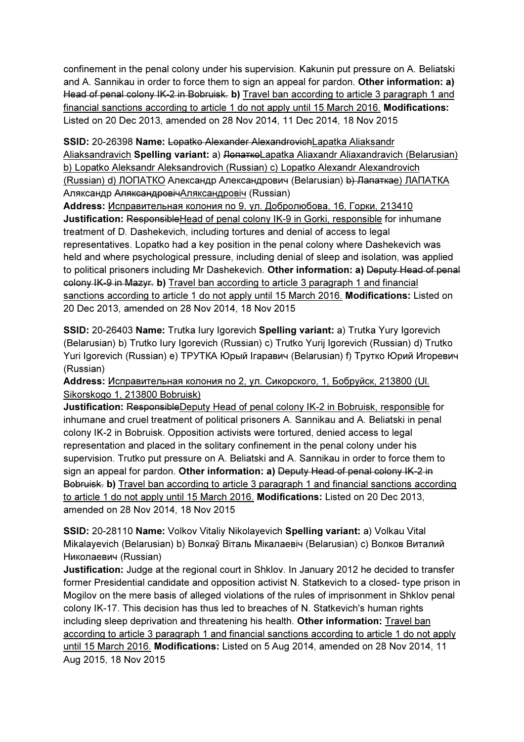confinement in the penal colony under his supervision. Kakunin put pressure on A. Beliatski and A. Sannikau in order to force them to sign an appeal for pardon. **Other information: a)** ~~Head of penal colony IK-2 in Bobruisk.~~ **b)** <u>Travel ban according to article 3 paragraph 1 and financial sanctions according to article 1 do not apply until 15 March 2016.</u> **Modifications:** Listed on 20 Dec 2013, amended on 28 Nov 2014, 11 Dec 2014, 18 Nov 2015

**SSID:** 20-26398 **Name:** ~~Lopatko Alexander Alexandrovich~~<u>Lapatka Aliaksandr Aliaksandravich</u> **Spelling variant:** a) ~~Лопатко~~<u>Lapatka Aliaxandr Aliaxandravich (Belarusian) b) Lopatko Aleksandr Aleksandrovich (Russian) c) Lopatko Alexandr Alexandrovich (Russian) d) ЛОПАТКО</u> Александр Александрович (Belarusian) ~~b) Лапаткa~~<u>e) ЛАПАТКА</u> Аляксандр ~~Аляксандровіч~~<u>Аляксандровіч</u> (Russian)
**Address:** <u>Исправительная колония no 9, ул. Добролюбова, 16, Горки, 213410</u>
**Justification:** ~~Responsible~~<u>Head of penal colony IK-9 in Gorki, responsible</u> for inhumane treatment of D. Dashekevich, including tortures and denial of access to legal representatives. Lopatko had a key position in the penal colony where Dashekevich was held and where psychological pressure, including denial of sleep and isolation, was applied to political prisoners including Mr Dashekevich. **Other information: a)** ~~Deputy Head of penal colony IK-9 in Mazyr.~~ **b)** <u>Travel ban according to article 3 paragraph 1 and financial sanctions according to article 1 do not apply until 15 March 2016.</u> **Modifications:** Listed on 20 Dec 2013, amended on 28 Nov 2014, 18 Nov 2015

**SSID:** 20-26403 **Name:** Trutka Iury Igorevich **Spelling variant:** a) Trutka Yury Igorevich (Belarusian) b) Trutko Iury Igorevich (Russian) c) Trutko Yurij Igorevich (Russian) d) Trutko Yuri Igorevich (Russian) e) ТРУТКА Юрый Ігаравич (Belarusian) f) Трутко Юрий Игоревич (Russian)
**Address:** <u>Исправительная колония no 2, ул. Сикорского, 1, Бобруйск, 213800 (Ul. Sikorskogo 1, 213800 Bobruisk)</u>
**Justification:** ~~Responsible~~<u>Deputy Head of penal colony IK-2 in Bobruisk, responsible</u> for inhumane and cruel treatment of political prisoners A. Sannikau and A. Beliatski in penal colony IK-2 in Bobruisk. Opposition activists were tortured, denied access to legal representation and placed in the solitary confinement in the penal colony under his supervision. Trutko put pressure on A. Beliatski and A. Sannikau in order to force them to sign an appeal for pardon. **Other information: a)** ~~Deputy Head of penal colony IK-2 in Bobruisk.~~ **b)** <u>Travel ban according to article 3 paragraph 1 and financial sanctions according to article 1 do not apply until 15 March 2016.</u> **Modifications:** Listed on 20 Dec 2013, amended on 28 Nov 2014, 18 Nov 2015

**SSID:** 20-28110 **Name:** Volkov Vitaliy Nikolayevich **Spelling variant:** a) Volkau Vital Mikalayevich (Belarusian) b) Волкаў Віталь Мікалаевіч (Belarusian) c) Волков Виталий Николаевич (Russian)
**Justification:** Judge at the regional court in Shklov. In January 2012 he decided to transfer former Presidential candidate and opposition activist N. Statkevich to a closed- type prison in Mogilov on the mere basis of alleged violations of the rules of imprisonment in Shklov penal colony IK-17. This decision has thus led to breaches of N. Statkevich's human rights including sleep deprivation and threatening his health. **Other information:** <u>Travel ban according to article 3 paragraph 1 and financial sanctions according to article 1 do not apply until 15 March 2016.</u> **Modifications:** Listed on 5 Aug 2014, amended on 28 Nov 2014, 11 Aug 2015, 18 Nov 2015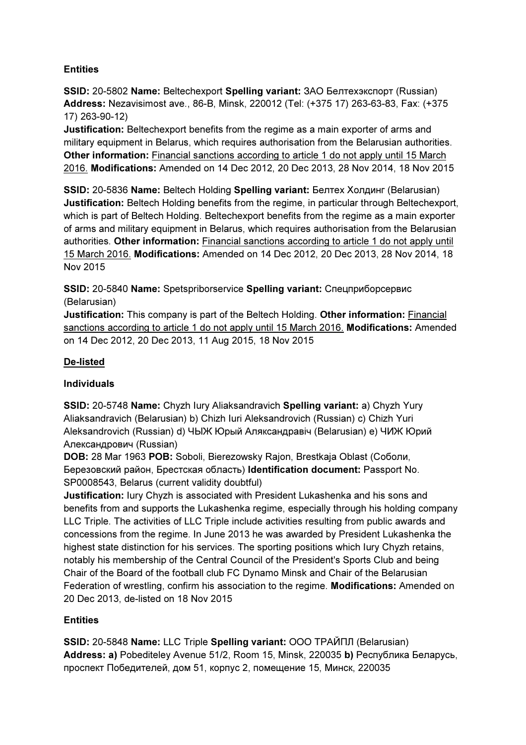**Entities**

**SSID:** 20-5802 **Name:** Beltechexport **Spelling variant:** ЗАО Белтехэкспорт (Russian) **Address:** Nezavisimost ave., 86-B, Minsk, 220012 (Tel: (+375 17) 263-63-83, Fax: (+375 17) 263-90-12)
**Justification:** Beltechexport benefits from the regime as a main exporter of arms and military equipment in Belarus, which requires authorisation from the Belarusian authorities. **Other information:** <u>Financial sanctions according to article 1 do not apply until 15 March 2016.</u> **Modifications:** Amended on 14 Dec 2012, 20 Dec 2013, 28 Nov 2014, 18 Nov 2015

**SSID:** 20-5836 **Name:** Beltech Holding **Spelling variant:** Белтех Холдинг (Belarusian)
**Justification:** Beltech Holding benefits from the regime, in particular through Beltechexport, which is part of Beltech Holding. Beltechexport benefits from the regime as a main exporter of arms and military equipment in Belarus, which requires authorisation from the Belarusian authorities. **Other information:** <u>Financial sanctions according to article 1 do not apply until 15 March 2016.</u> **Modifications:** Amended on 14 Dec 2012, 20 Dec 2013, 28 Nov 2014, 18 Nov 2015

**SSID:** 20-5840 **Name:** Spetspriborservice **Spelling variant:** Спецприборсервис (Belarusian)
**Justification:** This company is part of the Beltech Holding. **Other information:** <u>Financial sanctions according to article 1 do not apply until 15 March 2016.</u> **Modifications:** Amended on 14 Dec 2012, 20 Dec 2013, 11 Aug 2015, 18 Nov 2015

**<u>De-listed</u>**

**Individuals**

**SSID:** 20-5748 **Name:** Chyzh Iury Aliaksandravich **Spelling variant:** a) Chyzh Yury Aliaksandravich (Belarusian) b) Chizh Iuri Aleksandrovich (Russian) c) Chizh Yuri Aleksandrovich (Russian) d) ЧЫЖ Юрый Аляксандравіч (Belarusian) e) ЧИЖ Юрий Александрович (Russian)
**DOB:** 28 Mar 1963 **POB:** Soboli, Bierezowsky Rajon, Brestkaja Oblast (Соболи, Березовский район, Брестская область) **Identification document:** Passport No. SP0008543, Belarus (current validity doubtful)
**Justification:** Iury Chyzh is associated with President Lukashenka and his sons and benefits from and supports the Lukashenka regime, especially through his holding company LLC Triple. The activities of LLC Triple include activities resulting from public awards and concessions from the regime. In June 2013 he was awarded by President Lukashenka the highest state distinction for his services. The sporting positions which Iury Chyzh retains, notably his membership of the Central Council of the President's Sports Club and being Chair of the Board of the football club FC Dynamo Minsk and Chair of the Belarusian Federation of wrestling, confirm his association to the regime. **Modifications:** Amended on 20 Dec 2013, de-listed on 18 Nov 2015

**Entities**

**SSID:** 20-5848 **Name:** LLC Triple **Spelling variant:** ООО ТРАЙПЛ (Belarusian)
**Address:** **a)** Pobediteley Avenue 51/2, Room 15, Minsk, 220035 **b)** Республика Беларусь, проспект Победителей, дом 51, корпус 2, помещение 15, Минск, 220035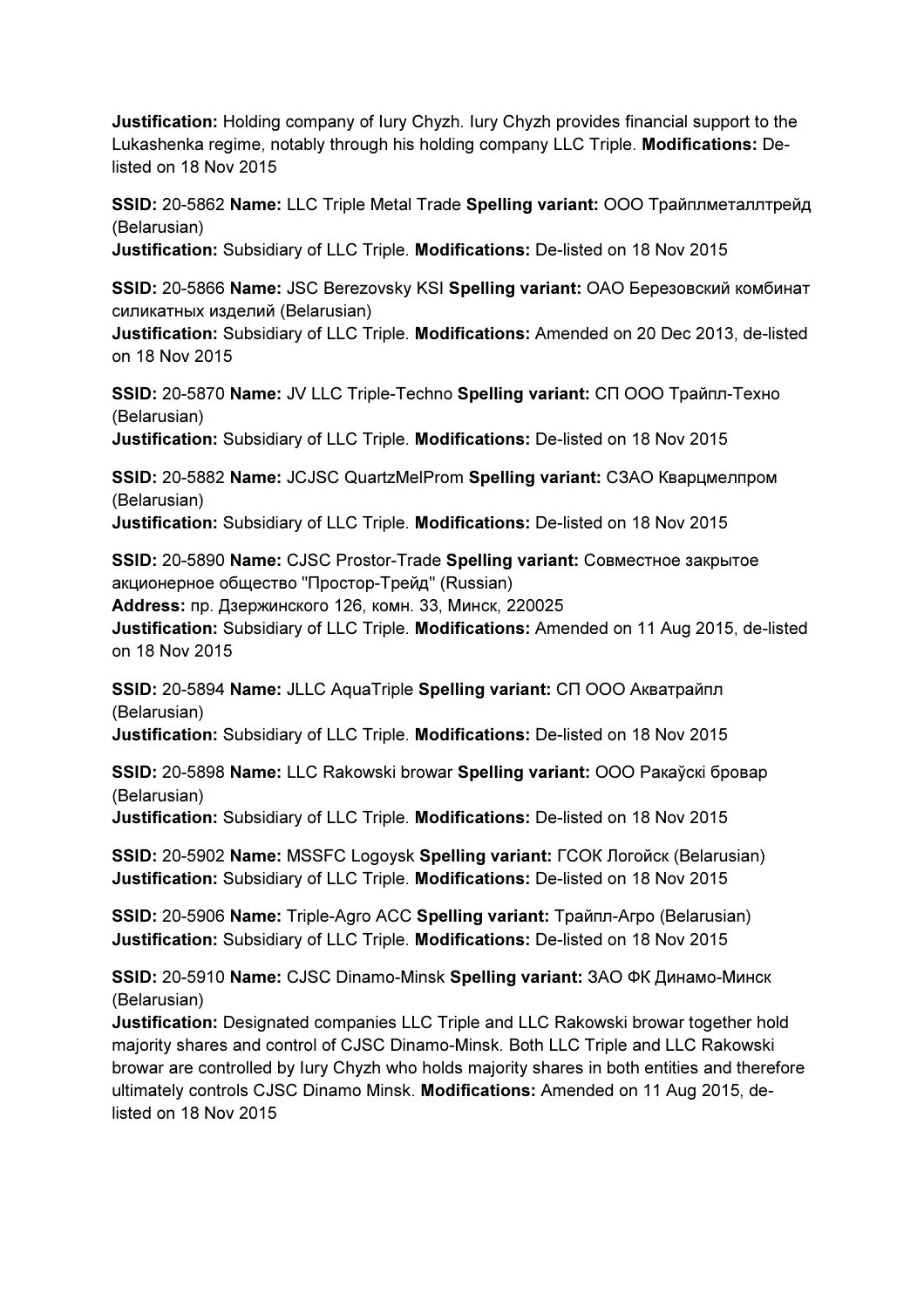**Justification:** Holding company of Iury Chyzh. Iury Chyzh provides financial support to the Lukashenka regime, notably through his holding company LLC Triple. **Modifications:** De-listed on 18 Nov 2015

**SSID:** 20-5862 **Name:** LLC Triple Metal Trade **Spelling variant:** ООО Трайплметаллтрейд (Belarusian)
**Justification:** Subsidiary of LLC Triple. **Modifications:** De-listed on 18 Nov 2015

**SSID:** 20-5866 **Name:** JSC Berezovsky KSI **Spelling variant:** ОАО Березовский комбинат силикатных изделий (Belarusian)
**Justification:** Subsidiary of LLC Triple. **Modifications:** Amended on 20 Dec 2013, de-listed on 18 Nov 2015

**SSID:** 20-5870 **Name:** JV LLC Triple-Techno **Spelling variant:** СП ООО Трайпл-Техно (Belarusian)
**Justification:** Subsidiary of LLC Triple. **Modifications:** De-listed on 18 Nov 2015

**SSID:** 20-5882 **Name:** JCJSC QuartzMelProm **Spelling variant:** СЗАО Кварцмелпром (Belarusian)
**Justification:** Subsidiary of LLC Triple. **Modifications:** De-listed on 18 Nov 2015

**SSID:** 20-5890 **Name:** CJSC Prostor-Trade **Spelling variant:** Совместное закрытое акционерное общество "Простор-Трейд" (Russian)
**Address:** пр. Дзержинского 126, комн. 33, Минск, 220025
**Justification:** Subsidiary of LLC Triple. **Modifications:** Amended on 11 Aug 2015, de-listed on 18 Nov 2015

**SSID:** 20-5894 **Name:** JLLC AquaTriple **Spelling variant:** СП ООО Акватрайпл (Belarusian)
**Justification:** Subsidiary of LLC Triple. **Modifications:** De-listed on 18 Nov 2015

**SSID:** 20-5898 **Name:** LLC Rakowski browar **Spelling variant:** ООО Ракаўскі бровар (Belarusian)
**Justification:** Subsidiary of LLC Triple. **Modifications:** De-listed on 18 Nov 2015

**SSID:** 20-5902 **Name:** MSSFC Logoysk **Spelling variant:** ГСОК Логойск (Belarusian)
**Justification:** Subsidiary of LLC Triple. **Modifications:** De-listed on 18 Nov 2015

**SSID:** 20-5906 **Name:** Triple-Agro ACC **Spelling variant:** Трайпл-Агро (Belarusian)
**Justification:** Subsidiary of LLC Triple. **Modifications:** De-listed on 18 Nov 2015

**SSID:** 20-5910 **Name:** CJSC Dinamo-Minsk **Spelling variant:** ЗАО ФК Динамо-Минск (Belarusian)
**Justification:** Designated companies LLC Triple and LLC Rakowski browar together hold majority shares and control of CJSC Dinamo-Minsk. Both LLC Triple and LLC Rakowski browar are controlled by Iury Chyzh who holds majority shares in both entities and therefore ultimately controls CJSC Dinamo Minsk. **Modifications:** Amended on 11 Aug 2015, de-listed on 18 Nov 2015